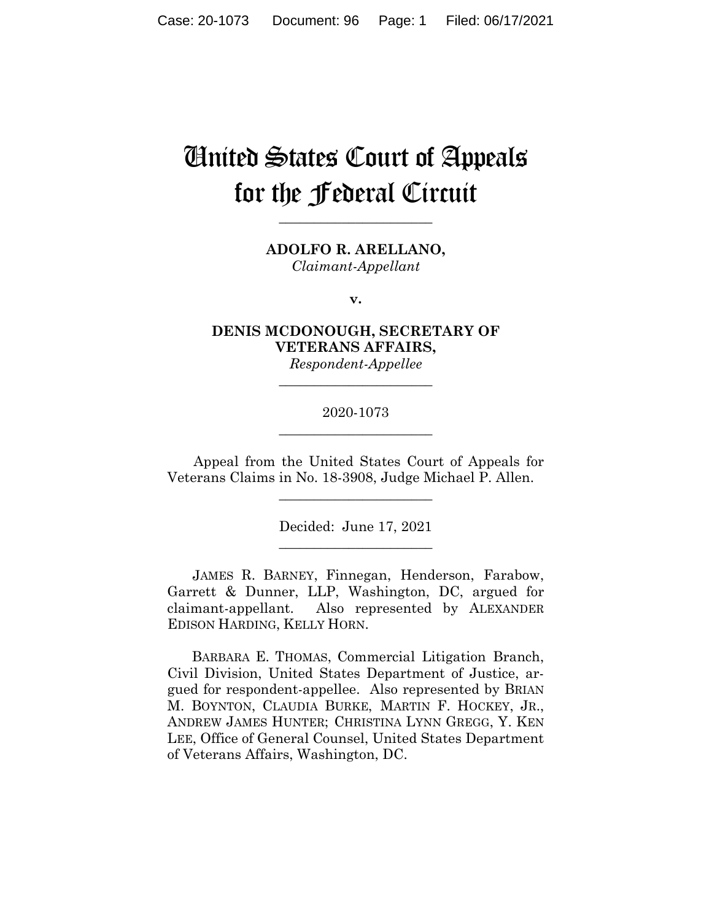# United States Court of Appeals for the Federal Circuit

---

**ADOLFO R. ARELLANO,**
*Claimant-Appellant*

**v.**

**DENIS MCDONOUGH, SECRETARY OF VETERANS AFFAIRS,**
*Respondent-Appellee*

---

2020-1073

---

Appeal from the United States Court of Appeals for Veterans Claims in No. 18-3908, Judge Michael P. Allen.

---

Decided: June 17, 2021

---

JAMES R. BARNEY, Finnegan, Henderson, Farabow, Garrett & Dunner, LLP, Washington, DC, argued for claimant-appellant. Also represented by ALEXANDER EDISON HARDING, KELLY HORN.

BARBARA E. THOMAS, Commercial Litigation Branch, Civil Division, United States Department of Justice, argued for respondent-appellee. Also represented by BRIAN M. BOYNTON, CLAUDIA BURKE, MARTIN F. HOCKEY, JR., ANDREW JAMES HUNTER; CHRISTINA LYNN GREGG, Y. KEN LEE, Office of General Counsel, United States Department of Veterans Affairs, Washington, DC.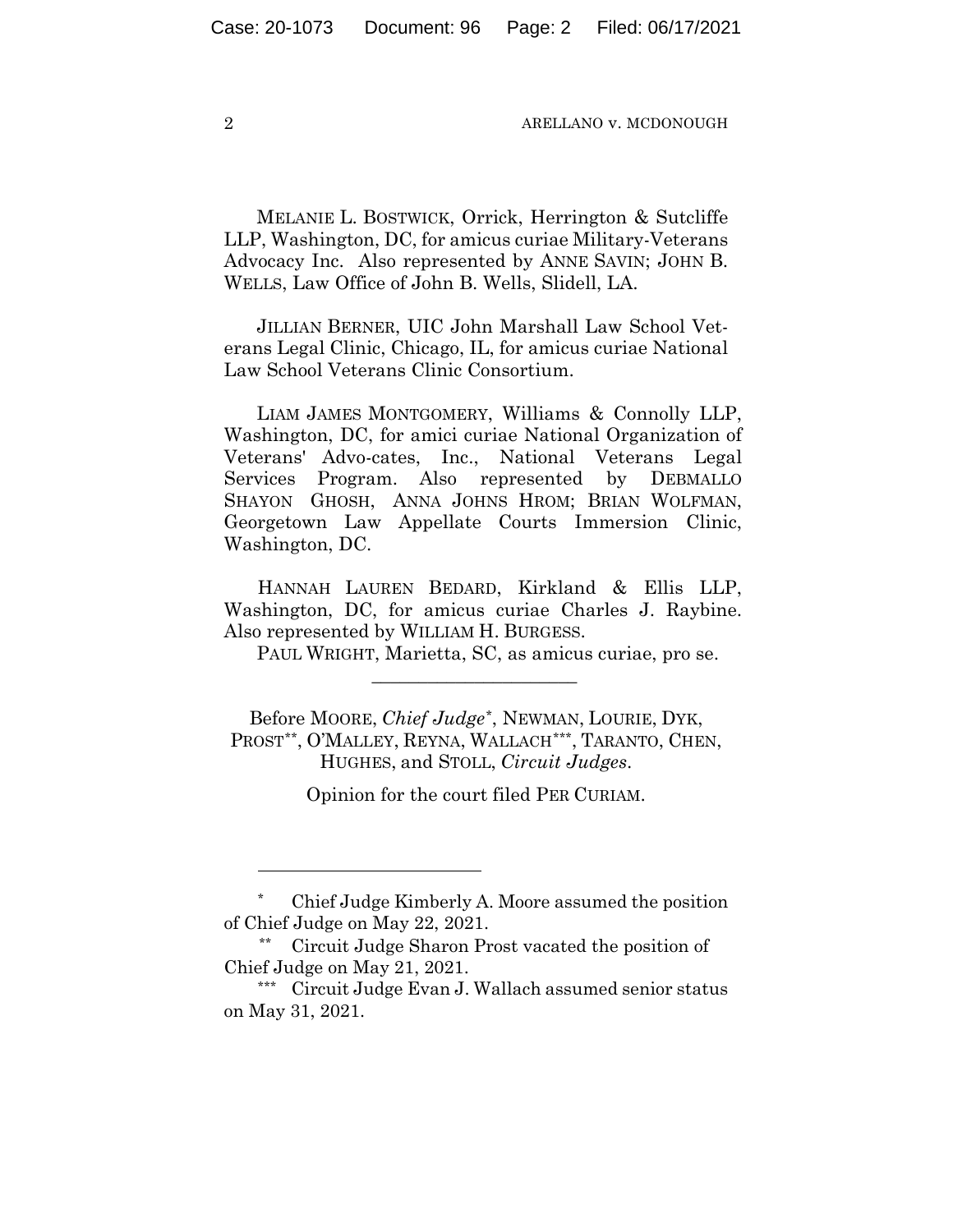MELANIE L. BOSTWICK, Orrick, Herrington & Sutcliffe LLP, Washington, DC, for amicus curiae Military-Veterans Advocacy Inc. Also represented by ANNE SAVIN; JOHN B. WELLS, Law Office of John B. Wells, Slidell, LA.

JILLIAN BERNER, UIC John Marshall Law School Veterans Legal Clinic, Chicago, IL, for amicus curiae National Law School Veterans Clinic Consortium.

LIAM JAMES MONTGOMERY, Williams & Connolly LLP, Washington, DC, for amici curiae National Organization of Veterans' Advo-cates, Inc., National Veterans Legal Services Program. Also represented by DEBMALLO SHAYON GHOSH, ANNA JOHNS HROM; BRIAN WOLFMAN, Georgetown Law Appellate Courts Immersion Clinic, Washington, DC.

HANNAH LAUREN BEDARD, Kirkland & Ellis LLP, Washington, DC, for amicus curiae Charles J. Raybine. Also represented by WILLIAM H. BURGESS.

PAUL WRIGHT, Marietta, SC, as amicus curiae, pro se.

---

Before MOORE, *Chief Judge*[*], NEWMAN, LOURIE, DYK, PROST[**], O'MALLEY, REYNA, WALLACH[***], TARANTO, CHEN, HUGHES, and STOLL, *Circuit Judges*.

Opinion for the court filed PER CURIAM.

---

[*] Chief Judge Kimberly A. Moore assumed the position of Chief Judge on May 22, 2021.

[**] Circuit Judge Sharon Prost vacated the position of Chief Judge on May 21, 2021.

[***] Circuit Judge Evan J. Wallach assumed senior status on May 31, 2021.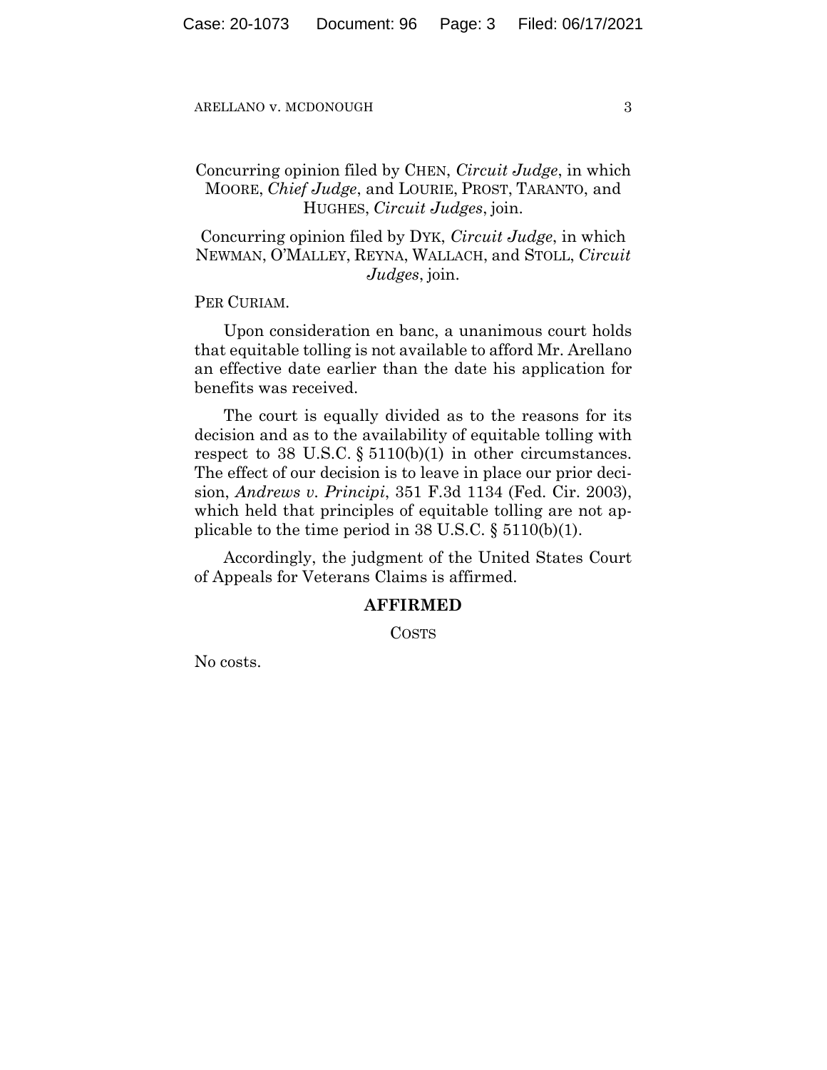Concurring opinion filed by CHEN, *Circuit Judge*, in which MOORE, *Chief Judge*, and LOURIE, PROST, TARANTO, and HUGHES, *Circuit Judges*, join.

Concurring opinion filed by DYK, *Circuit Judge*, in which NEWMAN, O'MALLEY, REYNA, WALLACH, and STOLL, *Circuit Judges*, join.

PER CURIAM.

Upon consideration en banc, a unanimous court holds that equitable tolling is not available to afford Mr. Arellano an effective date earlier than the date his application for benefits was received.

The court is equally divided as to the reasons for its decision and as to the availability of equitable tolling with respect to 38 U.S.C. § 5110(b)(1) in other circumstances. The effect of our decision is to leave in place our prior decision, *Andrews v. Principi*, 351 F.3d 1134 (Fed. Cir. 2003), which held that principles of equitable tolling are not applicable to the time period in 38 U.S.C. § 5110(b)(1).

Accordingly, the judgment of the United States Court of Appeals for Veterans Claims is affirmed.

**AFFIRMED**

COSTS

No costs.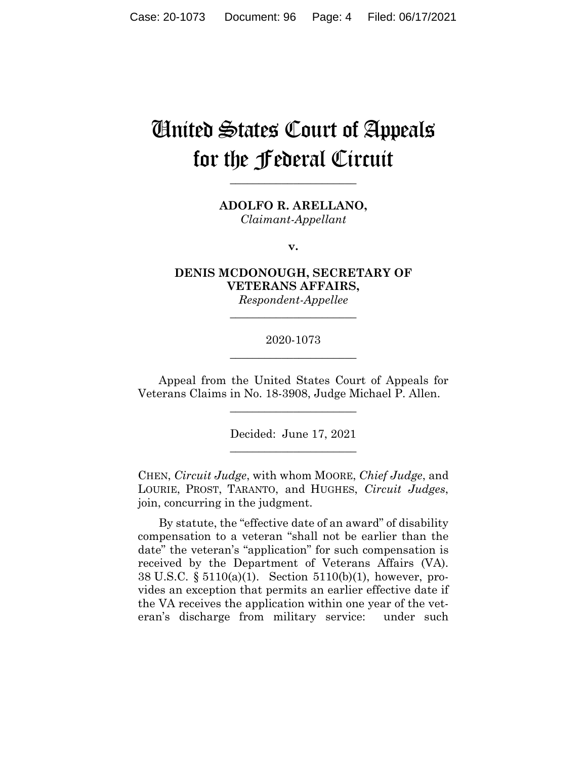# United States Court of Appeals for the Federal Circuit

---

**ADOLFO R. ARELLANO,**
*Claimant-Appellant*

**v.**

**DENIS MCDONOUGH, SECRETARY OF VETERANS AFFAIRS,**
*Respondent-Appellee*

---

2020-1073

---

Appeal from the United States Court of Appeals for Veterans Claims in No. 18-3908, Judge Michael P. Allen.

---

Decided: June 17, 2021

---

CHEN, *Circuit Judge*, with whom MOORE, *Chief Judge*, and LOURIE, PROST, TARANTO, and HUGHES, *Circuit Judges*, join, concurring in the judgment.

By statute, the "effective date of an award" of disability compensation to a veteran "shall not be earlier than the date" the veteran's "application" for such compensation is received by the Department of Veterans Affairs (VA). 38 U.S.C. § 5110(a)(1). Section 5110(b)(1), however, provides an exception that permits an earlier effective date if the VA receives the application within one year of the veteran's discharge from military service: under such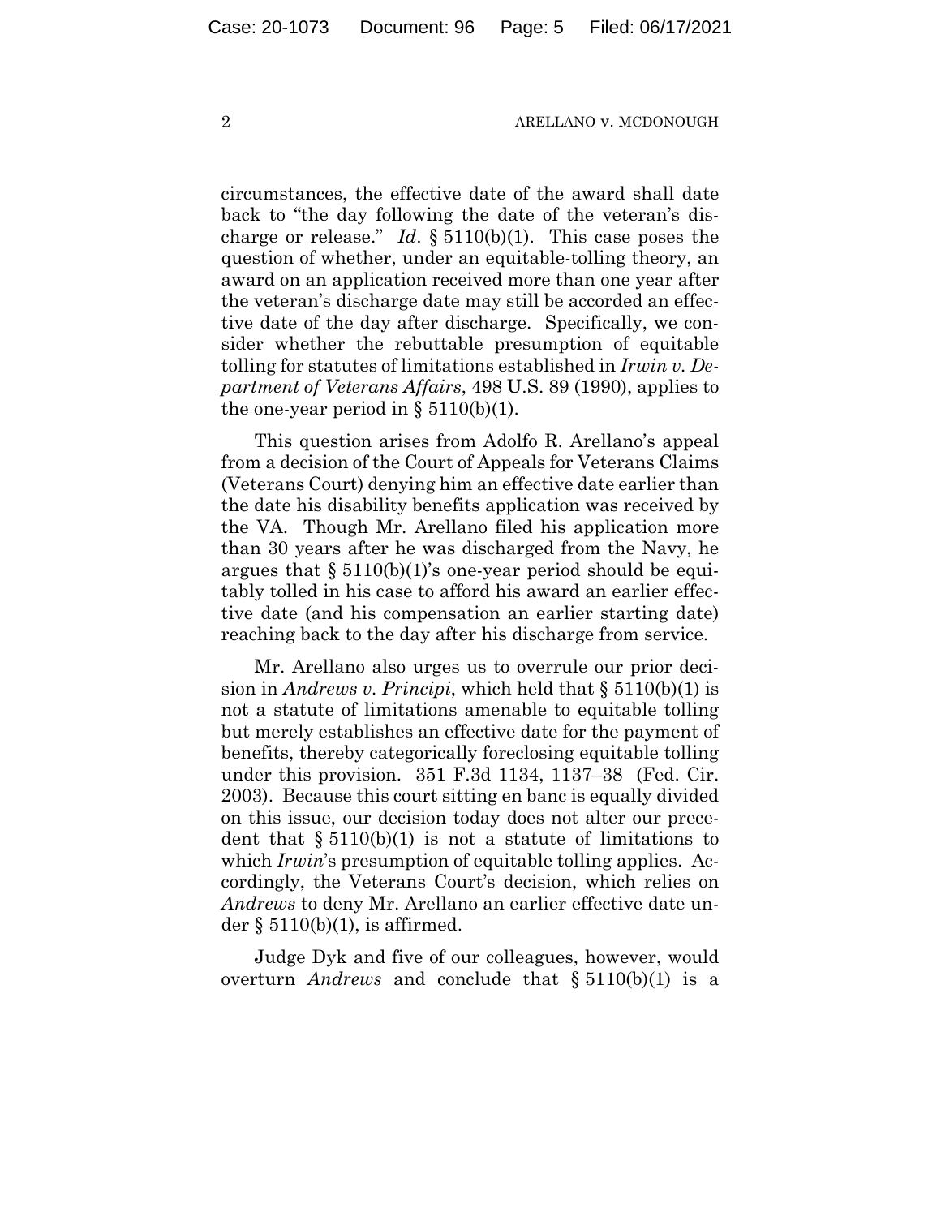circumstances, the effective date of the award shall date back to "the day following the date of the veteran's discharge or release." *Id*. § 5110(b)(1). This case poses the question of whether, under an equitable-tolling theory, an award on an application received more than one year after the veteran's discharge date may still be accorded an effective date of the day after discharge. Specifically, we consider whether the rebuttable presumption of equitable tolling for statutes of limitations established in *Irwin v. Department of Veterans Affairs*, 498 U.S. 89 (1990), applies to the one-year period in § 5110(b)(1).

This question arises from Adolfo R. Arellano's appeal from a decision of the Court of Appeals for Veterans Claims (Veterans Court) denying him an effective date earlier than the date his disability benefits application was received by the VA. Though Mr. Arellano filed his application more than 30 years after he was discharged from the Navy, he argues that § 5110(b)(1)'s one-year period should be equitably tolled in his case to afford his award an earlier effective date (and his compensation an earlier starting date) reaching back to the day after his discharge from service.

Mr. Arellano also urges us to overrule our prior decision in *Andrews v. Principi*, which held that § 5110(b)(1) is not a statute of limitations amenable to equitable tolling but merely establishes an effective date for the payment of benefits, thereby categorically foreclosing equitable tolling under this provision. 351 F.3d 1134, 1137–38 (Fed. Cir. 2003). Because this court sitting en banc is equally divided on this issue, our decision today does not alter our precedent that § 5110(b)(1) is not a statute of limitations to which *Irwin*'s presumption of equitable tolling applies. Accordingly, the Veterans Court's decision, which relies on *Andrews* to deny Mr. Arellano an earlier effective date under § 5110(b)(1), is affirmed.

Judge Dyk and five of our colleagues, however, would overturn *Andrews* and conclude that § 5110(b)(1) is a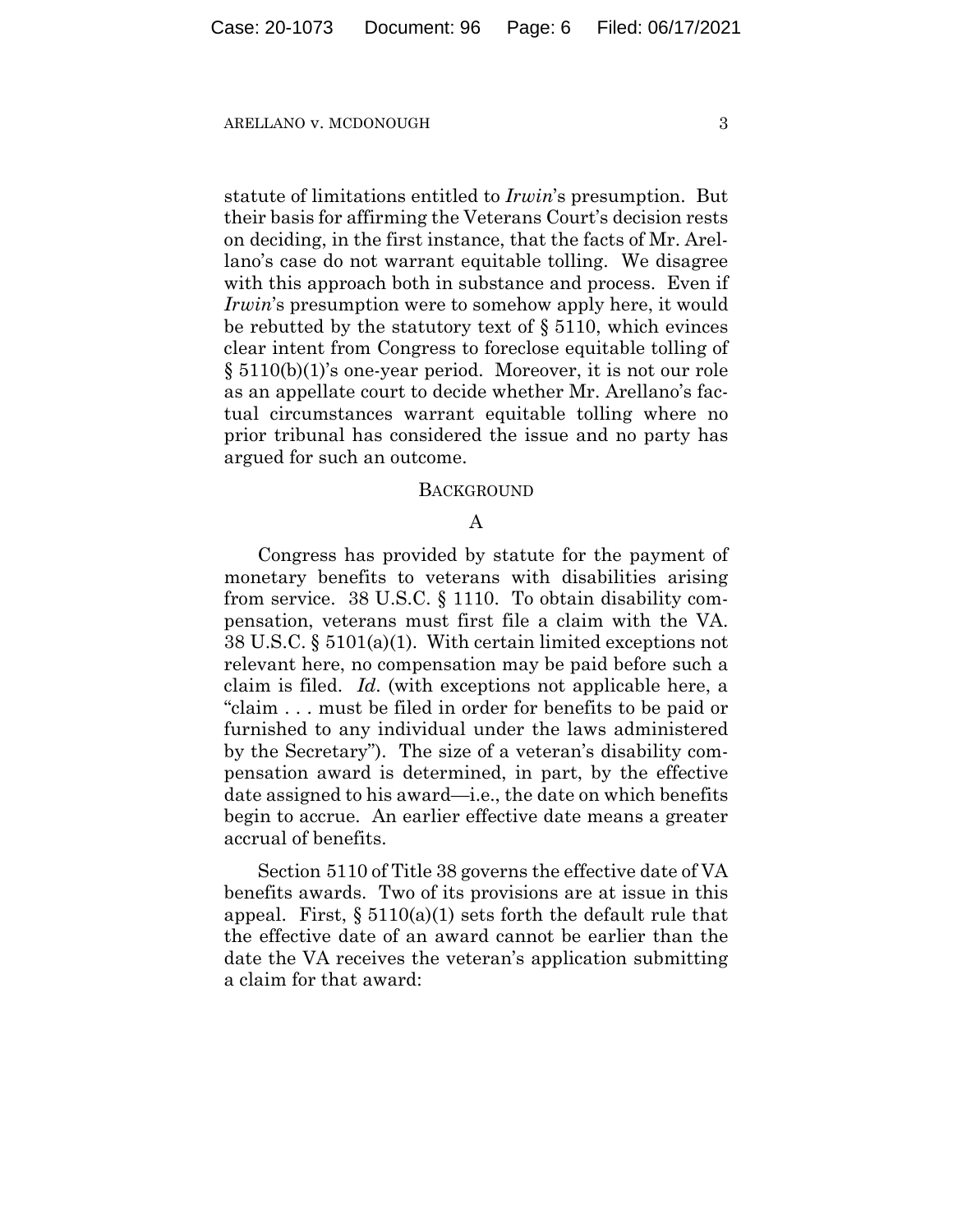statute of limitations entitled to *Irwin*'s presumption. But their basis for affirming the Veterans Court's decision rests on deciding, in the first instance, that the facts of Mr. Arellano's case do not warrant equitable tolling. We disagree with this approach both in substance and process. Even if *Irwin*'s presumption were to somehow apply here, it would be rebutted by the statutory text of § 5110, which evinces clear intent from Congress to foreclose equitable tolling of § 5110(b)(1)'s one-year period. Moreover, it is not our role as an appellate court to decide whether Mr. Arellano's factual circumstances warrant equitable tolling where no prior tribunal has considered the issue and no party has argued for such an outcome.

## BACKGROUND

### A

Congress has provided by statute for the payment of monetary benefits to veterans with disabilities arising from service. 38 U.S.C. § 1110. To obtain disability compensation, veterans must first file a claim with the VA. 38 U.S.C. § 5101(a)(1). With certain limited exceptions not relevant here, no compensation may be paid before such a claim is filed. *Id.* (with exceptions not applicable here, a "claim . . . must be filed in order for benefits to be paid or furnished to any individual under the laws administered by the Secretary"). The size of a veteran's disability compensation award is determined, in part, by the effective date assigned to his award—i.e., the date on which benefits begin to accrue. An earlier effective date means a greater accrual of benefits.

Section 5110 of Title 38 governs the effective date of VA benefits awards. Two of its provisions are at issue in this appeal. First, § 5110(a)(1) sets forth the default rule that the effective date of an award cannot be earlier than the date the VA receives the veteran's application submitting a claim for that award: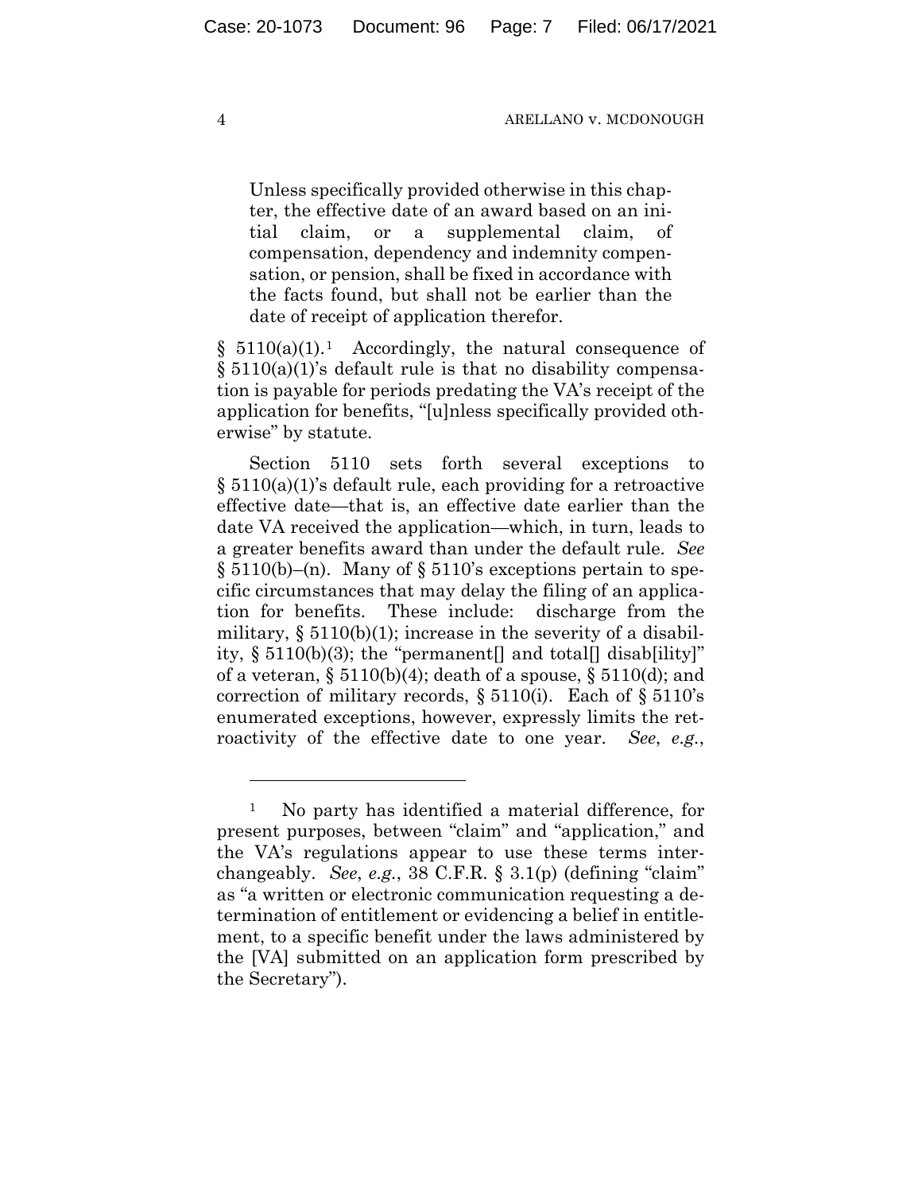> Unless specifically provided otherwise in this chapter, the effective date of an award based on an initial claim, or a supplemental claim, of compensation, dependency and indemnity compensation, or pension, shall be fixed in accordance with the facts found, but shall not be earlier than the date of receipt of application therefor.

§ 5110(a)(1).[1] Accordingly, the natural consequence of § 5110(a)(1)'s default rule is that no disability compensation is payable for periods predating the VA's receipt of the application for benefits, "[u]nless specifically provided otherwise" by statute.

Section 5110 sets forth several exceptions to § 5110(a)(1)'s default rule, each providing for a retroactive effective date—that is, an effective date earlier than the date VA received the application—which, in turn, leads to a greater benefits award than under the default rule. *See* § 5110(b)–(n). Many of § 5110's exceptions pertain to specific circumstances that may delay the filing of an application for benefits. These include: discharge from the military, § 5110(b)(1); increase in the severity of a disability, § 5110(b)(3); the "permanent[] and total[] disab[ility]" of a veteran, § 5110(b)(4); death of a spouse, § 5110(d); and correction of military records, § 5110(i). Each of § 5110's enumerated exceptions, however, expressly limits the retroactivity of the effective date to one year. *See*, *e.g.*,

---

[1] No party has identified a material difference, for present purposes, between "claim" and "application," and the VA's regulations appear to use these terms interchangeably. *See*, *e.g.*, 38 C.F.R. § 3.1(p) (defining "claim" as "a written or electronic communication requesting a determination of entitlement or evidencing a belief in entitlement, to a specific benefit under the laws administered by the [VA] submitted on an application form prescribed by the Secretary").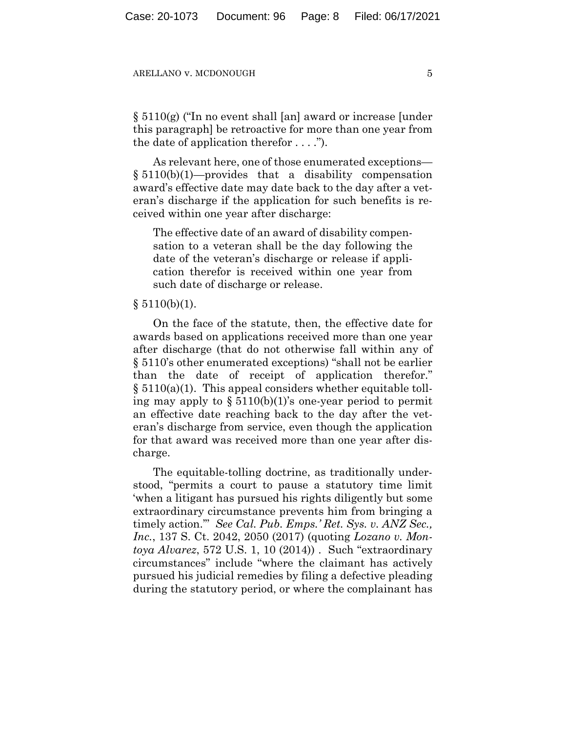§ 5110(g) ("In no event shall [an] award or increase [under this paragraph] be retroactive for more than one year from the date of application therefor . . . .").

As relevant here, one of those enumerated exceptions—§ 5110(b)(1)—provides that a disability compensation award's effective date may date back to the day after a veteran's discharge if the application for such benefits is received within one year after discharge:

> The effective date of an award of disability compensation to a veteran shall be the day following the date of the veteran's discharge or release if application therefor is received within one year from such date of discharge or release.

§ 5110(b)(1).

On the face of the statute, then, the effective date for awards based on applications received more than one year after discharge (that do not otherwise fall within any of § 5110's other enumerated exceptions) "shall not be earlier than the date of receipt of application therefor." § 5110(a)(1). This appeal considers whether equitable tolling may apply to § 5110(b)(1)'s one-year period to permit an effective date reaching back to the day after the veteran's discharge from service, even though the application for that award was received more than one year after discharge.

The equitable-tolling doctrine, as traditionally understood, "permits a court to pause a statutory time limit 'when a litigant has pursued his rights diligently but some extraordinary circumstance prevents him from bringing a timely action.'" *See Cal. Pub. Emps.' Ret. Sys. v. ANZ Sec., Inc.*, 137 S. Ct. 2042, 2050 (2017) (quoting *Lozano v. Montoya Alvarez*, 572 U.S. 1, 10 (2014)) . Such "extraordinary circumstances" include "where the claimant has actively pursued his judicial remedies by filing a defective pleading during the statutory period, or where the complainant has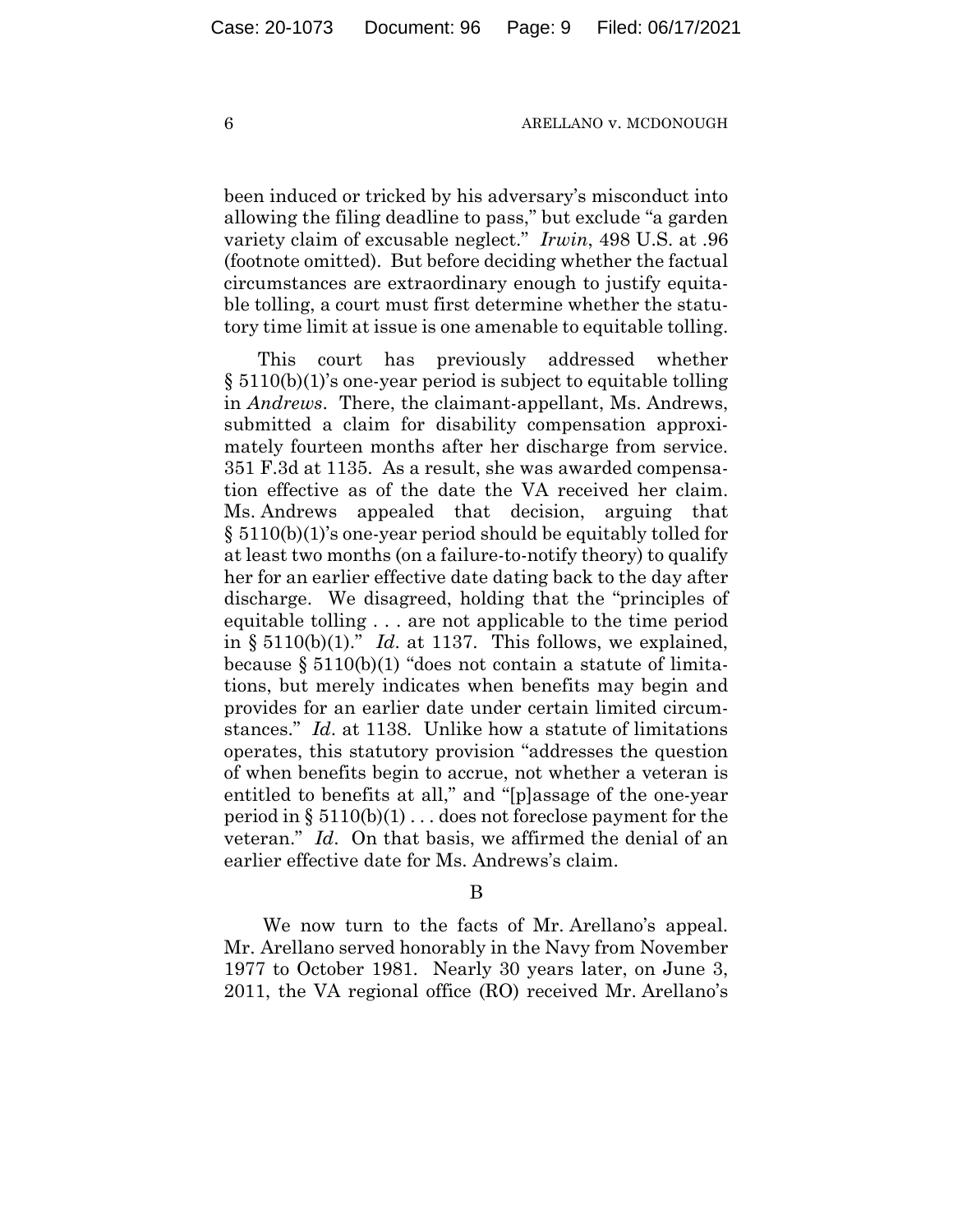been induced or tricked by his adversary's misconduct into allowing the filing deadline to pass," but exclude "a garden variety claim of excusable neglect." *Irwin*, 498 U.S. at .96 (footnote omitted). But before deciding whether the factual circumstances are extraordinary enough to justify equitable tolling, a court must first determine whether the statutory time limit at issue is one amenable to equitable tolling.

This court has previously addressed whether § 5110(b)(1)'s one-year period is subject to equitable tolling in *Andrews*. There, the claimant-appellant, Ms. Andrews, submitted a claim for disability compensation approximately fourteen months after her discharge from service. 351 F.3d at 1135. As a result, she was awarded compensation effective as of the date the VA received her claim. Ms. Andrews appealed that decision, arguing that § 5110(b)(1)'s one-year period should be equitably tolled for at least two months (on a failure-to-notify theory) to qualify her for an earlier effective date dating back to the day after discharge. We disagreed, holding that the "principles of equitable tolling . . . are not applicable to the time period in § 5110(b)(1)." *Id.* at 1137. This follows, we explained, because § 5110(b)(1) "does not contain a statute of limitations, but merely indicates when benefits may begin and provides for an earlier date under certain limited circumstances." *Id.* at 1138. Unlike how a statute of limitations operates, this statutory provision "addresses the question of when benefits begin to accrue, not whether a veteran is entitled to benefits at all," and "[p]assage of the one-year period in § 5110(b)(1) . . . does not foreclose payment for the veteran." *Id.* On that basis, we affirmed the denial of an earlier effective date for Ms. Andrews's claim.

B

We now turn to the facts of Mr. Arellano's appeal. Mr. Arellano served honorably in the Navy from November 1977 to October 1981. Nearly 30 years later, on June 3, 2011, the VA regional office (RO) received Mr. Arellano's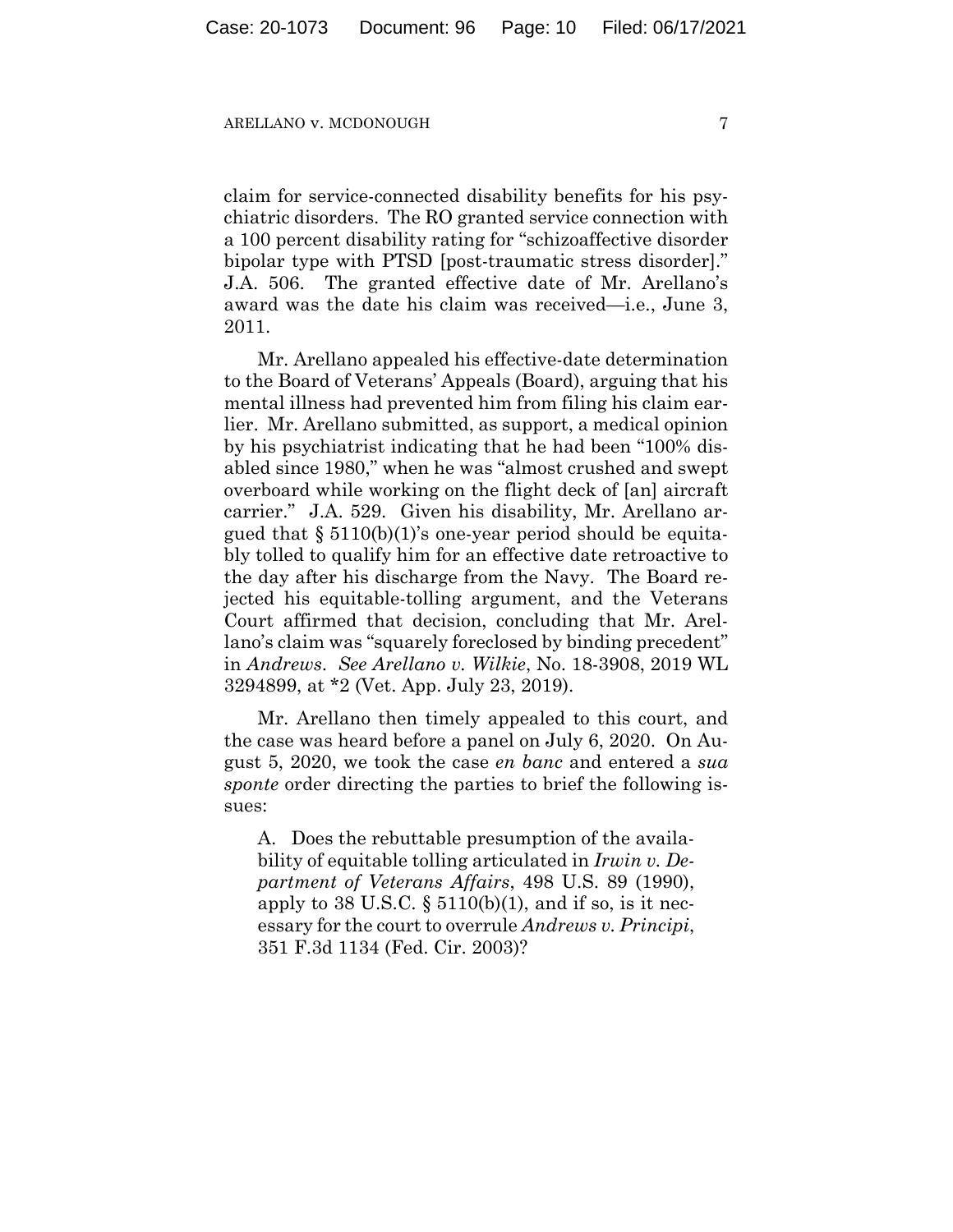claim for service-connected disability benefits for his psychiatric disorders. The RO granted service connection with a 100 percent disability rating for "schizoaffective disorder bipolar type with PTSD [post-traumatic stress disorder]." J.A. 506. The granted effective date of Mr. Arellano's award was the date his claim was received—i.e., June 3, 2011.

Mr. Arellano appealed his effective-date determination to the Board of Veterans' Appeals (Board), arguing that his mental illness had prevented him from filing his claim earlier. Mr. Arellano submitted, as support, a medical opinion by his psychiatrist indicating that he had been "100% disabled since 1980," when he was "almost crushed and swept overboard while working on the flight deck of [an] aircraft carrier." J.A. 529. Given his disability, Mr. Arellano argued that § 5110(b)(1)'s one-year period should be equitably tolled to qualify him for an effective date retroactive to the day after his discharge from the Navy. The Board rejected his equitable-tolling argument, and the Veterans Court affirmed that decision, concluding that Mr. Arellano's claim was "squarely foreclosed by binding precedent" in *Andrews*. *See Arellano v. Wilkie*, No. 18-3908, 2019 WL 3294899, at *2 (Vet. App. July 23, 2019).

Mr. Arellano then timely appealed to this court, and the case was heard before a panel on July 6, 2020. On August 5, 2020, we took the case *en banc* and entered a *sua sponte* order directing the parties to brief the following issues:

> A. Does the rebuttable presumption of the availability of equitable tolling articulated in *Irwin v. Department of Veterans Affairs*, 498 U.S. 89 (1990), apply to 38 U.S.C. § 5110(b)(1), and if so, is it necessary for the court to overrule *Andrews v. Principi*, 351 F.3d 1134 (Fed. Cir. 2003)?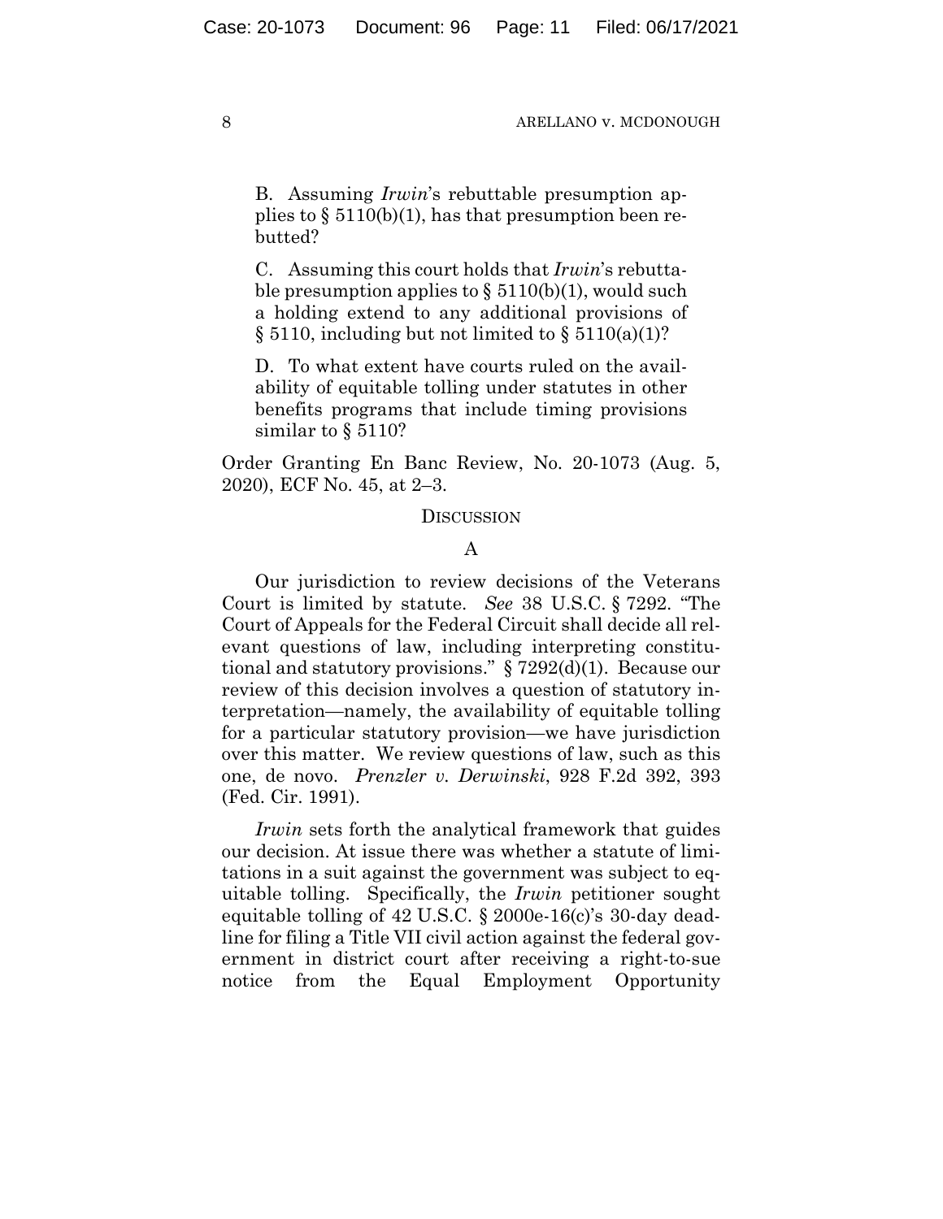> B. Assuming *Irwin*'s rebuttable presumption applies to § 5110(b)(1), has that presumption been rebutted?
>
> C. Assuming this court holds that *Irwin*'s rebuttable presumption applies to § 5110(b)(1), would such a holding extend to any additional provisions of § 5110, including but not limited to § 5110(a)(1)?
>
> D. To what extent have courts ruled on the availability of equitable tolling under statutes in other benefits programs that include timing provisions similar to § 5110?

Order Granting En Banc Review, No. 20-1073 (Aug. 5, 2020), ECF No. 45, at 2–3.

## DISCUSSION

### A

Our jurisdiction to review decisions of the Veterans Court is limited by statute. *See* 38 U.S.C. § 7292. "The Court of Appeals for the Federal Circuit shall decide all relevant questions of law, including interpreting constitutional and statutory provisions." § 7292(d)(1). Because our review of this decision involves a question of statutory interpretation—namely, the availability of equitable tolling for a particular statutory provision—we have jurisdiction over this matter. We review questions of law, such as this one, de novo. *Prenzler v. Derwinski*, 928 F.2d 392, 393 (Fed. Cir. 1991).

*Irwin* sets forth the analytical framework that guides our decision. At issue there was whether a statute of limitations in a suit against the government was subject to equitable tolling. Specifically, the *Irwin* petitioner sought equitable tolling of 42 U.S.C. § 2000e-16(c)'s 30-day deadline for filing a Title VII civil action against the federal government in district court after receiving a right-to-sue notice from the Equal Employment Opportunity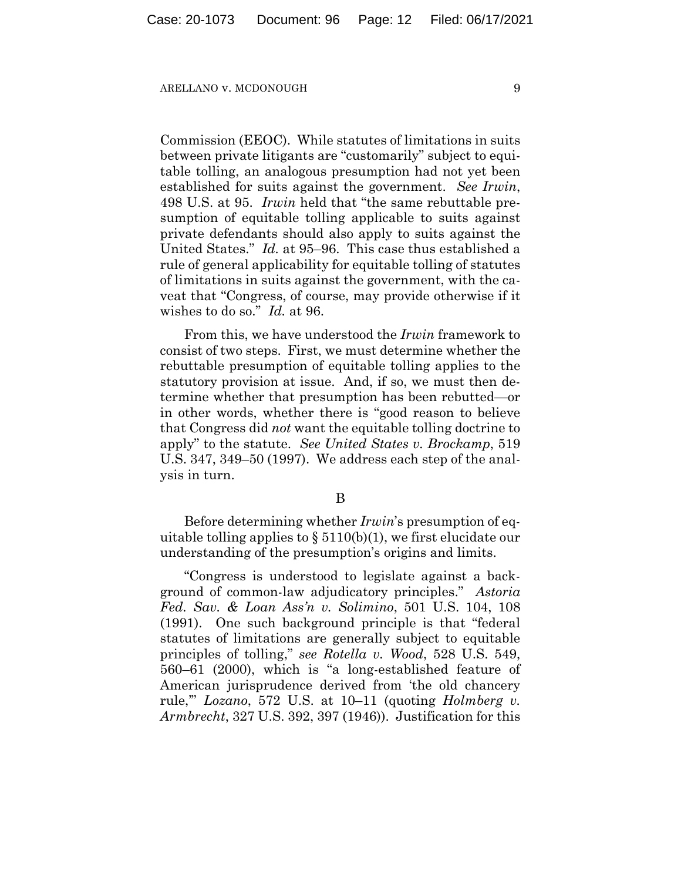Commission (EEOC). While statutes of limitations in suits between private litigants are "customarily" subject to equitable tolling, an analogous presumption had not yet been established for suits against the government. *See Irwin*, 498 U.S. at 95. *Irwin* held that "the same rebuttable presumption of equitable tolling applicable to suits against private defendants should also apply to suits against the United States." *Id.* at 95–96. This case thus established a rule of general applicability for equitable tolling of statutes of limitations in suits against the government, with the caveat that "Congress, of course, may provide otherwise if it wishes to do so." *Id.* at 96.

From this, we have understood the *Irwin* framework to consist of two steps. First, we must determine whether the rebuttable presumption of equitable tolling applies to the statutory provision at issue. And, if so, we must then determine whether that presumption has been rebutted—or in other words, whether there is "good reason to believe that Congress did *not* want the equitable tolling doctrine to apply" to the statute. *See United States v. Brockamp*, 519 U.S. 347, 349–50 (1997). We address each step of the analysis in turn.

## B

Before determining whether *Irwin*'s presumption of equitable tolling applies to § 5110(b)(1), we first elucidate our understanding of the presumption's origins and limits.

"Congress is understood to legislate against a background of common-law adjudicatory principles." *Astoria Fed. Sav. & Loan Ass'n v. Solimino*, 501 U.S. 104, 108 (1991). One such background principle is that "federal statutes of limitations are generally subject to equitable principles of tolling," *see Rotella v. Wood*, 528 U.S. 549, 560–61 (2000), which is "a long-established feature of American jurisprudence derived from 'the old chancery rule,'" *Lozano*, 572 U.S. at 10–11 (quoting *Holmberg v. Armbrecht*, 327 U.S. 392, 397 (1946)). Justification for this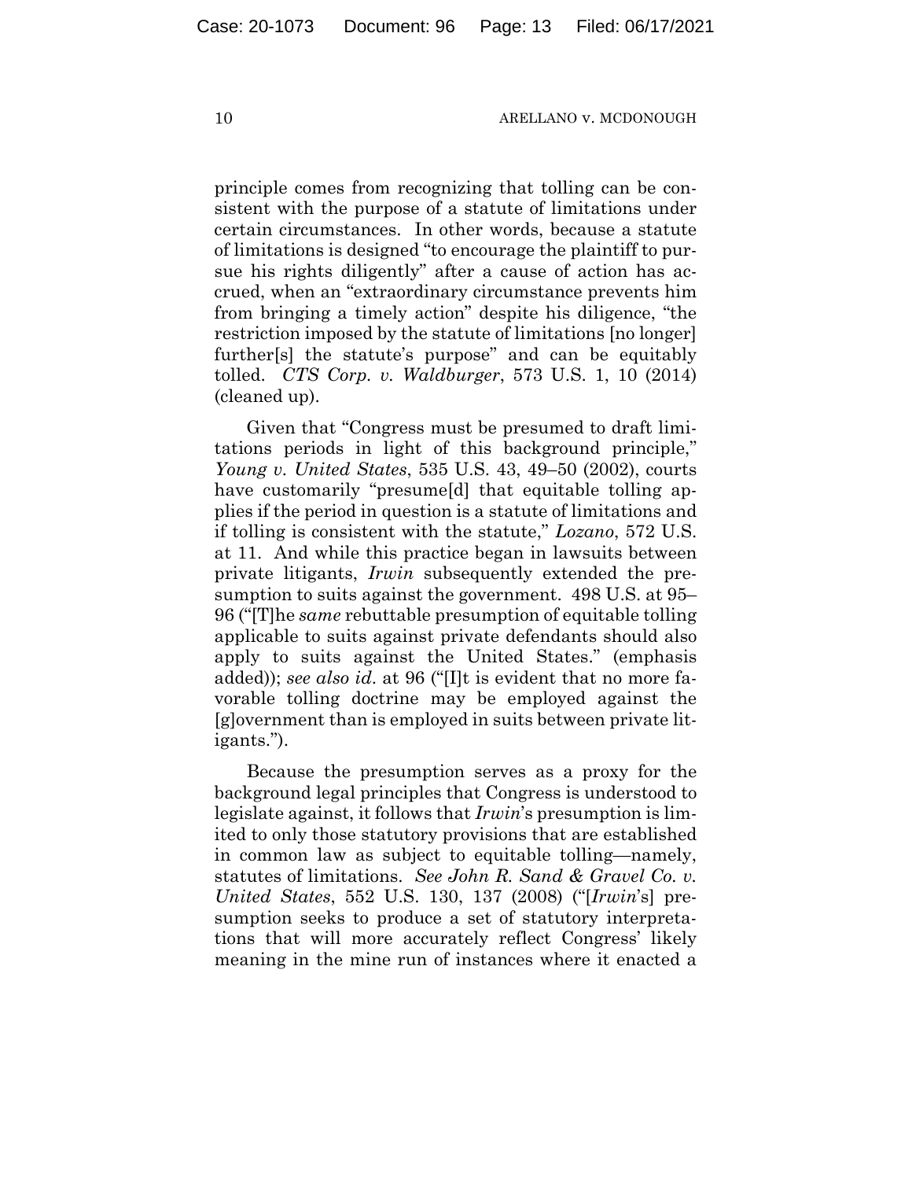principle comes from recognizing that tolling can be consistent with the purpose of a statute of limitations under certain circumstances. In other words, because a statute of limitations is designed "to encourage the plaintiff to pursue his rights diligently" after a cause of action has accrued, when an "extraordinary circumstance prevents him from bringing a timely action" despite his diligence, "the restriction imposed by the statute of limitations [no longer] further[s] the statute's purpose" and can be equitably tolled. *CTS Corp. v. Waldburger*, 573 U.S. 1, 10 (2014) (cleaned up).

Given that "Congress must be presumed to draft limitations periods in light of this background principle," *Young v. United States*, 535 U.S. 43, 49–50 (2002), courts have customarily "presume[d] that equitable tolling applies if the period in question is a statute of limitations and if tolling is consistent with the statute," *Lozano*, 572 U.S. at 11. And while this practice began in lawsuits between private litigants, *Irwin* subsequently extended the presumption to suits against the government. 498 U.S. at 95–96 ("[T]he *same* rebuttable presumption of equitable tolling applicable to suits against private defendants should also apply to suits against the United States." (emphasis added)); *see also id*. at 96 ("[I]t is evident that no more favorable tolling doctrine may be employed against the [g]overnment than is employed in suits between private litigants.").

Because the presumption serves as a proxy for the background legal principles that Congress is understood to legislate against, it follows that *Irwin*'s presumption is limited to only those statutory provisions that are established in common law as subject to equitable tolling—namely, statutes of limitations. *See John R. Sand & Gravel Co. v. United States*, 552 U.S. 130, 137 (2008) ("[*Irwin*'s] presumption seeks to produce a set of statutory interpretations that will more accurately reflect Congress' likely meaning in the mine run of instances where it enacted a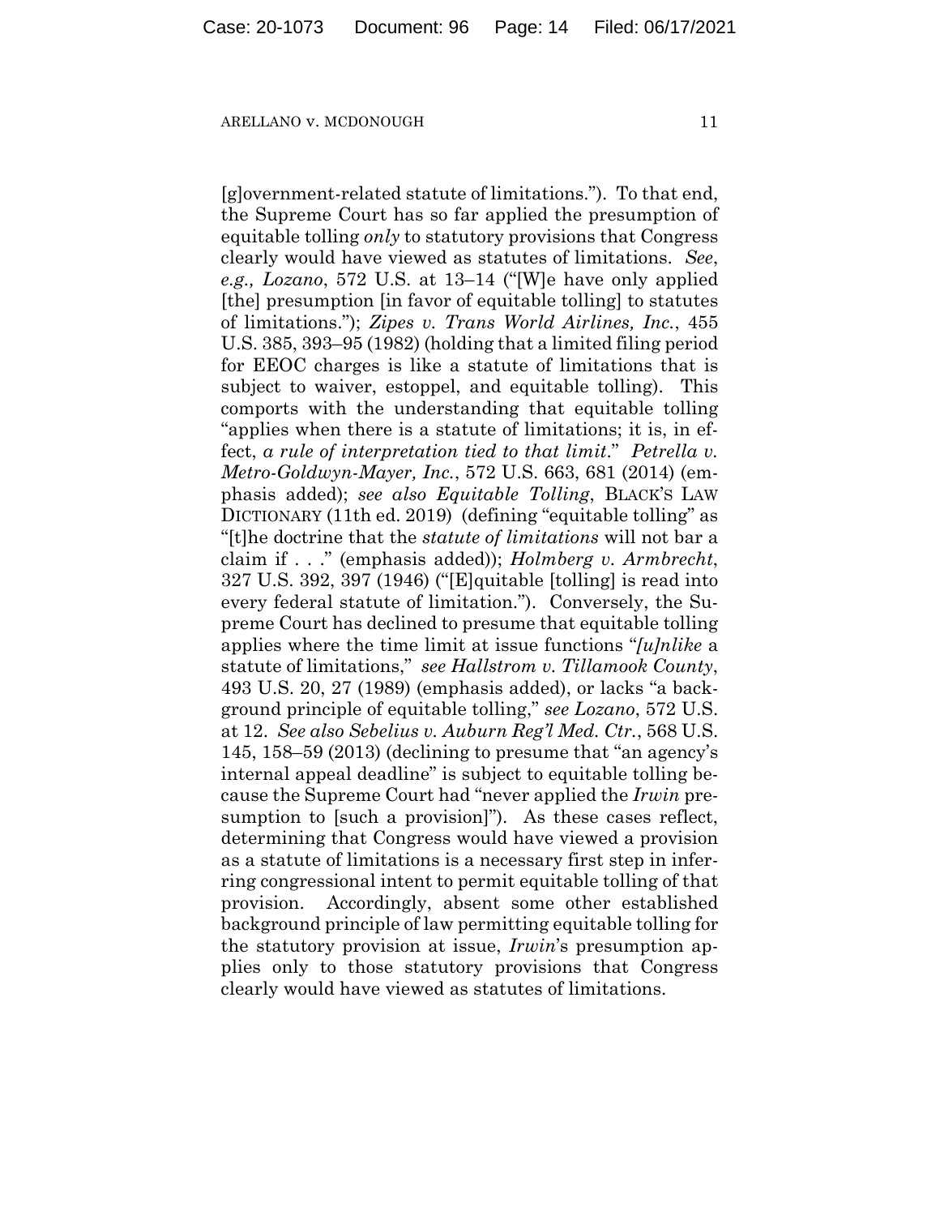[g]overnment-related statute of limitations."). To that end, the Supreme Court has so far applied the presumption of equitable tolling *only* to statutory provisions that Congress clearly would have viewed as statutes of limitations. *See, e.g., Lozano*, 572 U.S. at 13–14 ("[W]e have only applied [the] presumption [in favor of equitable tolling] to statutes of limitations."); *Zipes v. Trans World Airlines, Inc.*, 455 U.S. 385, 393–95 (1982) (holding that a limited filing period for EEOC charges is like a statute of limitations that is subject to waiver, estoppel, and equitable tolling). This comports with the understanding that equitable tolling "applies when there is a statute of limitations; it is, in effect, *a rule of interpretation tied to that limit*." *Petrella v. Metro-Goldwyn-Mayer, Inc.*, 572 U.S. 663, 681 (2014) (emphasis added); *see also Equitable Tolling*, BLACK'S LAW DICTIONARY (11th ed. 2019) (defining "equitable tolling" as "[t]he doctrine that the *statute of limitations* will not bar a claim if . . ." (emphasis added)); *Holmberg v. Armbrecht*, 327 U.S. 392, 397 (1946) ("[E]quitable [tolling] is read into every federal statute of limitation."). Conversely, the Supreme Court has declined to presume that equitable tolling applies where the time limit at issue functions "*[u]nlike* a statute of limitations," *see Hallstrom v. Tillamook County*, 493 U.S. 20, 27 (1989) (emphasis added), or lacks "a background principle of equitable tolling," *see Lozano*, 572 U.S. at 12. *See also Sebelius v. Auburn Reg'l Med. Ctr.*, 568 U.S. 145, 158–59 (2013) (declining to presume that "an agency's internal appeal deadline" is subject to equitable tolling because the Supreme Court had "never applied the *Irwin* presumption to [such a provision]"). As these cases reflect, determining that Congress would have viewed a provision as a statute of limitations is a necessary first step in inferring congressional intent to permit equitable tolling of that provision. Accordingly, absent some other established background principle of law permitting equitable tolling for the statutory provision at issue, *Irwin*'s presumption applies only to those statutory provisions that Congress clearly would have viewed as statutes of limitations.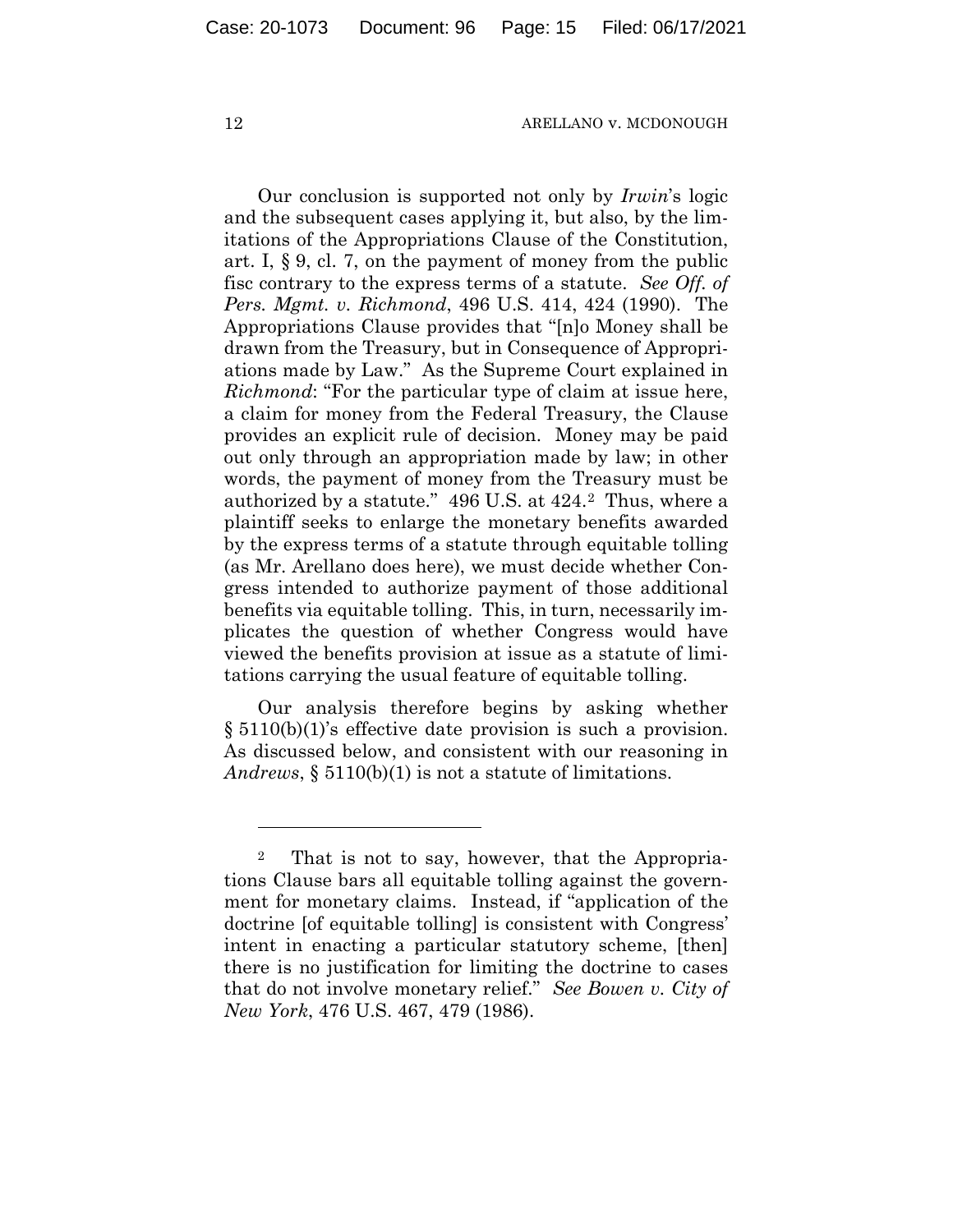Our conclusion is supported not only by *Irwin*'s logic and the subsequent cases applying it, but also, by the limitations of the Appropriations Clause of the Constitution, art. I, § 9, cl. 7, on the payment of money from the public fisc contrary to the express terms of a statute. *See Off. of Pers. Mgmt. v. Richmond*, 496 U.S. 414, 424 (1990). The Appropriations Clause provides that "[n]o Money shall be drawn from the Treasury, but in Consequence of Appropriations made by Law." As the Supreme Court explained in *Richmond*: "For the particular type of claim at issue here, a claim for money from the Federal Treasury, the Clause provides an explicit rule of decision. Money may be paid out only through an appropriation made by law; in other words, the payment of money from the Treasury must be authorized by a statute." 496 U.S. at 424.[2] Thus, where a plaintiff seeks to enlarge the monetary benefits awarded by the express terms of a statute through equitable tolling (as Mr. Arellano does here), we must decide whether Congress intended to authorize payment of those additional benefits via equitable tolling. This, in turn, necessarily implicates the question of whether Congress would have viewed the benefits provision at issue as a statute of limitations carrying the usual feature of equitable tolling.

Our analysis therefore begins by asking whether § 5110(b)(1)'s effective date provision is such a provision. As discussed below, and consistent with our reasoning in *Andrews*, § 5110(b)(1) is not a statute of limitations.

---

[2] That is not to say, however, that the Appropriations Clause bars all equitable tolling against the government for monetary claims. Instead, if "application of the doctrine [of equitable tolling] is consistent with Congress' intent in enacting a particular statutory scheme, [then] there is no justification for limiting the doctrine to cases that do not involve monetary relief." *See Bowen v. City of New York*, 476 U.S. 467, 479 (1986).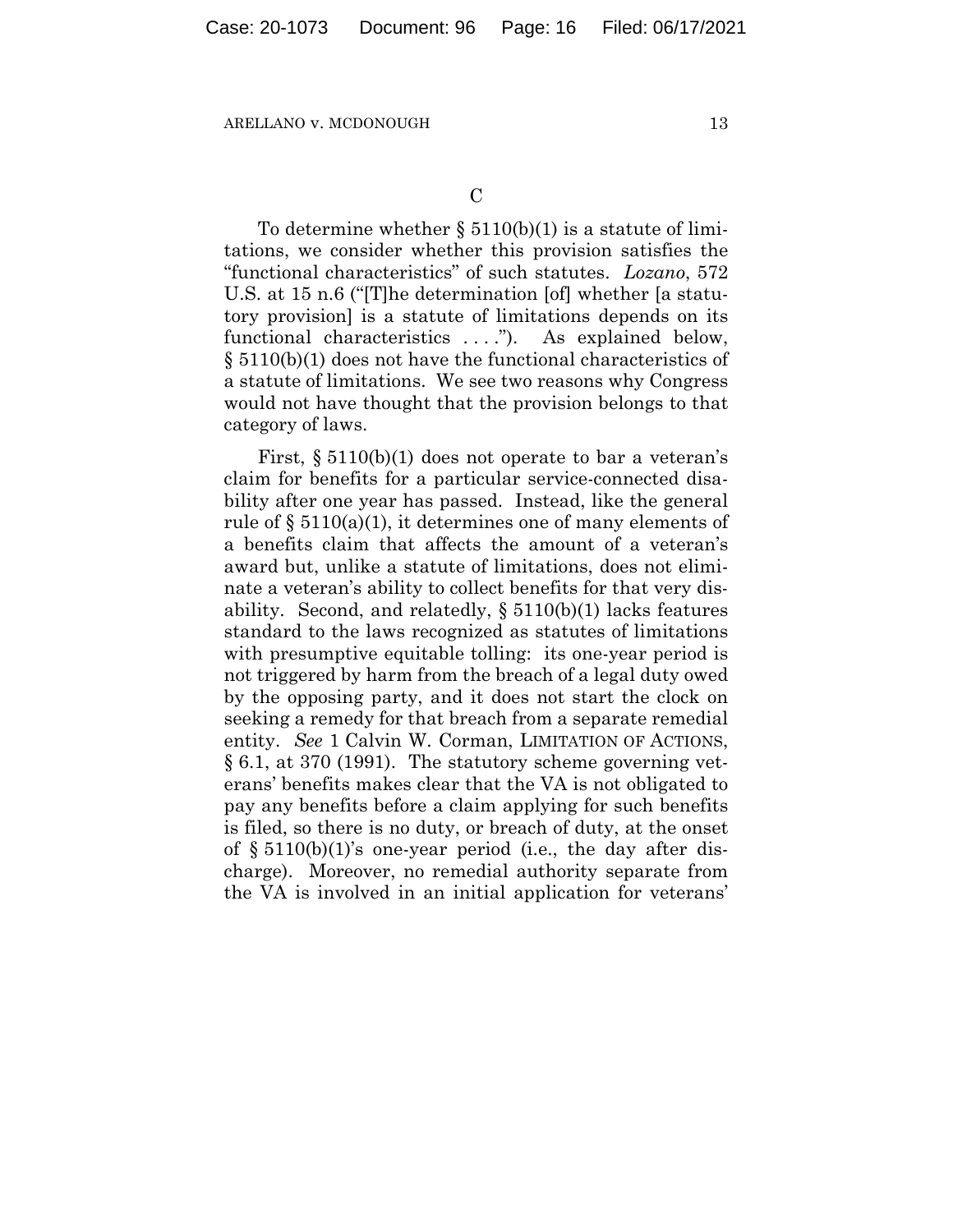C

To determine whether § 5110(b)(1) is a statute of limitations, we consider whether this provision satisfies the "functional characteristics" of such statutes. *Lozano*, 572 U.S. at 15 n.6 ("[T]he determination [of] whether [a statutory provision] is a statute of limitations depends on its functional characteristics . . . ."). As explained below, § 5110(b)(1) does not have the functional characteristics of a statute of limitations. We see two reasons why Congress would not have thought that the provision belongs to that category of laws.

First, § 5110(b)(1) does not operate to bar a veteran's claim for benefits for a particular service-connected disability after one year has passed. Instead, like the general rule of § 5110(a)(1), it determines one of many elements of a benefits claim that affects the amount of a veteran's award but, unlike a statute of limitations, does not eliminate a veteran's ability to collect benefits for that very disability. Second, and relatedly, § 5110(b)(1) lacks features standard to the laws recognized as statutes of limitations with presumptive equitable tolling: its one-year period is not triggered by harm from the breach of a legal duty owed by the opposing party, and it does not start the clock on seeking a remedy for that breach from a separate remedial entity. *See* 1 Calvin W. Corman, LIMITATION OF ACTIONS, § 6.1, at 370 (1991). The statutory scheme governing veterans' benefits makes clear that the VA is not obligated to pay any benefits before a claim applying for such benefits is filed, so there is no duty, or breach of duty, at the onset of § 5110(b)(1)'s one-year period (i.e., the day after discharge). Moreover, no remedial authority separate from the VA is involved in an initial application for veterans'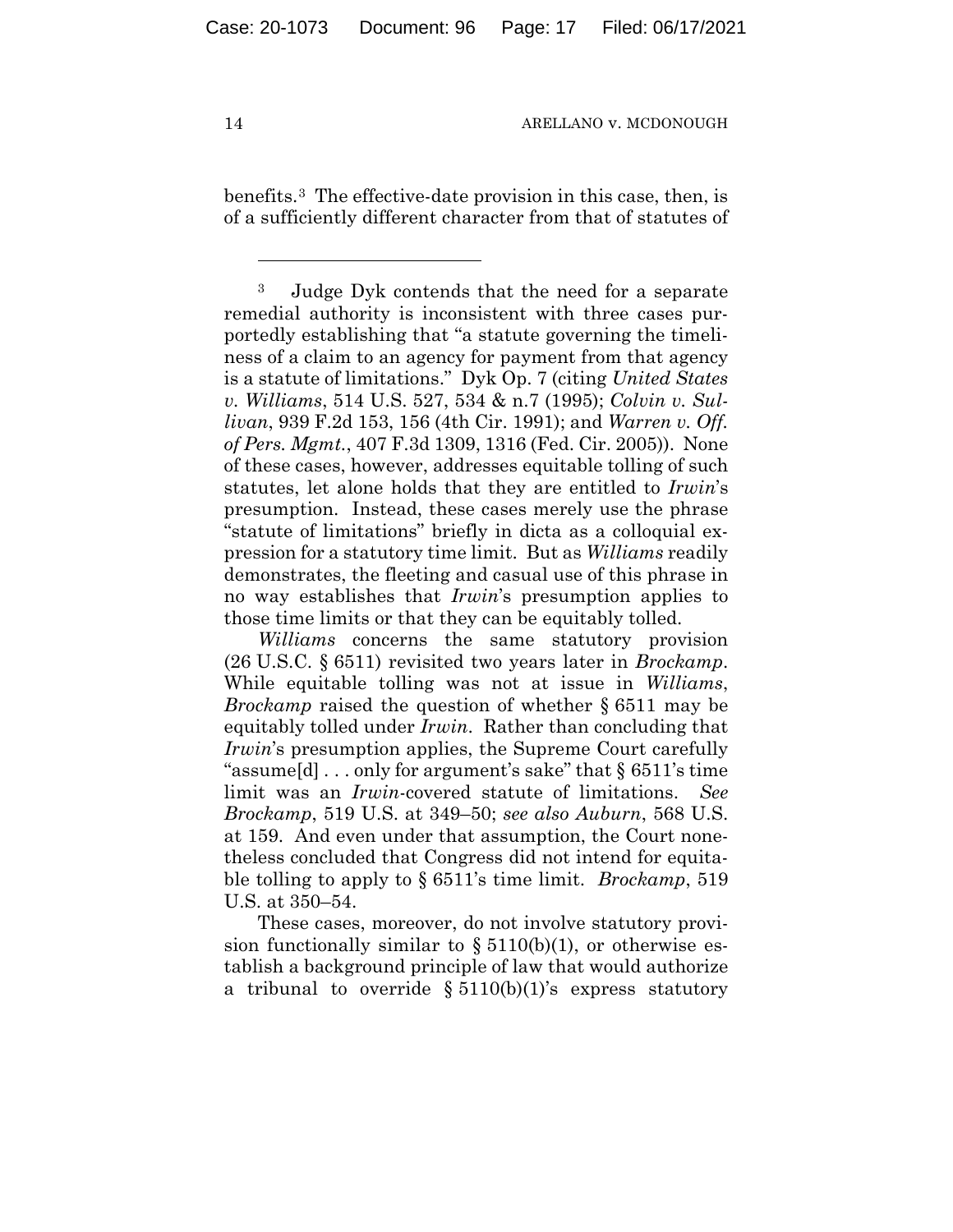benefits.[3] The effective-date provision in this case, then, is of a sufficiently different character from that of statutes of

---

[3] Judge Dyk contends that the need for a separate remedial authority is inconsistent with three cases purportedly establishing that "a statute governing the timeliness of a claim to an agency for payment from that agency is a statute of limitations." Dyk Op. 7 (citing *United States v. Williams*, 514 U.S. 527, 534 & n.7 (1995); *Colvin v. Sullivan*, 939 F.2d 153, 156 (4th Cir. 1991); and *Warren v. Off. of Pers. Mgmt.*, 407 F.3d 1309, 1316 (Fed. Cir. 2005)). None of these cases, however, addresses equitable tolling of such statutes, let alone holds that they are entitled to *Irwin*'s presumption. Instead, these cases merely use the phrase "statute of limitations" briefly in dicta as a colloquial expression for a statutory time limit. But as *Williams* readily demonstrates, the fleeting and casual use of this phrase in no way establishes that *Irwin*'s presumption applies to those time limits or that they can be equitably tolled.

*Williams* concerns the same statutory provision (26 U.S.C. § 6511) revisited two years later in *Brockamp*. While equitable tolling was not at issue in *Williams*, *Brockamp* raised the question of whether § 6511 may be equitably tolled under *Irwin*. Rather than concluding that *Irwin*'s presumption applies, the Supreme Court carefully "assume[d] . . . only for argument's sake" that § 6511's time limit was an *Irwin*-covered statute of limitations. *See Brockamp*, 519 U.S. at 349–50; *see also Auburn*, 568 U.S. at 159. And even under that assumption, the Court nonetheless concluded that Congress did not intend for equitable tolling to apply to § 6511's time limit. *Brockamp*, 519 U.S. at 350–54.

These cases, moreover, do not involve statutory provision functionally similar to § 5110(b)(1), or otherwise establish a background principle of law that would authorize a tribunal to override § 5110(b)(1)'s express statutory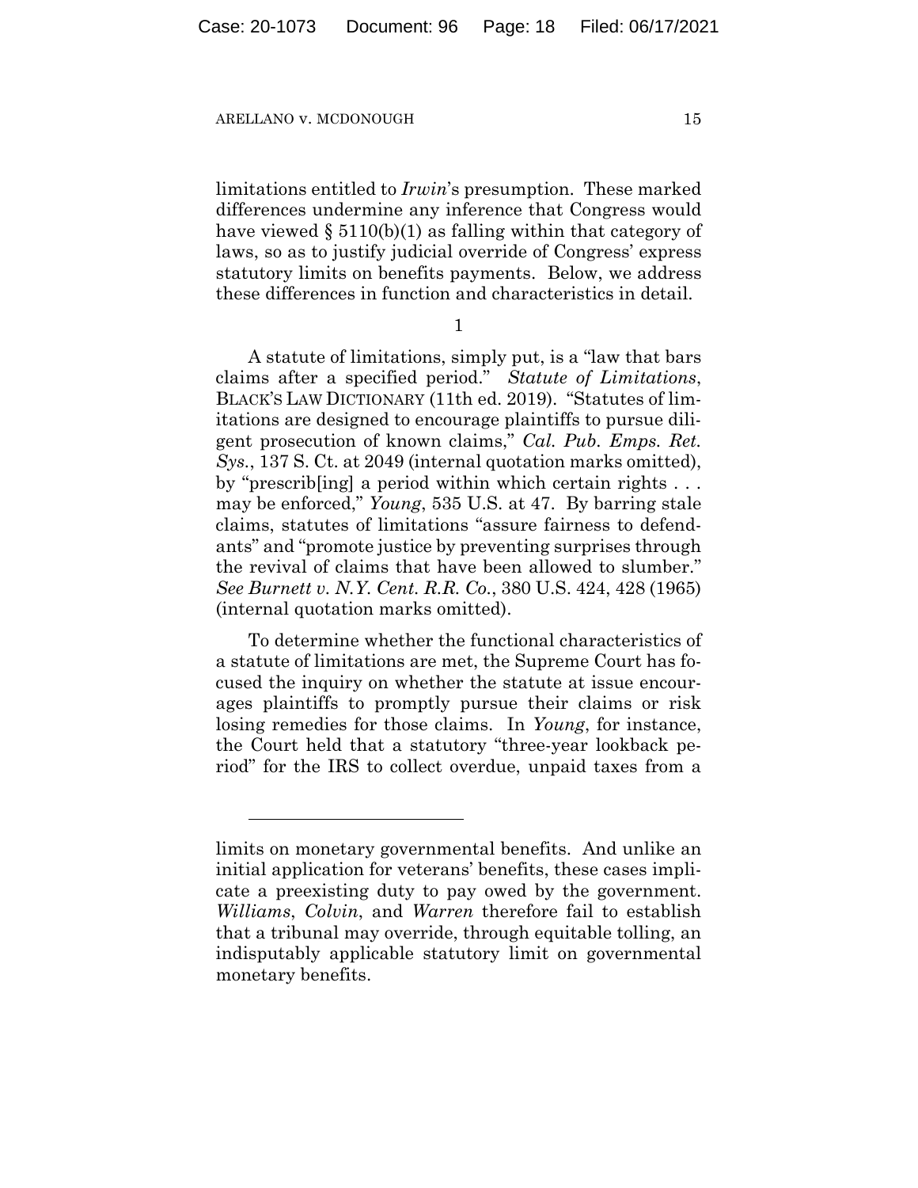limitations entitled to *Irwin*'s presumption. These marked differences undermine any inference that Congress would have viewed § 5110(b)(1) as falling within that category of laws, so as to justify judicial override of Congress' express statutory limits on benefits payments. Below, we address these differences in function and characteristics in detail.

1

A statute of limitations, simply put, is a "law that bars claims after a specified period." *Statute of Limitations*, BLACK'S LAW DICTIONARY (11th ed. 2019). "Statutes of limitations are designed to encourage plaintiffs to pursue diligent prosecution of known claims," *Cal. Pub. Emps. Ret. Sys.*, 137 S. Ct. at 2049 (internal quotation marks omitted), by "prescrib[ing] a period within which certain rights . . . may be enforced," *Young*, 535 U.S. at 47. By barring stale claims, statutes of limitations "assure fairness to defendants" and "promote justice by preventing surprises through the revival of claims that have been allowed to slumber." *See Burnett v. N.Y. Cent. R.R. Co.*, 380 U.S. 424, 428 (1965) (internal quotation marks omitted).

To determine whether the functional characteristics of a statute of limitations are met, the Supreme Court has focused the inquiry on whether the statute at issue encourages plaintiffs to promptly pursue their claims or risk losing remedies for those claims. In *Young*, for instance, the Court held that a statutory "three-year lookback period" for the IRS to collect overdue, unpaid taxes from a

---

limits on monetary governmental benefits. And unlike an initial application for veterans' benefits, these cases implicate a preexisting duty to pay owed by the government. *Williams*, *Colvin*, and *Warren* therefore fail to establish that a tribunal may override, through equitable tolling, an indisputably applicable statutory limit on governmental monetary benefits.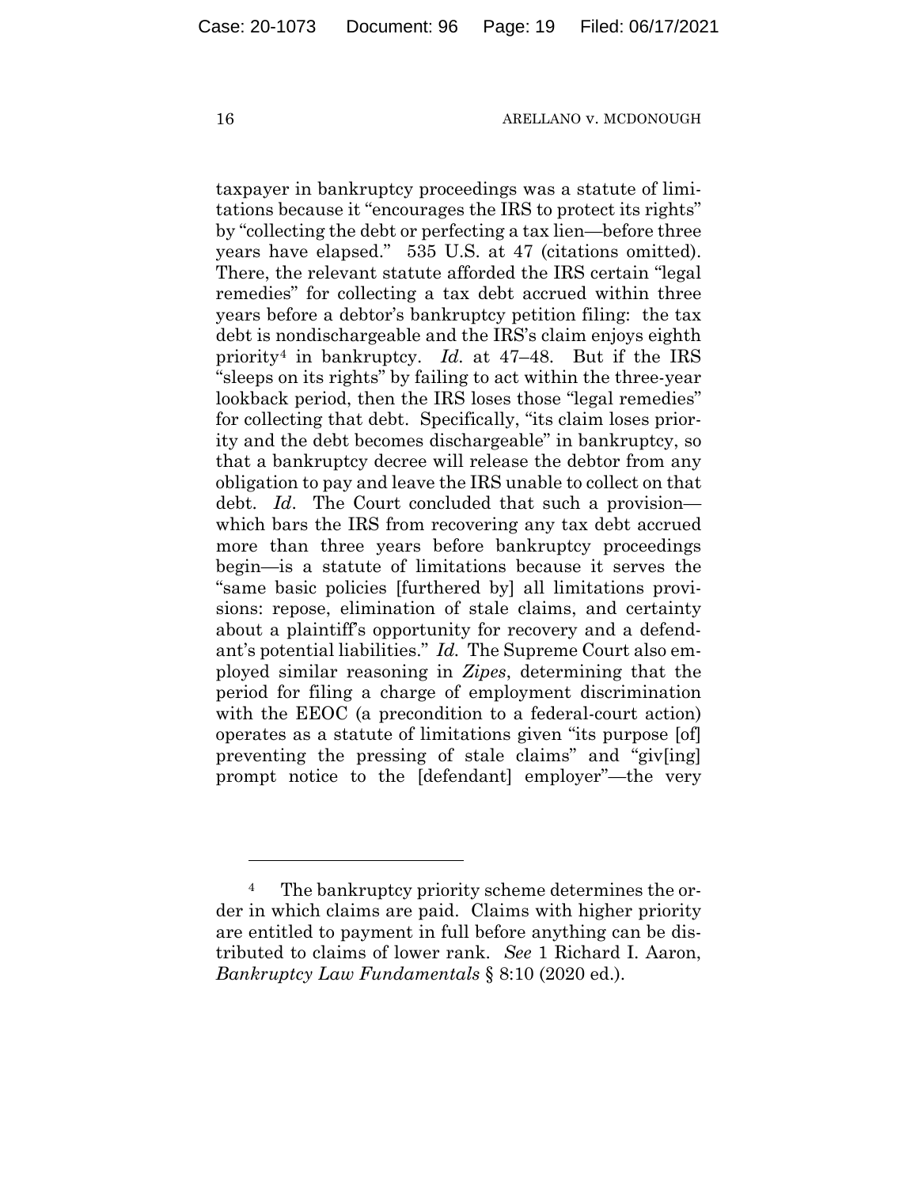taxpayer in bankruptcy proceedings was a statute of limitations because it "encourages the IRS to protect its rights" by "collecting the debt or perfecting a tax lien—before three years have elapsed." 535 U.S. at 47 (citations omitted). There, the relevant statute afforded the IRS certain "legal remedies" for collecting a tax debt accrued within three years before a debtor's bankruptcy petition filing: the tax debt is nondischargeable and the IRS's claim enjoys eighth priority[4] in bankruptcy. *Id.* at 47–48. But if the IRS "sleeps on its rights" by failing to act within the three-year lookback period, then the IRS loses those "legal remedies" for collecting that debt. Specifically, "its claim loses priority and the debt becomes dischargeable" in bankruptcy, so that a bankruptcy decree will release the debtor from any obligation to pay and leave the IRS unable to collect on that debt. *Id*. The Court concluded that such a provision—which bars the IRS from recovering any tax debt accrued more than three years before bankruptcy proceedings begin—is a statute of limitations because it serves the "same basic policies [furthered by] all limitations provisions: repose, elimination of stale claims, and certainty about a plaintiff's opportunity for recovery and a defendant's potential liabilities." *Id.* The Supreme Court also employed similar reasoning in *Zipes*, determining that the period for filing a charge of employment discrimination with the EEOC (a precondition to a federal-court action) operates as a statute of limitations given "its purpose [of] preventing the pressing of stale claims" and "giv[ing] prompt notice to the [defendant] employer"—the very

[4] The bankruptcy priority scheme determines the order in which claims are paid. Claims with higher priority are entitled to payment in full before anything can be distributed to claims of lower rank. *See* 1 Richard I. Aaron, *Bankruptcy Law Fundamentals* § 8:10 (2020 ed.).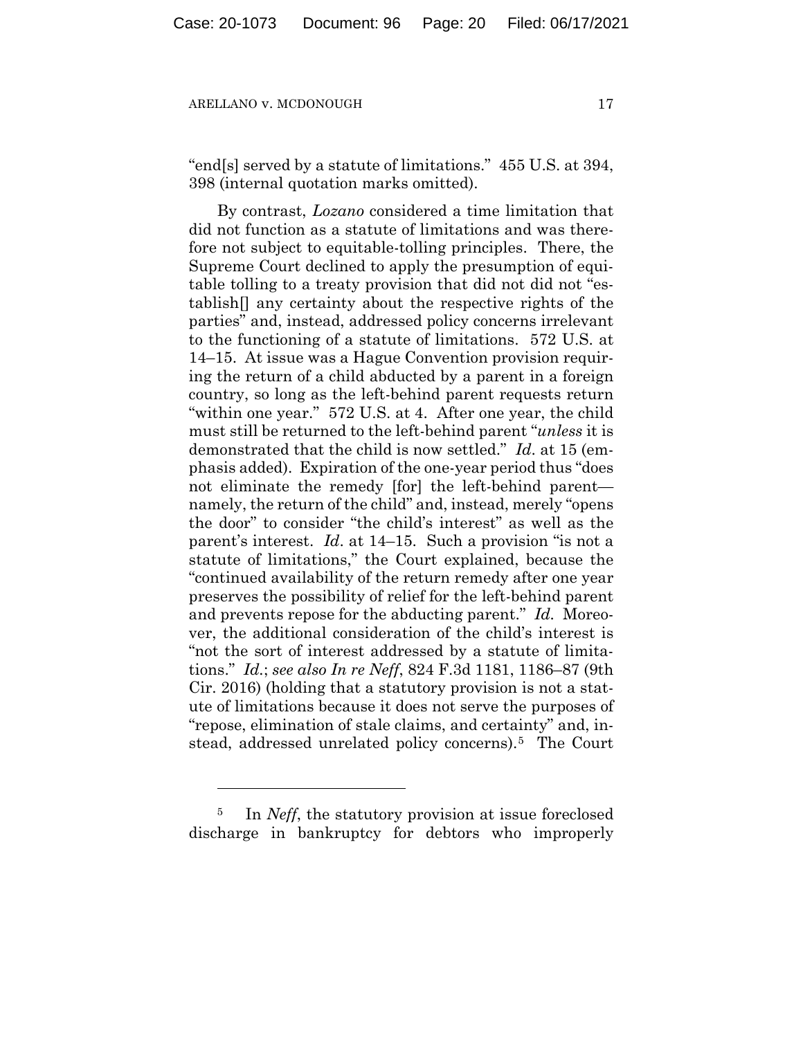"end[s] served by a statute of limitations." 455 U.S. at 394, 398 (internal quotation marks omitted).

By contrast, *Lozano* considered a time limitation that did not function as a statute of limitations and was therefore not subject to equitable-tolling principles. There, the Supreme Court declined to apply the presumption of equitable tolling to a treaty provision that did not did not "establish[] any certainty about the respective rights of the parties" and, instead, addressed policy concerns irrelevant to the functioning of a statute of limitations. 572 U.S. at 14–15. At issue was a Hague Convention provision requiring the return of a child abducted by a parent in a foreign country, so long as the left-behind parent requests return "within one year." 572 U.S. at 4. After one year, the child must still be returned to the left-behind parent "*unless* it is demonstrated that the child is now settled." *Id.* at 15 (emphasis added). Expiration of the one-year period thus "does not eliminate the remedy [for] the left-behind parent—namely, the return of the child" and, instead, merely "opens the door" to consider "the child's interest" as well as the parent's interest. *Id.* at 14–15. Such a provision "is not a statute of limitations," the Court explained, because the "continued availability of the return remedy after one year preserves the possibility of relief for the left-behind parent and prevents repose for the abducting parent." *Id.* Moreover, the additional consideration of the child's interest is "not the sort of interest addressed by a statute of limitations." *Id.*; *see also In re Neff*, 824 F.3d 1181, 1186–87 (9th Cir. 2016) (holding that a statutory provision is not a statute of limitations because it does not serve the purposes of "repose, elimination of stale claims, and certainty" and, instead, addressed unrelated policy concerns).[5] The Court

[5] In *Neff*, the statutory provision at issue foreclosed discharge in bankruptcy for debtors who improperly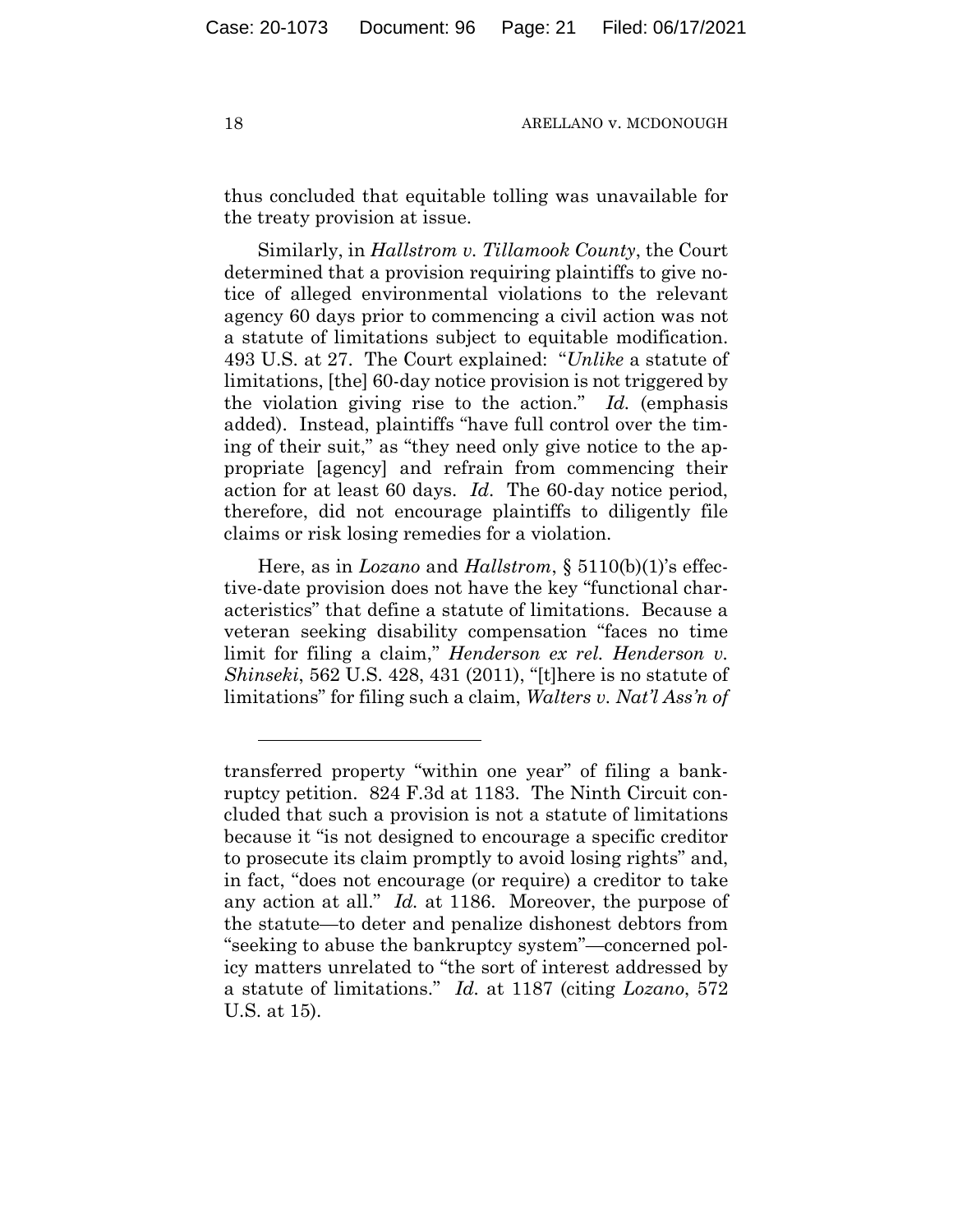thus concluded that equitable tolling was unavailable for the treaty provision at issue.

Similarly, in *Hallstrom v. Tillamook County*, the Court determined that a provision requiring plaintiffs to give notice of alleged environmental violations to the relevant agency 60 days prior to commencing a civil action was not a statute of limitations subject to equitable modification. 493 U.S. at 27. The Court explained: "*Unlike* a statute of limitations, [the] 60-day notice provision is not triggered by the violation giving rise to the action." *Id.* (emphasis added). Instead, plaintiffs "have full control over the timing of their suit," as "they need only give notice to the appropriate [agency] and refrain from commencing their action for at least 60 days. *Id*. The 60-day notice period, therefore, did not encourage plaintiffs to diligently file claims or risk losing remedies for a violation.

Here, as in *Lozano* and *Hallstrom*, § 5110(b)(1)'s effective-date provision does not have the key "functional characteristics" that define a statute of limitations. Because a veteran seeking disability compensation "faces no time limit for filing a claim," *Henderson ex rel. Henderson v. Shinseki*, 562 U.S. 428, 431 (2011), "[t]here is no statute of limitations" for filing such a claim, *Walters v. Nat'l Ass'n of*

---

transferred property "within one year" of filing a bankruptcy petition. 824 F.3d at 1183. The Ninth Circuit concluded that such a provision is not a statute of limitations because it "is not designed to encourage a specific creditor to prosecute its claim promptly to avoid losing rights" and, in fact, "does not encourage (or require) a creditor to take any action at all." *Id.* at 1186. Moreover, the purpose of the statute—to deter and penalize dishonest debtors from "seeking to abuse the bankruptcy system"—concerned policy matters unrelated to "the sort of interest addressed by a statute of limitations." *Id.* at 1187 (citing *Lozano*, 572 U.S. at 15).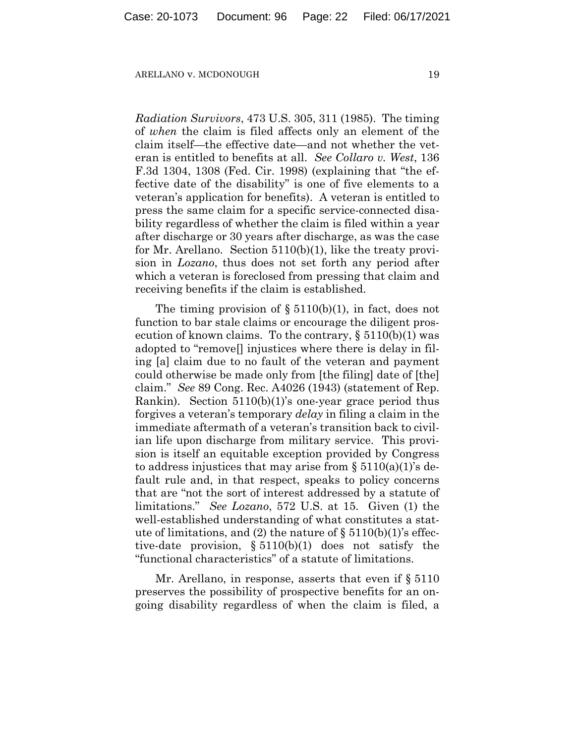*Radiation Survivors*, 473 U.S. 305, 311 (1985). The timing of *when* the claim is filed affects only an element of the claim itself—the effective date—and not whether the veteran is entitled to benefits at all. *See Collaro v. West*, 136 F.3d 1304, 1308 (Fed. Cir. 1998) (explaining that "the effective date of the disability" is one of five elements to a veteran's application for benefits). A veteran is entitled to press the same claim for a specific service-connected disability regardless of whether the claim is filed within a year after discharge or 30 years after discharge, as was the case for Mr. Arellano. Section 5110(b)(1), like the treaty provision in *Lozano*, thus does not set forth any period after which a veteran is foreclosed from pressing that claim and receiving benefits if the claim is established.

The timing provision of § 5110(b)(1), in fact, does not function to bar stale claims or encourage the diligent prosecution of known claims. To the contrary, § 5110(b)(1) was adopted to "remove[] injustices where there is delay in filing [a] claim due to no fault of the veteran and payment could otherwise be made only from [the filing] date of [the] claim." *See* 89 Cong. Rec. A4026 (1943) (statement of Rep. Rankin). Section 5110(b)(1)'s one-year grace period thus forgives a veteran's temporary *delay* in filing a claim in the immediate aftermath of a veteran's transition back to civilian life upon discharge from military service. This provision is itself an equitable exception provided by Congress to address injustices that may arise from § 5110(a)(1)'s default rule and, in that respect, speaks to policy concerns that are "not the sort of interest addressed by a statute of limitations." *See Lozano*, 572 U.S. at 15. Given (1) the well-established understanding of what constitutes a statute of limitations, and (2) the nature of § 5110(b)(1)'s effective-date provision, § 5110(b)(1) does not satisfy the "functional characteristics" of a statute of limitations.

Mr. Arellano, in response, asserts that even if § 5110 preserves the possibility of prospective benefits for an ongoing disability regardless of when the claim is filed, a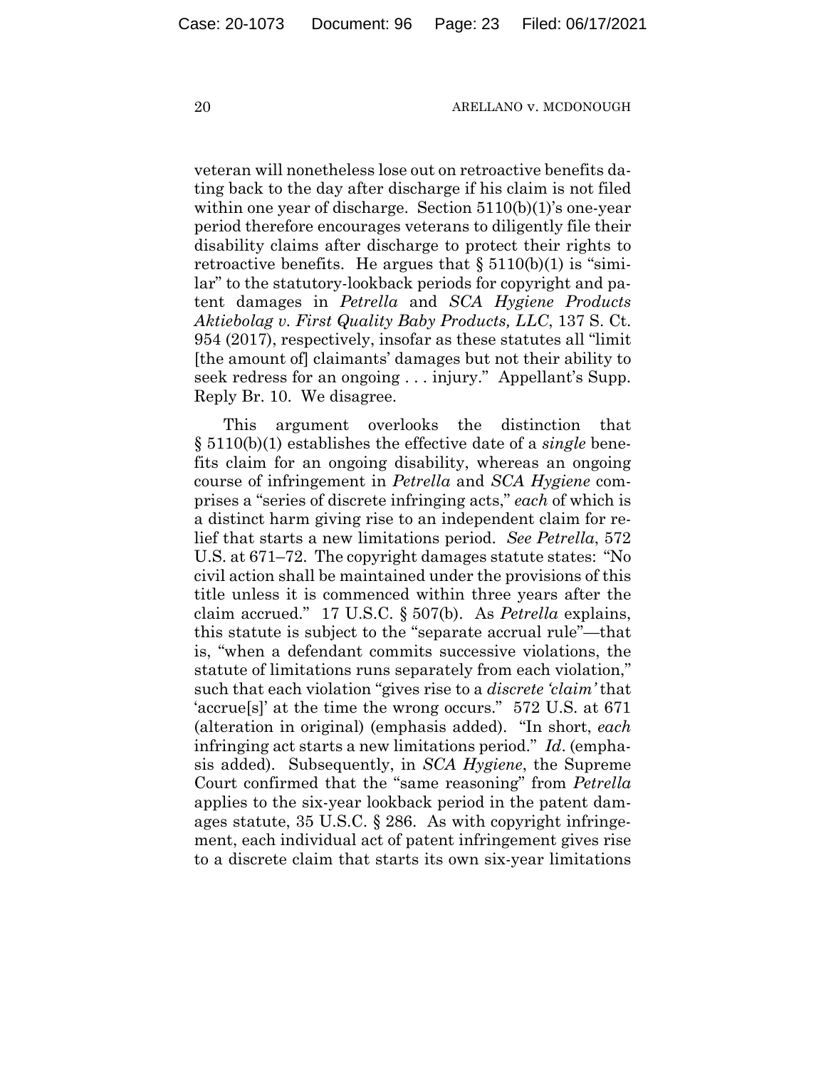veteran will nonetheless lose out on retroactive benefits dating back to the day after discharge if his claim is not filed within one year of discharge. Section 5110(b)(1)'s one-year period therefore encourages veterans to diligently file their disability claims after discharge to protect their rights to retroactive benefits. He argues that § 5110(b)(1) is "similar" to the statutory-lookback periods for copyright and patent damages in *Petrella* and *SCA Hygiene Products Aktiebolag v. First Quality Baby Products, LLC*, 137 S. Ct. 954 (2017), respectively, insofar as these statutes all "limit [the amount of] claimants' damages but not their ability to seek redress for an ongoing . . . injury." Appellant's Supp. Reply Br. 10. We disagree.

This argument overlooks the distinction that § 5110(b)(1) establishes the effective date of a *single* benefits claim for an ongoing disability, whereas an ongoing course of infringement in *Petrella* and *SCA Hygiene* comprises a "series of discrete infringing acts," *each* of which is a distinct harm giving rise to an independent claim for relief that starts a new limitations period. *See Petrella*, 572 U.S. at 671–72. The copyright damages statute states: "No civil action shall be maintained under the provisions of this title unless it is commenced within three years after the claim accrued." 17 U.S.C. § 507(b). As *Petrella* explains, this statute is subject to the "separate accrual rule"—that is, "when a defendant commits successive violations, the statute of limitations runs separately from each violation," such that each violation "gives rise to a *discrete 'claim'* that 'accrue[s]' at the time the wrong occurs." 572 U.S. at 671 (alteration in original) (emphasis added). "In short, *each* infringing act starts a new limitations period." *Id*. (emphasis added). Subsequently, in *SCA Hygiene*, the Supreme Court confirmed that the "same reasoning" from *Petrella* applies to the six-year lookback period in the patent damages statute, 35 U.S.C. § 286. As with copyright infringement, each individual act of patent infringement gives rise to a discrete claim that starts its own six-year limitations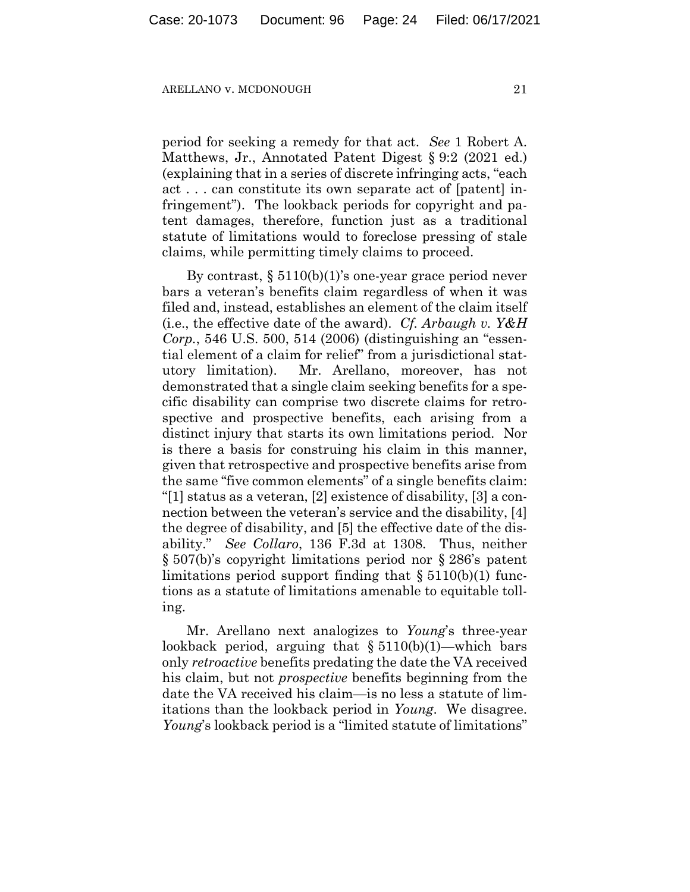period for seeking a remedy for that act. *See* 1 Robert A. Matthews, Jr., Annotated Patent Digest § 9:2 (2021 ed.) (explaining that in a series of discrete infringing acts, "each act . . . can constitute its own separate act of [patent] infringement"). The lookback periods for copyright and patent damages, therefore, function just as a traditional statute of limitations would to foreclose pressing of stale claims, while permitting timely claims to proceed.

By contrast, § 5110(b)(1)'s one-year grace period never bars a veteran's benefits claim regardless of when it was filed and, instead, establishes an element of the claim itself (i.e., the effective date of the award). *Cf. Arbaugh v. Y&H Corp.*, 546 U.S. 500, 514 (2006) (distinguishing an "essential element of a claim for relief" from a jurisdictional statutory limitation). Mr. Arellano, moreover, has not demonstrated that a single claim seeking benefits for a specific disability can comprise two discrete claims for retrospective and prospective benefits, each arising from a distinct injury that starts its own limitations period. Nor is there a basis for construing his claim in this manner, given that retrospective and prospective benefits arise from the same "five common elements" of a single benefits claim: "[1] status as a veteran, [2] existence of disability, [3] a connection between the veteran's service and the disability, [4] the degree of disability, and [5] the effective date of the disability." *See Collaro*, 136 F.3d at 1308. Thus, neither § 507(b)'s copyright limitations period nor § 286's patent limitations period support finding that § 5110(b)(1) functions as a statute of limitations amenable to equitable tolling.

Mr. Arellano next analogizes to *Young*'s three-year lookback period, arguing that § 5110(b)(1)—which bars only *retroactive* benefits predating the date the VA received his claim, but not *prospective* benefits beginning from the date the VA received his claim—is no less a statute of limitations than the lookback period in *Young*. We disagree. *Young*'s lookback period is a "limited statute of limitations"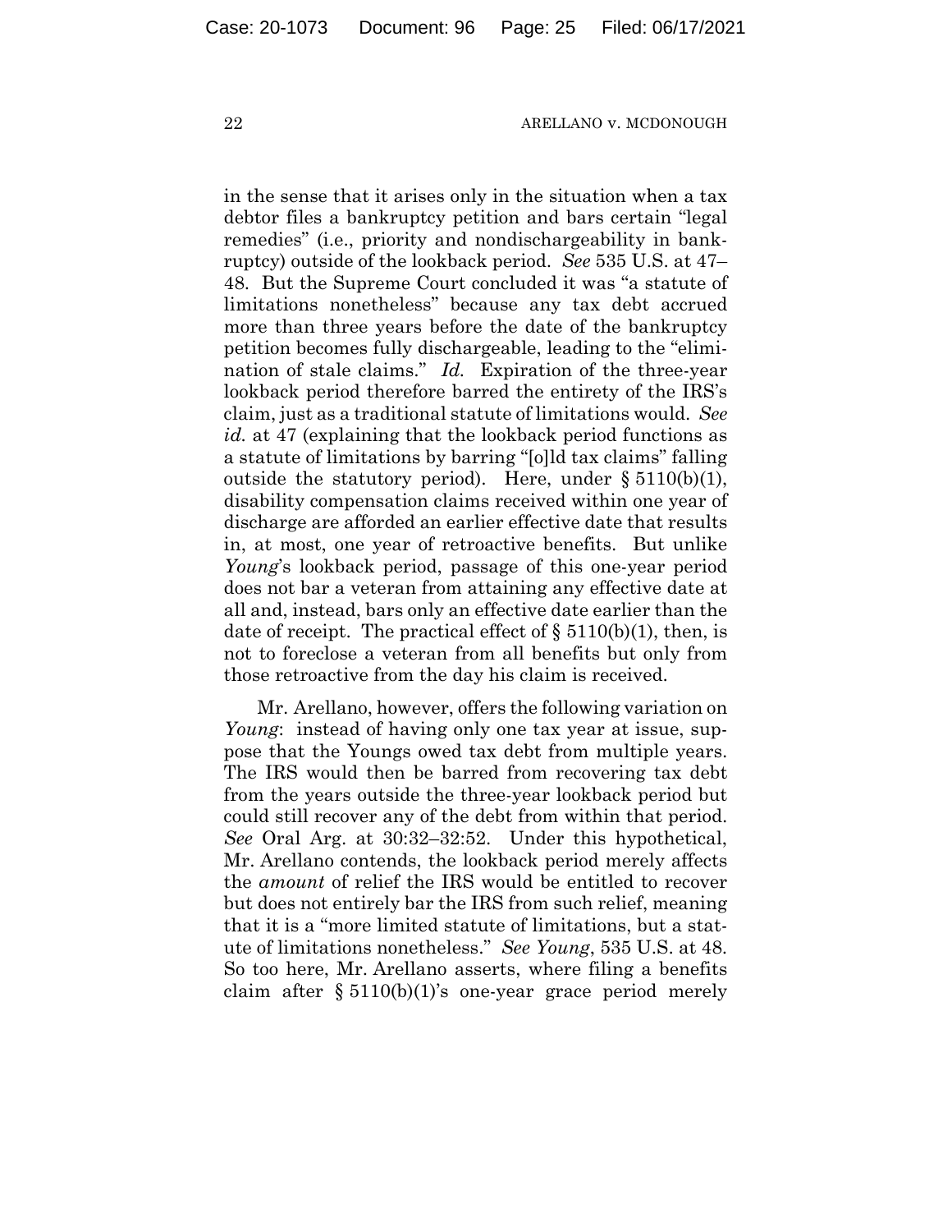in the sense that it arises only in the situation when a tax debtor files a bankruptcy petition and bars certain "legal remedies" (i.e., priority and nondischargeability in bankruptcy) outside of the lookback period. *See* 535 U.S. at 47–48. But the Supreme Court concluded it was "a statute of limitations nonetheless" because any tax debt accrued more than three years before the date of the bankruptcy petition becomes fully dischargeable, leading to the "elimination of stale claims." *Id.* Expiration of the three-year lookback period therefore barred the entirety of the IRS's claim, just as a traditional statute of limitations would. *See id.* at 47 (explaining that the lookback period functions as a statute of limitations by barring "[o]ld tax claims" falling outside the statutory period). Here, under § 5110(b)(1), disability compensation claims received within one year of discharge are afforded an earlier effective date that results in, at most, one year of retroactive benefits. But unlike *Young*'s lookback period, passage of this one-year period does not bar a veteran from attaining any effective date at all and, instead, bars only an effective date earlier than the date of receipt. The practical effect of § 5110(b)(1), then, is not to foreclose a veteran from all benefits but only from those retroactive from the day his claim is received.

Mr. Arellano, however, offers the following variation on *Young*: instead of having only one tax year at issue, suppose that the Youngs owed tax debt from multiple years. The IRS would then be barred from recovering tax debt from the years outside the three-year lookback period but could still recover any of the debt from within that period. *See* Oral Arg. at 30:32–32:52. Under this hypothetical, Mr. Arellano contends, the lookback period merely affects the *amount* of relief the IRS would be entitled to recover but does not entirely bar the IRS from such relief, meaning that it is a "more limited statute of limitations, but a statute of limitations nonetheless." *See Young*, 535 U.S. at 48. So too here, Mr. Arellano asserts, where filing a benefits claim after § 5110(b)(1)'s one-year grace period merely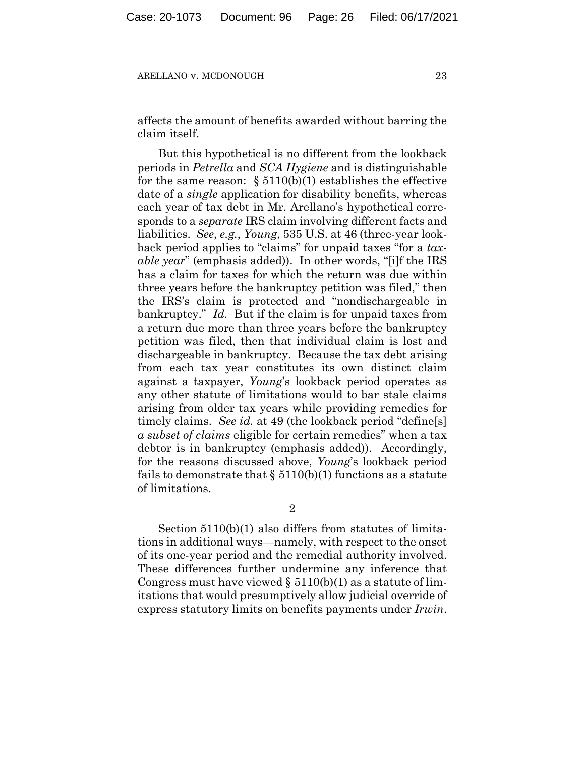affects the amount of benefits awarded without barring the claim itself.

But this hypothetical is no different from the lookback periods in *Petrella* and *SCA Hygiene* and is distinguishable for the same reason: § 5110(b)(1) establishes the effective date of a *single* application for disability benefits, whereas each year of tax debt in Mr. Arellano's hypothetical corresponds to a *separate* IRS claim involving different facts and liabilities. *See*, *e.g.*, *Young*, 535 U.S. at 46 (three-year lookback period applies to "claims" for unpaid taxes "for a *taxable year*" (emphasis added)). In other words, "[i]f the IRS has a claim for taxes for which the return was due within three years before the bankruptcy petition was filed," then the IRS's claim is protected and "nondischargeable in bankruptcy." *Id.* But if the claim is for unpaid taxes from a return due more than three years before the bankruptcy petition was filed, then that individual claim is lost and dischargeable in bankruptcy. Because the tax debt arising from each tax year constitutes its own distinct claim against a taxpayer, *Young*'s lookback period operates as any other statute of limitations would to bar stale claims arising from older tax years while providing remedies for timely claims. *See id.* at 49 (the lookback period "define[s] *a subset of claims* eligible for certain remedies" when a tax debtor is in bankruptcy (emphasis added)). Accordingly, for the reasons discussed above, *Young*'s lookback period fails to demonstrate that § 5110(b)(1) functions as a statute of limitations.

2

Section 5110(b)(1) also differs from statutes of limitations in additional ways—namely, with respect to the onset of its one-year period and the remedial authority involved. These differences further undermine any inference that Congress must have viewed § 5110(b)(1) as a statute of limitations that would presumptively allow judicial override of express statutory limits on benefits payments under *Irwin*.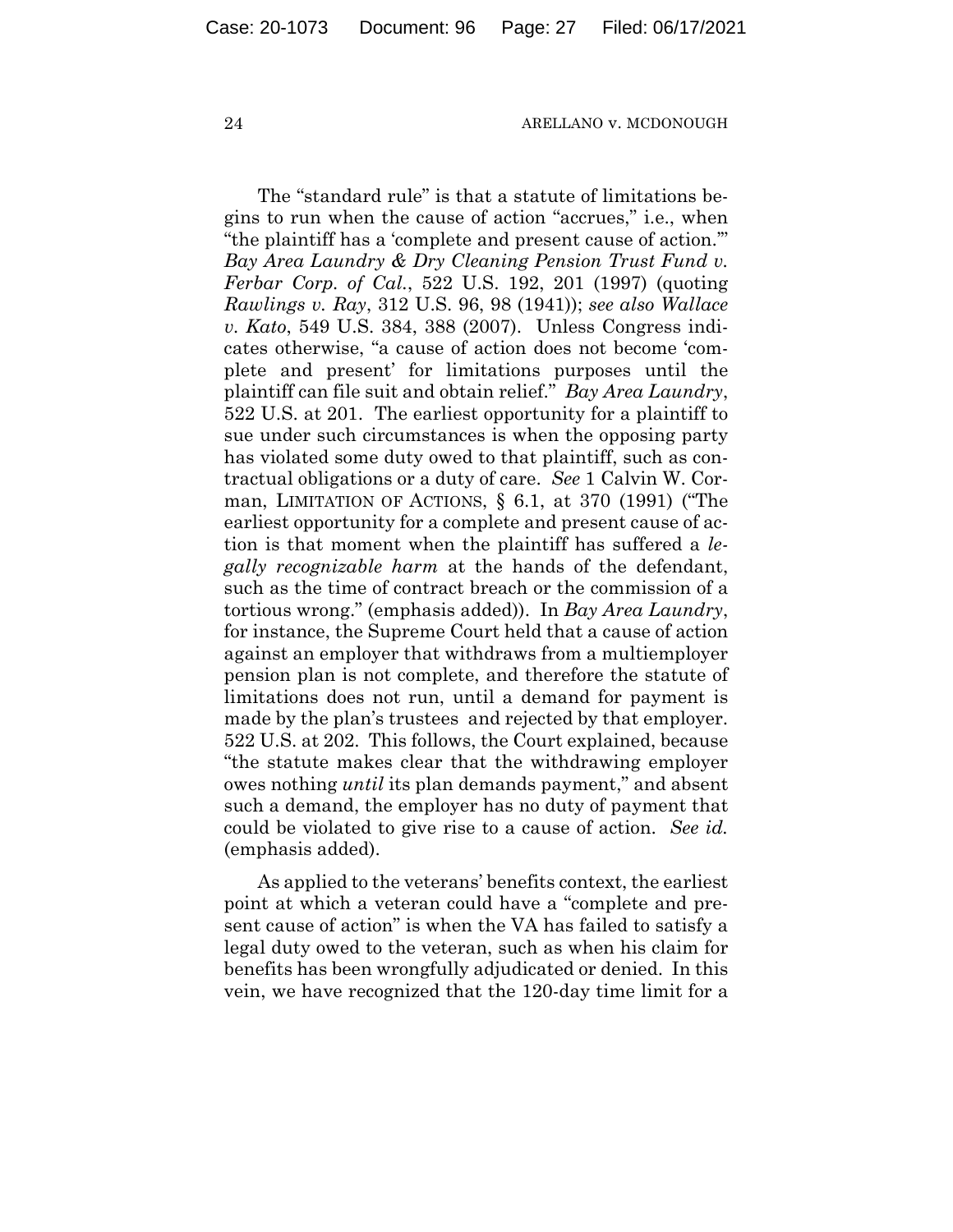The "standard rule" is that a statute of limitations begins to run when the cause of action "accrues," i.e., when "the plaintiff has a 'complete and present cause of action.'" *Bay Area Laundry & Dry Cleaning Pension Trust Fund v. Ferbar Corp. of Cal.*, 522 U.S. 192, 201 (1997) (quoting *Rawlings v. Ray*, 312 U.S. 96, 98 (1941)); *see also Wallace v. Kato*, 549 U.S. 384, 388 (2007). Unless Congress indicates otherwise, "a cause of action does not become 'complete and present' for limitations purposes until the plaintiff can file suit and obtain relief." *Bay Area Laundry*, 522 U.S. at 201. The earliest opportunity for a plaintiff to sue under such circumstances is when the opposing party has violated some duty owed to that plaintiff, such as contractual obligations or a duty of care. *See* 1 Calvin W. Corman, LIMITATION OF ACTIONS, § 6.1, at 370 (1991) ("The earliest opportunity for a complete and present cause of action is that moment when the plaintiff has suffered a *legally recognizable harm* at the hands of the defendant, such as the time of contract breach or the commission of a tortious wrong." (emphasis added)). In *Bay Area Laundry*, for instance, the Supreme Court held that a cause of action against an employer that withdraws from a multiemployer pension plan is not complete, and therefore the statute of limitations does not run, until a demand for payment is made by the plan's trustees and rejected by that employer. 522 U.S. at 202. This follows, the Court explained, because "the statute makes clear that the withdrawing employer owes nothing *until* its plan demands payment," and absent such a demand, the employer has no duty of payment that could be violated to give rise to a cause of action. *See id.* (emphasis added).

As applied to the veterans' benefits context, the earliest point at which a veteran could have a "complete and present cause of action" is when the VA has failed to satisfy a legal duty owed to the veteran, such as when his claim for benefits has been wrongfully adjudicated or denied. In this vein, we have recognized that the 120-day time limit for a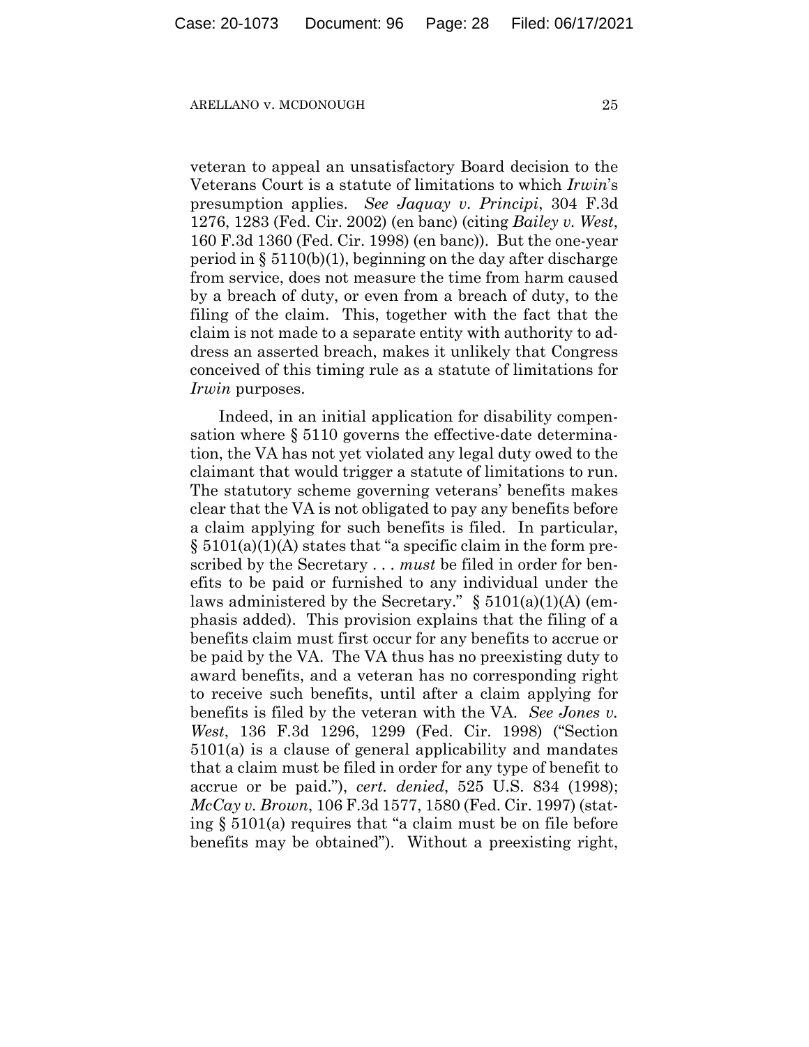veteran to appeal an unsatisfactory Board decision to the Veterans Court is a statute of limitations to which *Irwin*'s presumption applies. *See Jaquay v. Principi*, 304 F.3d 1276, 1283 (Fed. Cir. 2002) (en banc) (citing *Bailey v. West*, 160 F.3d 1360 (Fed. Cir. 1998) (en banc)). But the one-year period in § 5110(b)(1), beginning on the day after discharge from service, does not measure the time from harm caused by a breach of duty, or even from a breach of duty, to the filing of the claim. This, together with the fact that the claim is not made to a separate entity with authority to address an asserted breach, makes it unlikely that Congress conceived of this timing rule as a statute of limitations for *Irwin* purposes.

Indeed, in an initial application for disability compensation where § 5110 governs the effective-date determination, the VA has not yet violated any legal duty owed to the claimant that would trigger a statute of limitations to run. The statutory scheme governing veterans' benefits makes clear that the VA is not obligated to pay any benefits before a claim applying for such benefits is filed. In particular, § 5101(a)(1)(A) states that "a specific claim in the form prescribed by the Secretary . . . *must* be filed in order for benefits to be paid or furnished to any individual under the laws administered by the Secretary." § 5101(a)(1)(A) (emphasis added). This provision explains that the filing of a benefits claim must first occur for any benefits to accrue or be paid by the VA. The VA thus has no preexisting duty to award benefits, and a veteran has no corresponding right to receive such benefits, until after a claim applying for benefits is filed by the veteran with the VA. *See Jones v. West*, 136 F.3d 1296, 1299 (Fed. Cir. 1998) ("Section 5101(a) is a clause of general applicability and mandates that a claim must be filed in order for any type of benefit to accrue or be paid."), *cert. denied*, 525 U.S. 834 (1998); *McCay v. Brown*, 106 F.3d 1577, 1580 (Fed. Cir. 1997) (stating § 5101(a) requires that "a claim must be on file before benefits may be obtained"). Without a preexisting right,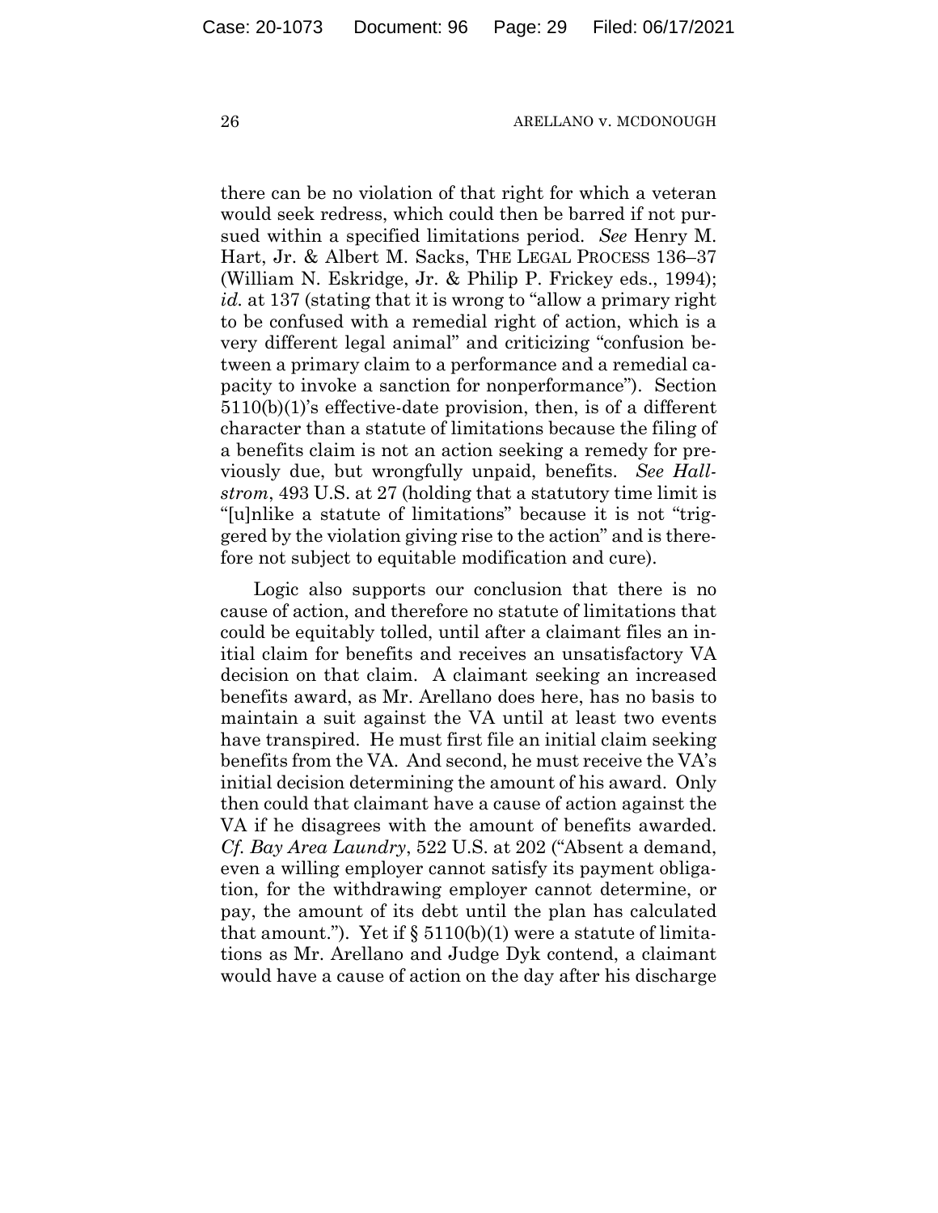there can be no violation of that right for which a veteran would seek redress, which could then be barred if not pursued within a specified limitations period. *See* Henry M. Hart, Jr. & Albert M. Sacks, THE LEGAL PROCESS 136–37 (William N. Eskridge, Jr. & Philip P. Frickey eds., 1994); *id.* at 137 (stating that it is wrong to "allow a primary right to be confused with a remedial right of action, which is a very different legal animal" and criticizing "confusion between a primary claim to a performance and a remedial capacity to invoke a sanction for nonperformance"). Section 5110(b)(1)'s effective-date provision, then, is of a different character than a statute of limitations because the filing of a benefits claim is not an action seeking a remedy for previously due, but wrongfully unpaid, benefits. *See Hallstrom*, 493 U.S. at 27 (holding that a statutory time limit is "[u]nlike a statute of limitations" because it is not "triggered by the violation giving rise to the action" and is therefore not subject to equitable modification and cure).

Logic also supports our conclusion that there is no cause of action, and therefore no statute of limitations that could be equitably tolled, until after a claimant files an initial claim for benefits and receives an unsatisfactory VA decision on that claim. A claimant seeking an increased benefits award, as Mr. Arellano does here, has no basis to maintain a suit against the VA until at least two events have transpired. He must first file an initial claim seeking benefits from the VA. And second, he must receive the VA's initial decision determining the amount of his award. Only then could that claimant have a cause of action against the VA if he disagrees with the amount of benefits awarded. *Cf. Bay Area Laundry*, 522 U.S. at 202 ("Absent a demand, even a willing employer cannot satisfy its payment obligation, for the withdrawing employer cannot determine, or pay, the amount of its debt until the plan has calculated that amount."). Yet if § 5110(b)(1) were a statute of limitations as Mr. Arellano and Judge Dyk contend, a claimant would have a cause of action on the day after his discharge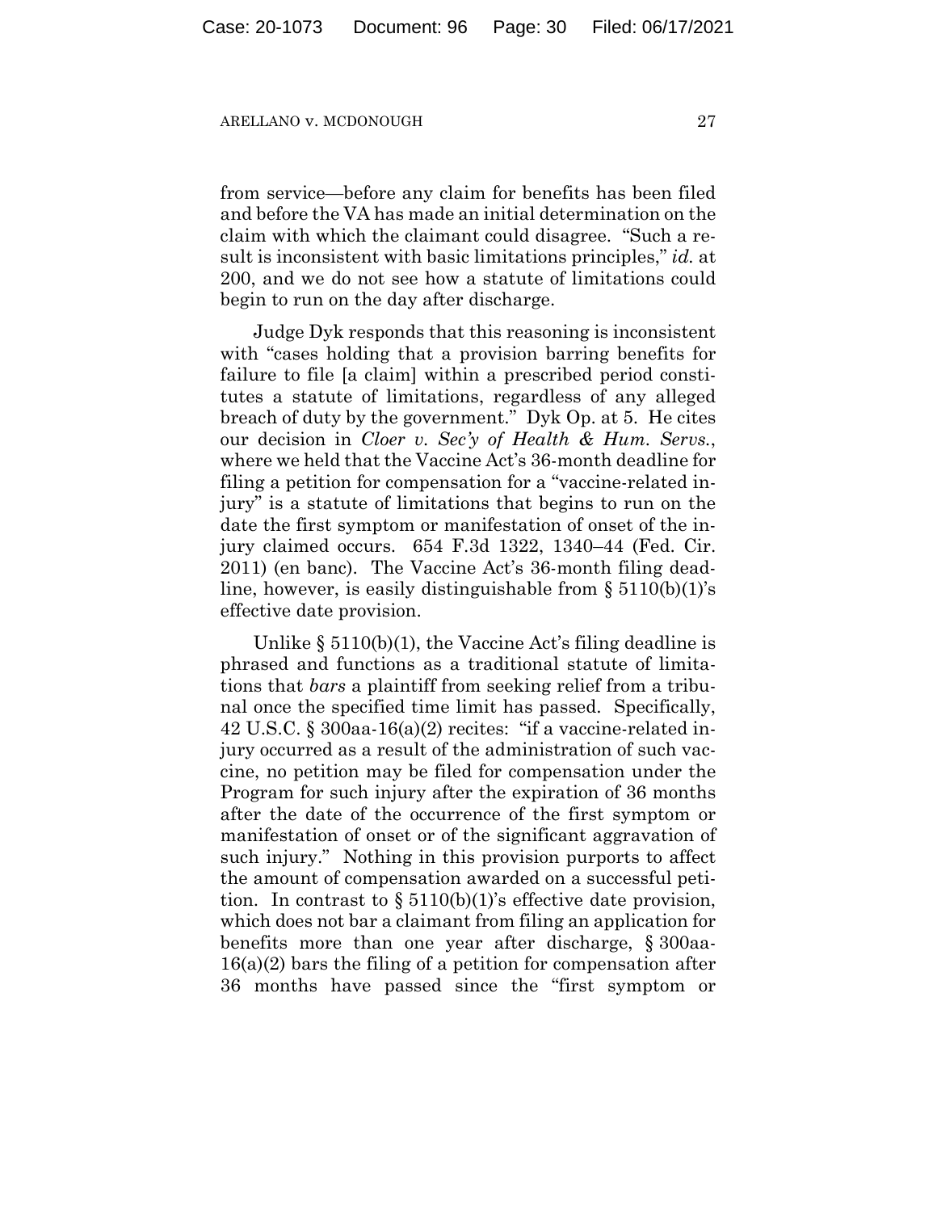from service—before any claim for benefits has been filed and before the VA has made an initial determination on the claim with which the claimant could disagree. "Such a result is inconsistent with basic limitations principles," *id.* at 200, and we do not see how a statute of limitations could begin to run on the day after discharge.

Judge Dyk responds that this reasoning is inconsistent with "cases holding that a provision barring benefits for failure to file [a claim] within a prescribed period constitutes a statute of limitations, regardless of any alleged breach of duty by the government." Dyk Op. at 5. He cites our decision in *Cloer v. Sec'y of Health & Hum. Servs.*, where we held that the Vaccine Act's 36-month deadline for filing a petition for compensation for a "vaccine-related injury" is a statute of limitations that begins to run on the date the first symptom or manifestation of onset of the injury claimed occurs. 654 F.3d 1322, 1340–44 (Fed. Cir. 2011) (en banc). The Vaccine Act's 36-month filing deadline, however, is easily distinguishable from § 5110(b)(1)'s effective date provision.

Unlike § 5110(b)(1), the Vaccine Act's filing deadline is phrased and functions as a traditional statute of limitations that *bars* a plaintiff from seeking relief from a tribunal once the specified time limit has passed. Specifically, 42 U.S.C. § 300aa-16(a)(2) recites: "if a vaccine-related injury occurred as a result of the administration of such vaccine, no petition may be filed for compensation under the Program for such injury after the expiration of 36 months after the date of the occurrence of the first symptom or manifestation of onset or of the significant aggravation of such injury." Nothing in this provision purports to affect the amount of compensation awarded on a successful petition. In contrast to § 5110(b)(1)'s effective date provision, which does not bar a claimant from filing an application for benefits more than one year after discharge, § 300aa-16(a)(2) bars the filing of a petition for compensation after 36 months have passed since the "first symptom or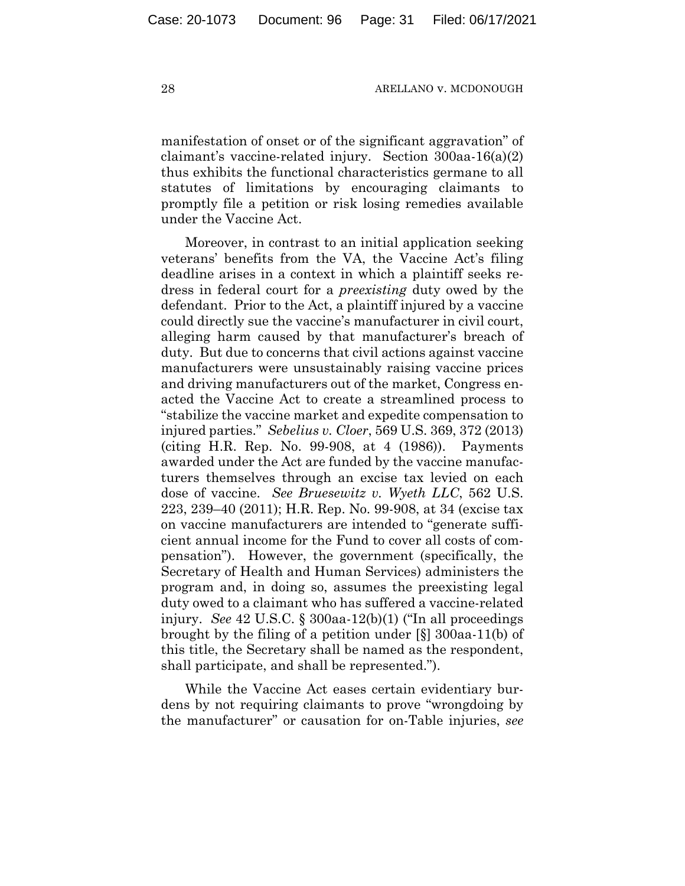manifestation of onset or of the significant aggravation" of claimant's vaccine-related injury. Section 300aa-16(a)(2) thus exhibits the functional characteristics germane to all statutes of limitations by encouraging claimants to promptly file a petition or risk losing remedies available under the Vaccine Act.

Moreover, in contrast to an initial application seeking veterans' benefits from the VA, the Vaccine Act's filing deadline arises in a context in which a plaintiff seeks redress in federal court for a *preexisting* duty owed by the defendant. Prior to the Act, a plaintiff injured by a vaccine could directly sue the vaccine's manufacturer in civil court, alleging harm caused by that manufacturer's breach of duty. But due to concerns that civil actions against vaccine manufacturers were unsustainably raising vaccine prices and driving manufacturers out of the market, Congress enacted the Vaccine Act to create a streamlined process to "stabilize the vaccine market and expedite compensation to injured parties." *Sebelius v. Cloer*, 569 U.S. 369, 372 (2013) (citing H.R. Rep. No. 99-908, at 4 (1986)). Payments awarded under the Act are funded by the vaccine manufacturers themselves through an excise tax levied on each dose of vaccine. *See Bruesewitz v. Wyeth LLC*, 562 U.S. 223, 239–40 (2011); H.R. Rep. No. 99-908, at 34 (excise tax on vaccine manufacturers are intended to "generate sufficient annual income for the Fund to cover all costs of compensation"). However, the government (specifically, the Secretary of Health and Human Services) administers the program and, in doing so, assumes the preexisting legal duty owed to a claimant who has suffered a vaccine-related injury. *See* 42 U.S.C. § 300aa-12(b)(1) ("In all proceedings brought by the filing of a petition under [§] 300aa-11(b) of this title, the Secretary shall be named as the respondent, shall participate, and shall be represented.").

While the Vaccine Act eases certain evidentiary burdens by not requiring claimants to prove "wrongdoing by the manufacturer" or causation for on-Table injuries, *see*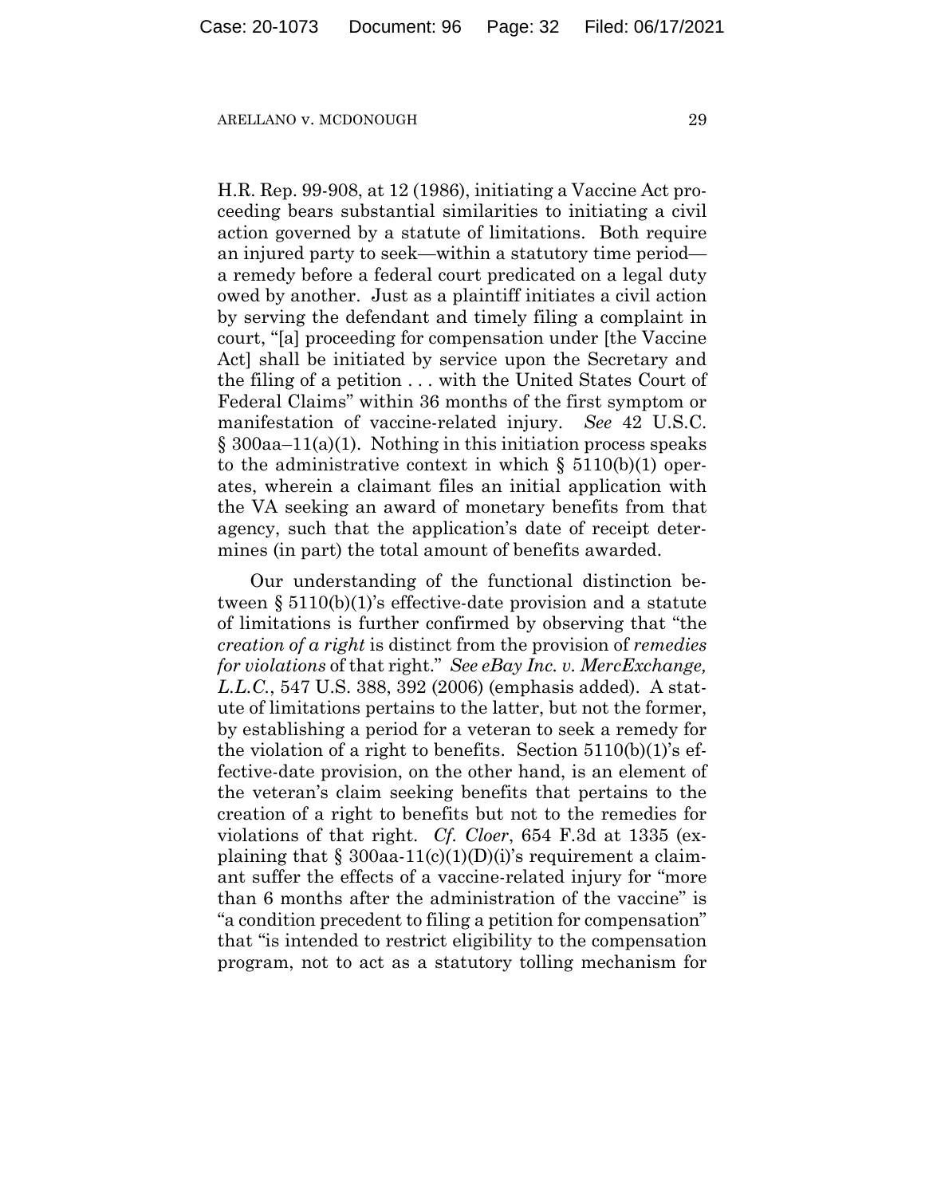H.R. Rep. 99-908, at 12 (1986), initiating a Vaccine Act proceeding bears substantial similarities to initiating a civil action governed by a statute of limitations. Both require an injured party to seek—within a statutory time period—a remedy before a federal court predicated on a legal duty owed by another. Just as a plaintiff initiates a civil action by serving the defendant and timely filing a complaint in court, "[a] proceeding for compensation under [the Vaccine Act] shall be initiated by service upon the Secretary and the filing of a petition . . . with the United States Court of Federal Claims" within 36 months of the first symptom or manifestation of vaccine-related injury. *See* 42 U.S.C. § 300aa–11(a)(1). Nothing in this initiation process speaks to the administrative context in which § 5110(b)(1) operates, wherein a claimant files an initial application with the VA seeking an award of monetary benefits from that agency, such that the application's date of receipt determines (in part) the total amount of benefits awarded.

Our understanding of the functional distinction between § 5110(b)(1)'s effective-date provision and a statute of limitations is further confirmed by observing that "the *creation of a right* is distinct from the provision of *remedies for violations* of that right." *See eBay Inc. v. MercExchange, L.L.C.*, 547 U.S. 388, 392 (2006) (emphasis added). A statute of limitations pertains to the latter, but not the former, by establishing a period for a veteran to seek a remedy for the violation of a right to benefits. Section 5110(b)(1)'s effective-date provision, on the other hand, is an element of the veteran's claim seeking benefits that pertains to the creation of a right to benefits but not to the remedies for violations of that right. *Cf. Cloer*, 654 F.3d at 1335 (explaining that § 300aa-11(c)(1)(D)(i)'s requirement a claimant suffer the effects of a vaccine-related injury for "more than 6 months after the administration of the vaccine" is "a condition precedent to filing a petition for compensation" that "is intended to restrict eligibility to the compensation program, not to act as a statutory tolling mechanism for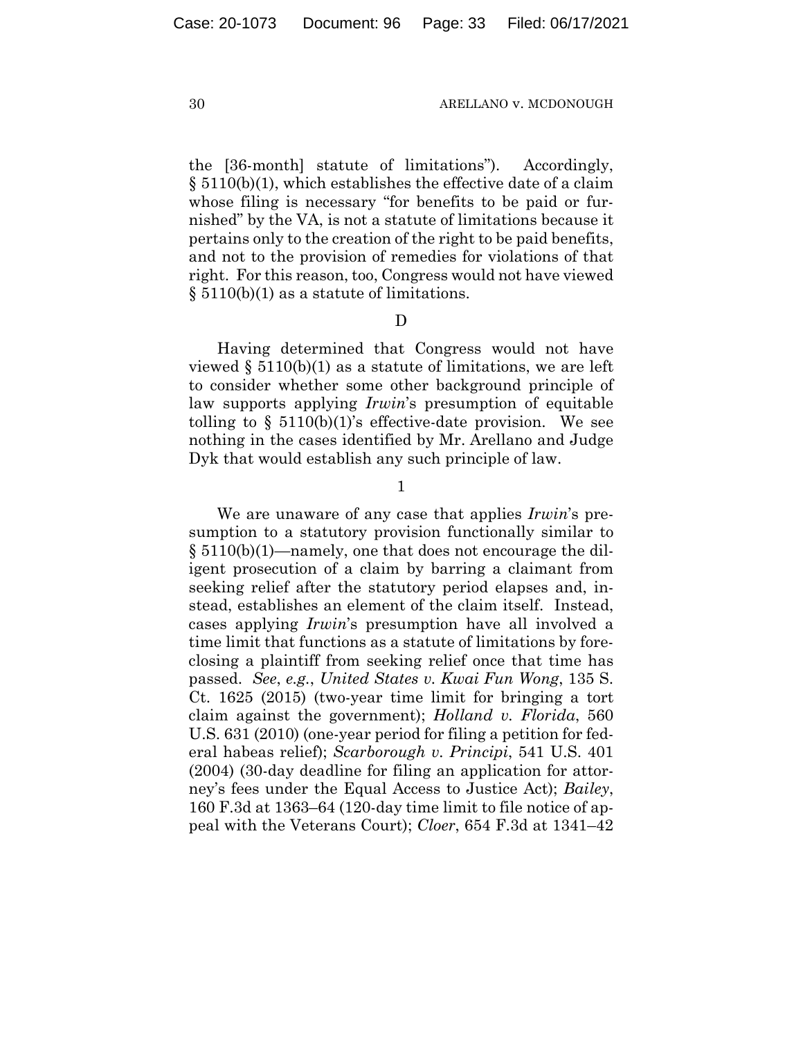the [36-month] statute of limitations"). Accordingly, § 5110(b)(1), which establishes the effective date of a claim whose filing is necessary "for benefits to be paid or furnished" by the VA, is not a statute of limitations because it pertains only to the creation of the right to be paid benefits, and not to the provision of remedies for violations of that right. For this reason, too, Congress would not have viewed § 5110(b)(1) as a statute of limitations.

D

Having determined that Congress would not have viewed § 5110(b)(1) as a statute of limitations, we are left to consider whether some other background principle of law supports applying *Irwin*'s presumption of equitable tolling to § 5110(b)(1)'s effective-date provision. We see nothing in the cases identified by Mr. Arellano and Judge Dyk that would establish any such principle of law.

1

We are unaware of any case that applies *Irwin*'s presumption to a statutory provision functionally similar to § 5110(b)(1)—namely, one that does not encourage the diligent prosecution of a claim by barring a claimant from seeking relief after the statutory period elapses and, instead, establishes an element of the claim itself. Instead, cases applying *Irwin*'s presumption have all involved a time limit that functions as a statute of limitations by foreclosing a plaintiff from seeking relief once that time has passed. *See*, *e.g.*, *United States v. Kwai Fun Wong*, 135 S. Ct. 1625 (2015) (two-year time limit for bringing a tort claim against the government); *Holland v. Florida*, 560 U.S. 631 (2010) (one-year period for filing a petition for federal habeas relief); *Scarborough v. Principi*, 541 U.S. 401 (2004) (30-day deadline for filing an application for attorney's fees under the Equal Access to Justice Act); *Bailey*, 160 F.3d at 1363–64 (120-day time limit to file notice of appeal with the Veterans Court); *Cloer*, 654 F.3d at 1341–42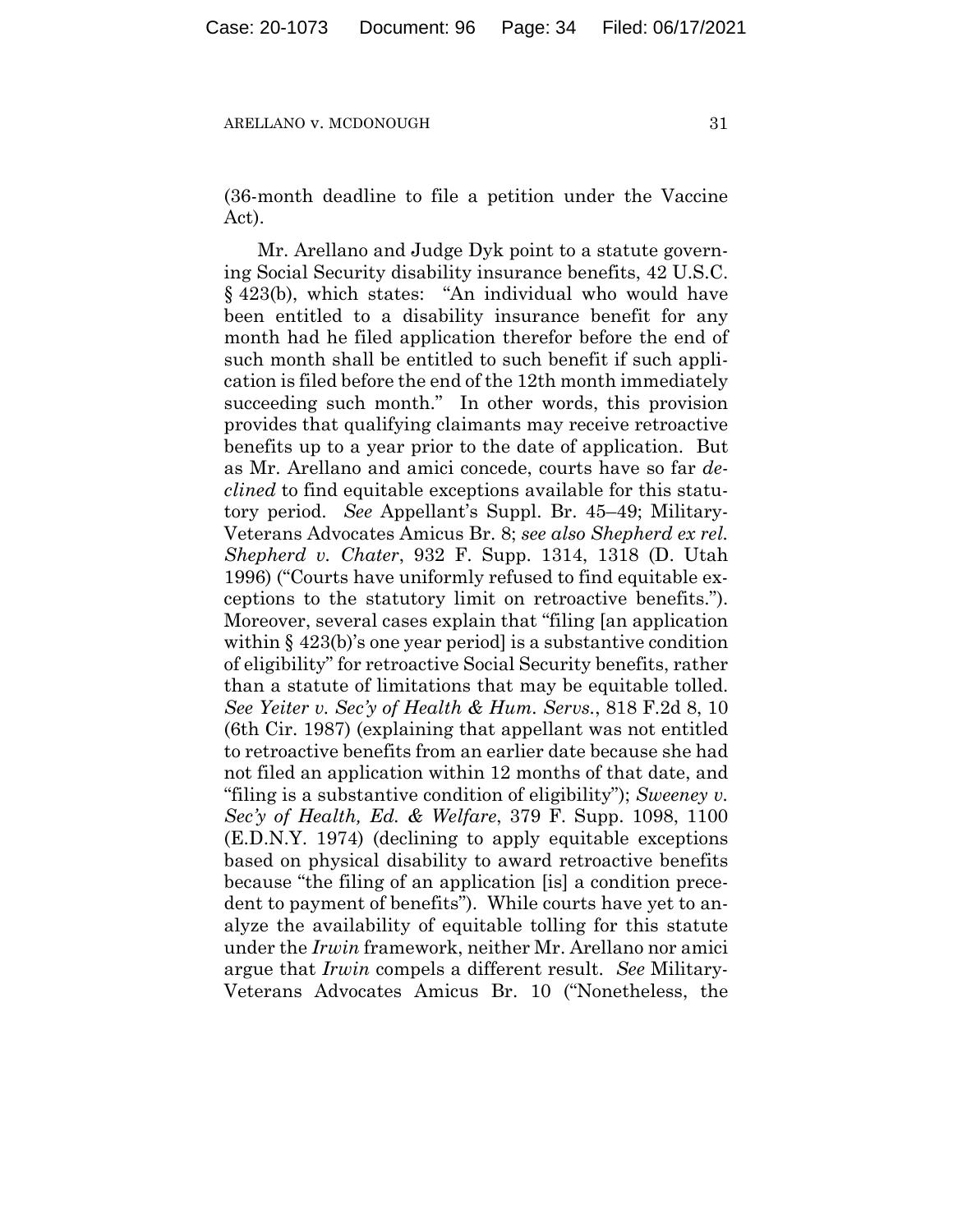(36-month deadline to file a petition under the Vaccine Act).

Mr. Arellano and Judge Dyk point to a statute governing Social Security disability insurance benefits, 42 U.S.C. § 423(b), which states: "An individual who would have been entitled to a disability insurance benefit for any month had he filed application therefor before the end of such month shall be entitled to such benefit if such application is filed before the end of the 12th month immediately succeeding such month." In other words, this provision provides that qualifying claimants may receive retroactive benefits up to a year prior to the date of application. But as Mr. Arellano and amici concede, courts have so far *declined* to find equitable exceptions available for this statutory period. *See* Appellant's Suppl. Br. 45–49; Military-Veterans Advocates Amicus Br. 8; *see also Shepherd ex rel. Shepherd v. Chater*, 932 F. Supp. 1314, 1318 (D. Utah 1996) ("Courts have uniformly refused to find equitable exceptions to the statutory limit on retroactive benefits."). Moreover, several cases explain that "filing [an application within § 423(b)'s one year period] is a substantive condition of eligibility" for retroactive Social Security benefits, rather than a statute of limitations that may be equitable tolled. *See Yeiter v. Sec'y of Health & Hum. Servs.*, 818 F.2d 8, 10 (6th Cir. 1987) (explaining that appellant was not entitled to retroactive benefits from an earlier date because she had not filed an application within 12 months of that date, and "filing is a substantive condition of eligibility"); *Sweeney v. Sec'y of Health, Ed. & Welfare*, 379 F. Supp. 1098, 1100 (E.D.N.Y. 1974) (declining to apply equitable exceptions based on physical disability to award retroactive benefits because "the filing of an application [is] a condition precedent to payment of benefits"). While courts have yet to analyze the availability of equitable tolling for this statute under the *Irwin* framework, neither Mr. Arellano nor amici argue that *Irwin* compels a different result. *See* Military-Veterans Advocates Amicus Br. 10 ("Nonetheless, the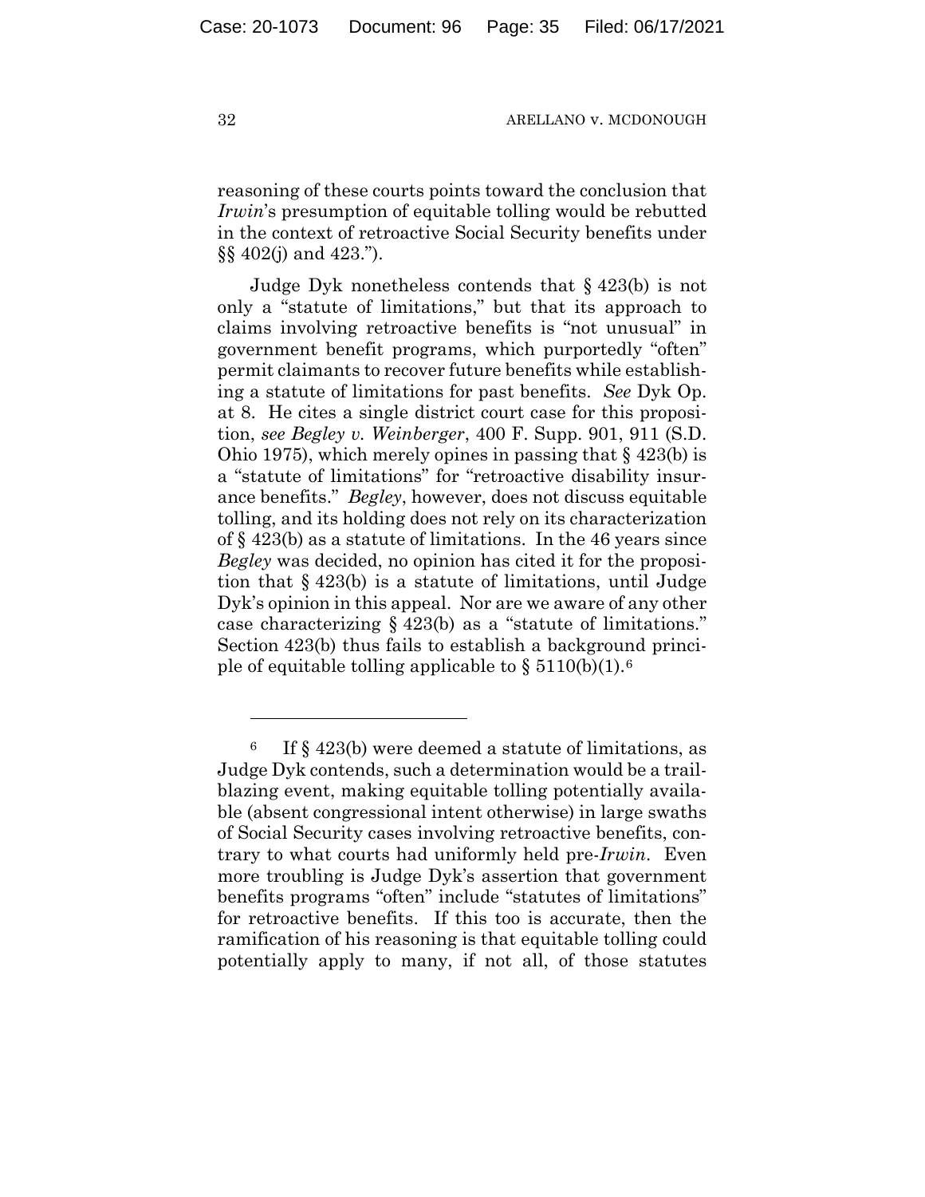reasoning of these courts points toward the conclusion that *Irwin*'s presumption of equitable tolling would be rebutted in the context of retroactive Social Security benefits under §§ 402(j) and 423.").

Judge Dyk nonetheless contends that § 423(b) is not only a "statute of limitations," but that its approach to claims involving retroactive benefits is "not unusual" in government benefit programs, which purportedly "often" permit claimants to recover future benefits while establishing a statute of limitations for past benefits. *See* Dyk Op. at 8. He cites a single district court case for this proposition, *see Begley v. Weinberger*, 400 F. Supp. 901, 911 (S.D. Ohio 1975), which merely opines in passing that § 423(b) is a "statute of limitations" for "retroactive disability insurance benefits." *Begley*, however, does not discuss equitable tolling, and its holding does not rely on its characterization of § 423(b) as a statute of limitations. In the 46 years since *Begley* was decided, no opinion has cited it for the proposition that § 423(b) is a statute of limitations, until Judge Dyk's opinion in this appeal. Nor are we aware of any other case characterizing § 423(b) as a "statute of limitations." Section 423(b) thus fails to establish a background principle of equitable tolling applicable to § 5110(b)(1).[6]

---

[6] If § 423(b) were deemed a statute of limitations, as Judge Dyk contends, such a determination would be a trailblazing event, making equitable tolling potentially available (absent congressional intent otherwise) in large swaths of Social Security cases involving retroactive benefits, contrary to what courts had uniformly held pre-*Irwin*. Even more troubling is Judge Dyk's assertion that government benefits programs "often" include "statutes of limitations" for retroactive benefits. If this too is accurate, then the ramification of his reasoning is that equitable tolling could potentially apply to many, if not all, of those statutes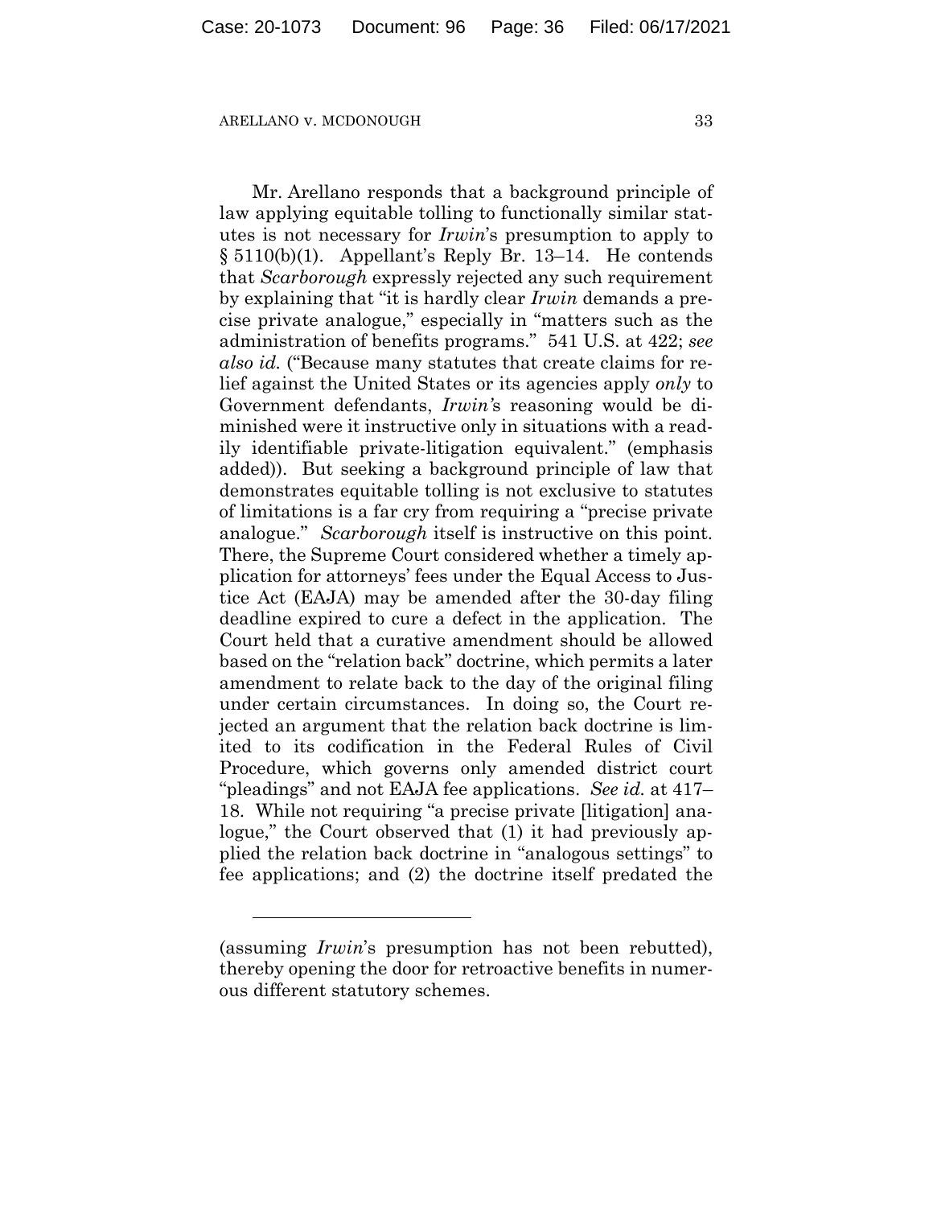Mr. Arellano responds that a background principle of law applying equitable tolling to functionally similar statutes is not necessary for *Irwin*'s presumption to apply to § 5110(b)(1). Appellant's Reply Br. 13–14. He contends that *Scarborough* expressly rejected any such requirement by explaining that "it is hardly clear *Irwin* demands a precise private analogue," especially in "matters such as the administration of benefits programs." 541 U.S. at 422; *see also id.* ("Because many statutes that create claims for relief against the United States or its agencies apply *only* to Government defendants, *Irwin*'s reasoning would be diminished were it instructive only in situations with a readily identifiable private-litigation equivalent." (emphasis added)). But seeking a background principle of law that demonstrates equitable tolling is not exclusive to statutes of limitations is a far cry from requiring a "precise private analogue." *Scarborough* itself is instructive on this point. There, the Supreme Court considered whether a timely application for attorneys' fees under the Equal Access to Justice Act (EAJA) may be amended after the 30-day filing deadline expired to cure a defect in the application. The Court held that a curative amendment should be allowed based on the "relation back" doctrine, which permits a later amendment to relate back to the day of the original filing under certain circumstances. In doing so, the Court rejected an argument that the relation back doctrine is limited to its codification in the Federal Rules of Civil Procedure, which governs only amended district court "pleadings" and not EAJA fee applications. *See id.* at 417–18. While not requiring "a precise private [litigation] analogue," the Court observed that (1) it had previously applied the relation back doctrine in "analogous settings" to fee applications; and (2) the doctrine itself predated the

---

(assuming *Irwin*'s presumption has not been rebutted), thereby opening the door for retroactive benefits in numerous different statutory schemes.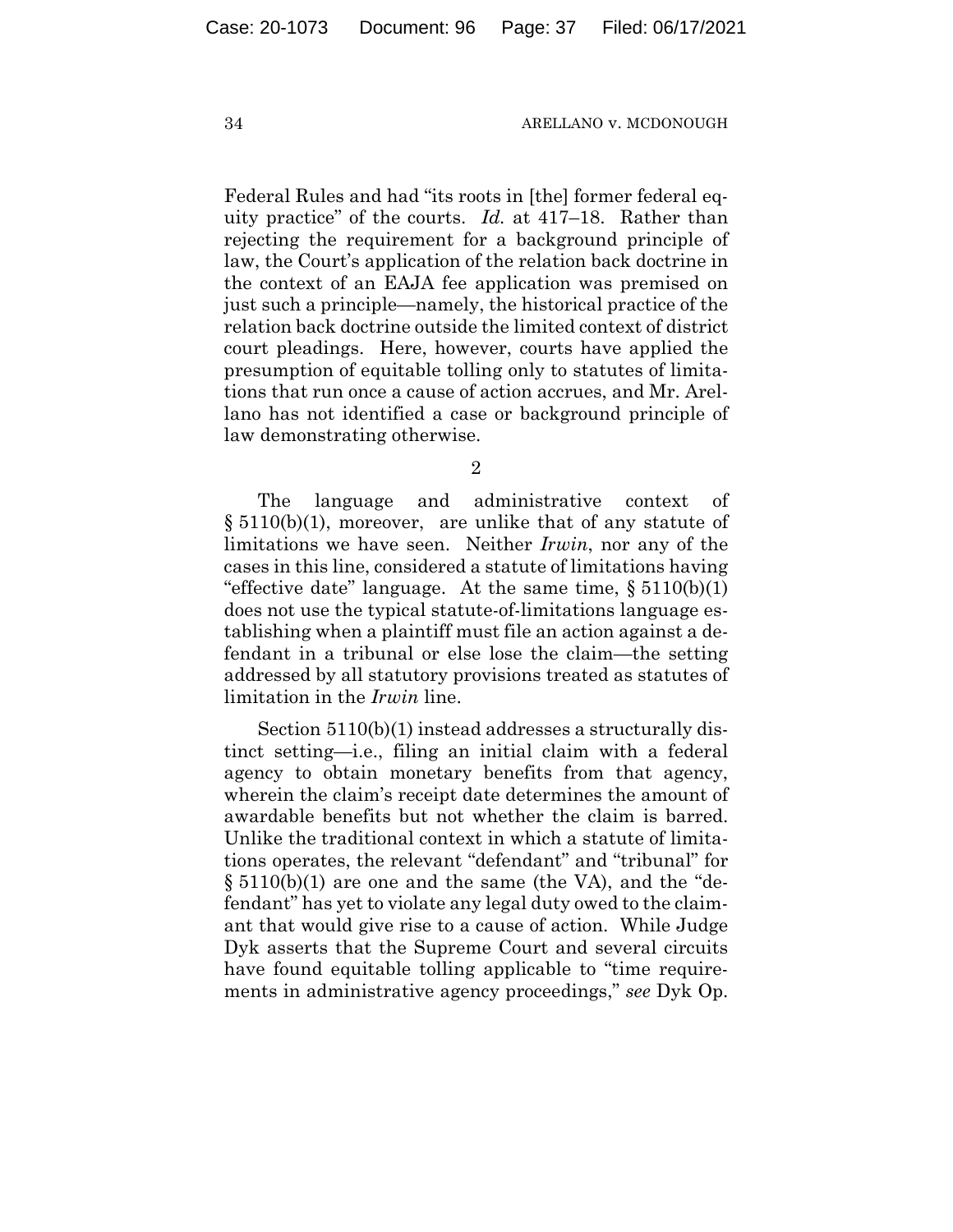Federal Rules and had "its roots in [the] former federal equity practice" of the courts. *Id.* at 417–18. Rather than rejecting the requirement for a background principle of law, the Court's application of the relation back doctrine in the context of an EAJA fee application was premised on just such a principle—namely, the historical practice of the relation back doctrine outside the limited context of district court pleadings. Here, however, courts have applied the presumption of equitable tolling only to statutes of limitations that run once a cause of action accrues, and Mr. Arellano has not identified a case or background principle of law demonstrating otherwise.

2

The language and administrative context of § 5110(b)(1), moreover, are unlike that of any statute of limitations we have seen. Neither *Irwin*, nor any of the cases in this line, considered a statute of limitations having "effective date" language. At the same time, § 5110(b)(1) does not use the typical statute-of-limitations language establishing when a plaintiff must file an action against a defendant in a tribunal or else lose the claim—the setting addressed by all statutory provisions treated as statutes of limitation in the *Irwin* line.

Section 5110(b)(1) instead addresses a structurally distinct setting—i.e., filing an initial claim with a federal agency to obtain monetary benefits from that agency, wherein the claim's receipt date determines the amount of awardable benefits but not whether the claim is barred. Unlike the traditional context in which a statute of limitations operates, the relevant "defendant" and "tribunal" for § 5110(b)(1) are one and the same (the VA), and the "defendant" has yet to violate any legal duty owed to the claimant that would give rise to a cause of action. While Judge Dyk asserts that the Supreme Court and several circuits have found equitable tolling applicable to "time requirements in administrative agency proceedings," *see* Dyk Op.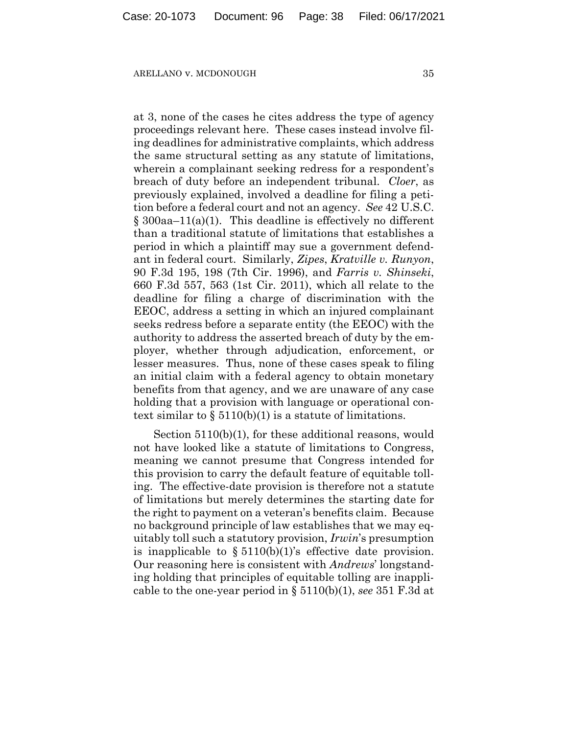at 3, none of the cases he cites address the type of agency proceedings relevant here. These cases instead involve filing deadlines for administrative complaints, which address the same structural setting as any statute of limitations, wherein a complainant seeking redress for a respondent's breach of duty before an independent tribunal. *Cloer*, as previously explained, involved a deadline for filing a petition before a federal court and not an agency. *See* 42 U.S.C. § 300aa–11(a)(1). This deadline is effectively no different than a traditional statute of limitations that establishes a period in which a plaintiff may sue a government defendant in federal court. Similarly, *Zipes*, *Kratville v. Runyon*, 90 F.3d 195, 198 (7th Cir. 1996), and *Farris v. Shinseki*, 660 F.3d 557, 563 (1st Cir. 2011), which all relate to the deadline for filing a charge of discrimination with the EEOC, address a setting in which an injured complainant seeks redress before a separate entity (the EEOC) with the authority to address the asserted breach of duty by the employer, whether through adjudication, enforcement, or lesser measures. Thus, none of these cases speak to filing an initial claim with a federal agency to obtain monetary benefits from that agency, and we are unaware of any case holding that a provision with language or operational context similar to § 5110(b)(1) is a statute of limitations.

Section 5110(b)(1), for these additional reasons, would not have looked like a statute of limitations to Congress, meaning we cannot presume that Congress intended for this provision to carry the default feature of equitable tolling. The effective-date provision is therefore not a statute of limitations but merely determines the starting date for the right to payment on a veteran's benefits claim. Because no background principle of law establishes that we may equitably toll such a statutory provision, *Irwin*'s presumption is inapplicable to § 5110(b)(1)'s effective date provision. Our reasoning here is consistent with *Andrews*' longstanding holding that principles of equitable tolling are inapplicable to the one-year period in § 5110(b)(1), *see* 351 F.3d at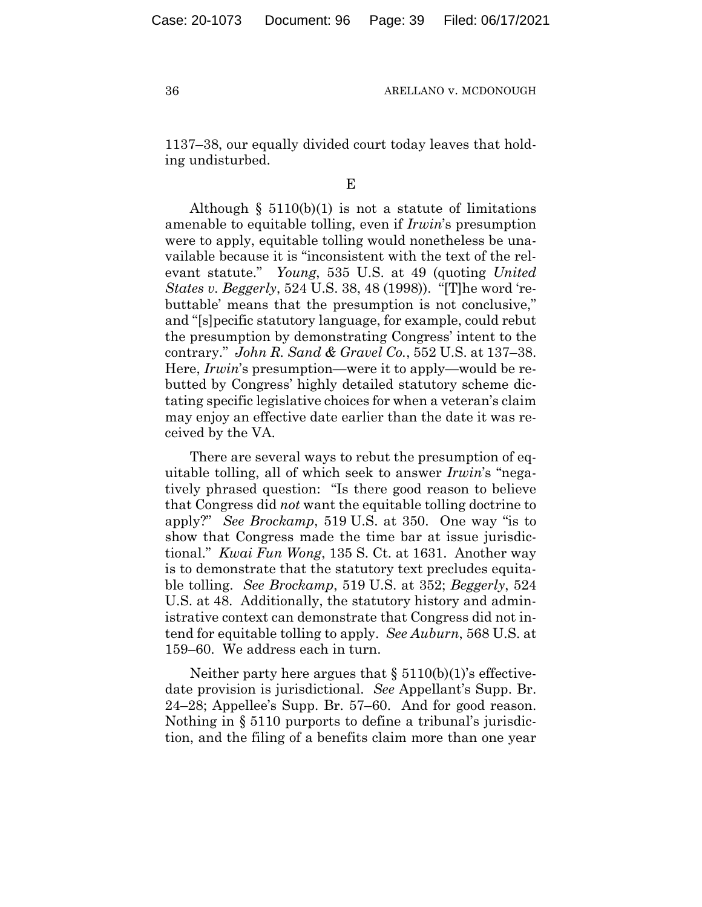1137–38, our equally divided court today leaves that holding undisturbed.

E

Although § 5110(b)(1) is not a statute of limitations amenable to equitable tolling, even if *Irwin*'s presumption were to apply, equitable tolling would nonetheless be unavailable because it is "inconsistent with the text of the relevant statute." *Young*, 535 U.S. at 49 (quoting *United States v. Beggerly*, 524 U.S. 38, 48 (1998)). "[T]he word 'rebuttable' means that the presumption is not conclusive," and "[s]pecific statutory language, for example, could rebut the presumption by demonstrating Congress' intent to the contrary." *John R. Sand & Gravel Co.*, 552 U.S. at 137–38. Here, *Irwin*'s presumption—were it to apply—would be rebutted by Congress' highly detailed statutory scheme dictating specific legislative choices for when a veteran's claim may enjoy an effective date earlier than the date it was received by the VA.

There are several ways to rebut the presumption of equitable tolling, all of which seek to answer *Irwin*'s "negatively phrased question: "Is there good reason to believe that Congress did *not* want the equitable tolling doctrine to apply?" *See Brockamp*, 519 U.S. at 350. One way "is to show that Congress made the time bar at issue jurisdictional." *Kwai Fun Wong*, 135 S. Ct. at 1631. Another way is to demonstrate that the statutory text precludes equitable tolling. *See Brockamp*, 519 U.S. at 352; *Beggerly*, 524 U.S. at 48. Additionally, the statutory history and administrative context can demonstrate that Congress did not intend for equitable tolling to apply. *See Auburn*, 568 U.S. at 159–60. We address each in turn.

Neither party here argues that § 5110(b)(1)'s effective-date provision is jurisdictional. *See* Appellant's Supp. Br. 24–28; Appellee's Supp. Br. 57–60. And for good reason. Nothing in § 5110 purports to define a tribunal's jurisdiction, and the filing of a benefits claim more than one year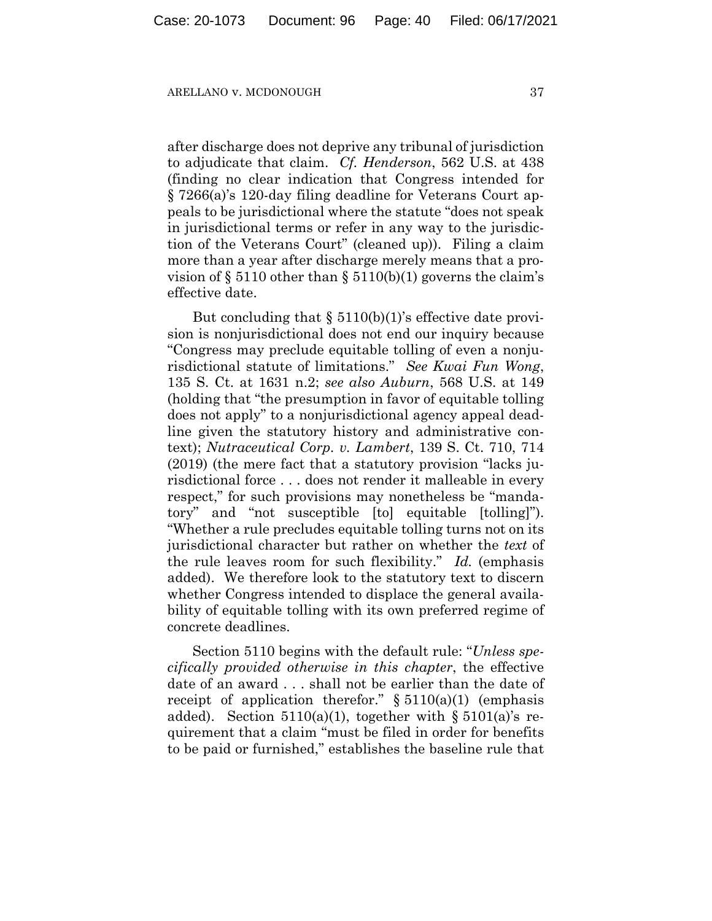after discharge does not deprive any tribunal of jurisdiction to adjudicate that claim. *Cf. Henderson*, 562 U.S. at 438 (finding no clear indication that Congress intended for § 7266(a)'s 120-day filing deadline for Veterans Court appeals to be jurisdictional where the statute "does not speak in jurisdictional terms or refer in any way to the jurisdiction of the Veterans Court" (cleaned up)). Filing a claim more than a year after discharge merely means that a provision of § 5110 other than § 5110(b)(1) governs the claim's effective date.

But concluding that § 5110(b)(1)'s effective date provision is nonjurisdictional does not end our inquiry because "Congress may preclude equitable tolling of even a nonjurisdictional statute of limitations." *See Kwai Fun Wong*, 135 S. Ct. at 1631 n.2; *see also Auburn*, 568 U.S. at 149 (holding that "the presumption in favor of equitable tolling does not apply" to a nonjurisdictional agency appeal deadline given the statutory history and administrative context); *Nutraceutical Corp. v. Lambert*, 139 S. Ct. 710, 714 (2019) (the mere fact that a statutory provision "lacks jurisdictional force . . . does not render it malleable in every respect," for such provisions may nonetheless be "mandatory" and "not susceptible [to] equitable [tolling]"). "Whether a rule precludes equitable tolling turns not on its jurisdictional character but rather on whether the *text* of the rule leaves room for such flexibility." *Id.* (emphasis added). We therefore look to the statutory text to discern whether Congress intended to displace the general availability of equitable tolling with its own preferred regime of concrete deadlines.

Section 5110 begins with the default rule: "*Unless specifically provided otherwise in this chapter*, the effective date of an award . . . shall not be earlier than the date of receipt of application therefor." § 5110(a)(1) (emphasis added). Section 5110(a)(1), together with § 5101(a)'s requirement that a claim "must be filed in order for benefits to be paid or furnished," establishes the baseline rule that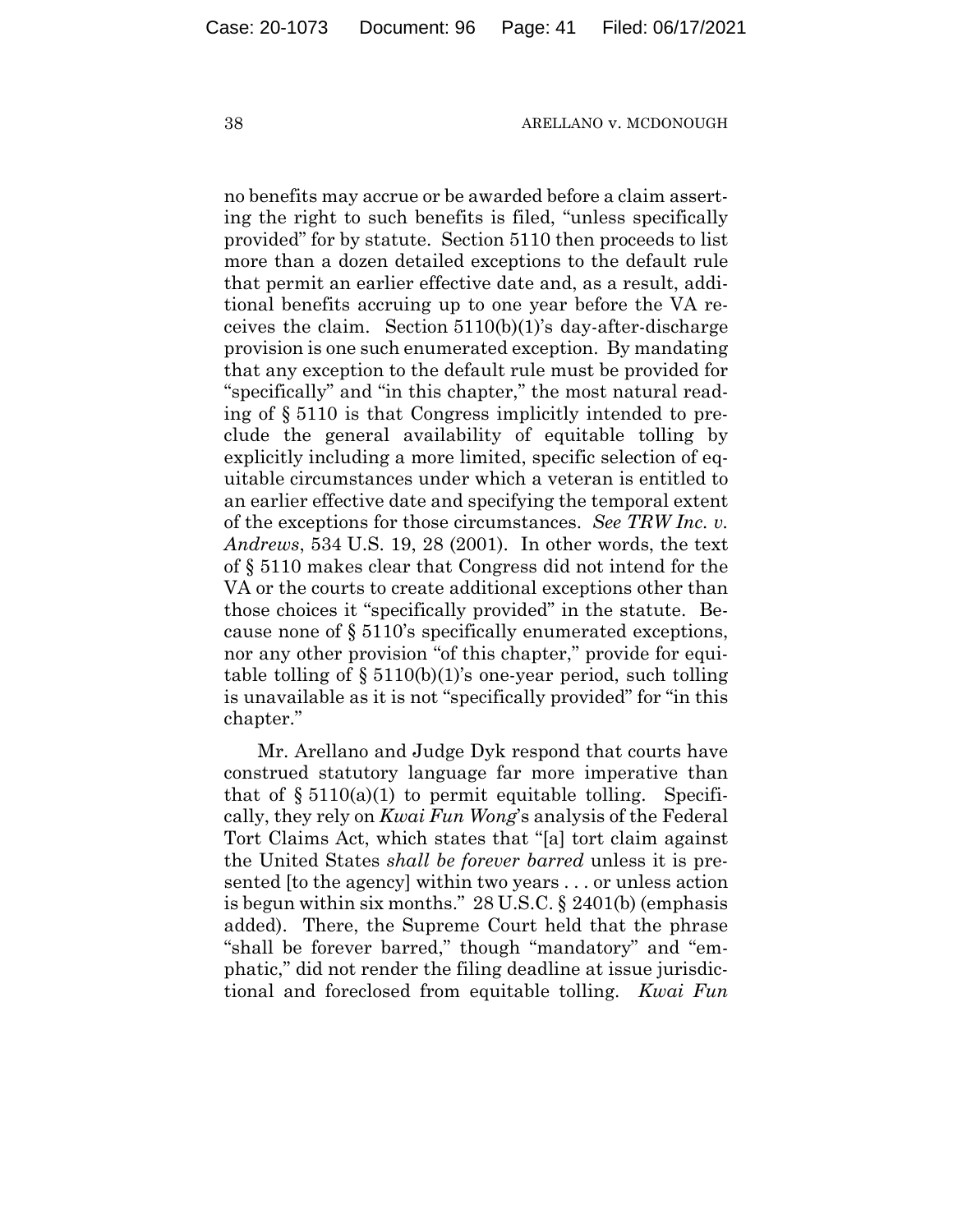no benefits may accrue or be awarded before a claim asserting the right to such benefits is filed, "unless specifically provided" for by statute. Section 5110 then proceeds to list more than a dozen detailed exceptions to the default rule that permit an earlier effective date and, as a result, additional benefits accruing up to one year before the VA receives the claim. Section 5110(b)(1)'s day-after-discharge provision is one such enumerated exception. By mandating that any exception to the default rule must be provided for "specifically" and "in this chapter," the most natural reading of § 5110 is that Congress implicitly intended to preclude the general availability of equitable tolling by explicitly including a more limited, specific selection of equitable circumstances under which a veteran is entitled to an earlier effective date and specifying the temporal extent of the exceptions for those circumstances. *See TRW Inc. v. Andrews*, 534 U.S. 19, 28 (2001). In other words, the text of § 5110 makes clear that Congress did not intend for the VA or the courts to create additional exceptions other than those choices it "specifically provided" in the statute. Because none of § 5110's specifically enumerated exceptions, nor any other provision "of this chapter," provide for equitable tolling of § 5110(b)(1)'s one-year period, such tolling is unavailable as it is not "specifically provided" for "in this chapter."

Mr. Arellano and Judge Dyk respond that courts have construed statutory language far more imperative than that of § 5110(a)(1) to permit equitable tolling. Specifically, they rely on *Kwai Fun Wong*'s analysis of the Federal Tort Claims Act, which states that "[a] tort claim against the United States *shall be forever barred* unless it is presented [to the agency] within two years . . . or unless action is begun within six months." 28 U.S.C. § 2401(b) (emphasis added). There, the Supreme Court held that the phrase "shall be forever barred," though "mandatory" and "emphatic," did not render the filing deadline at issue jurisdictional and foreclosed from equitable tolling. *Kwai Fun*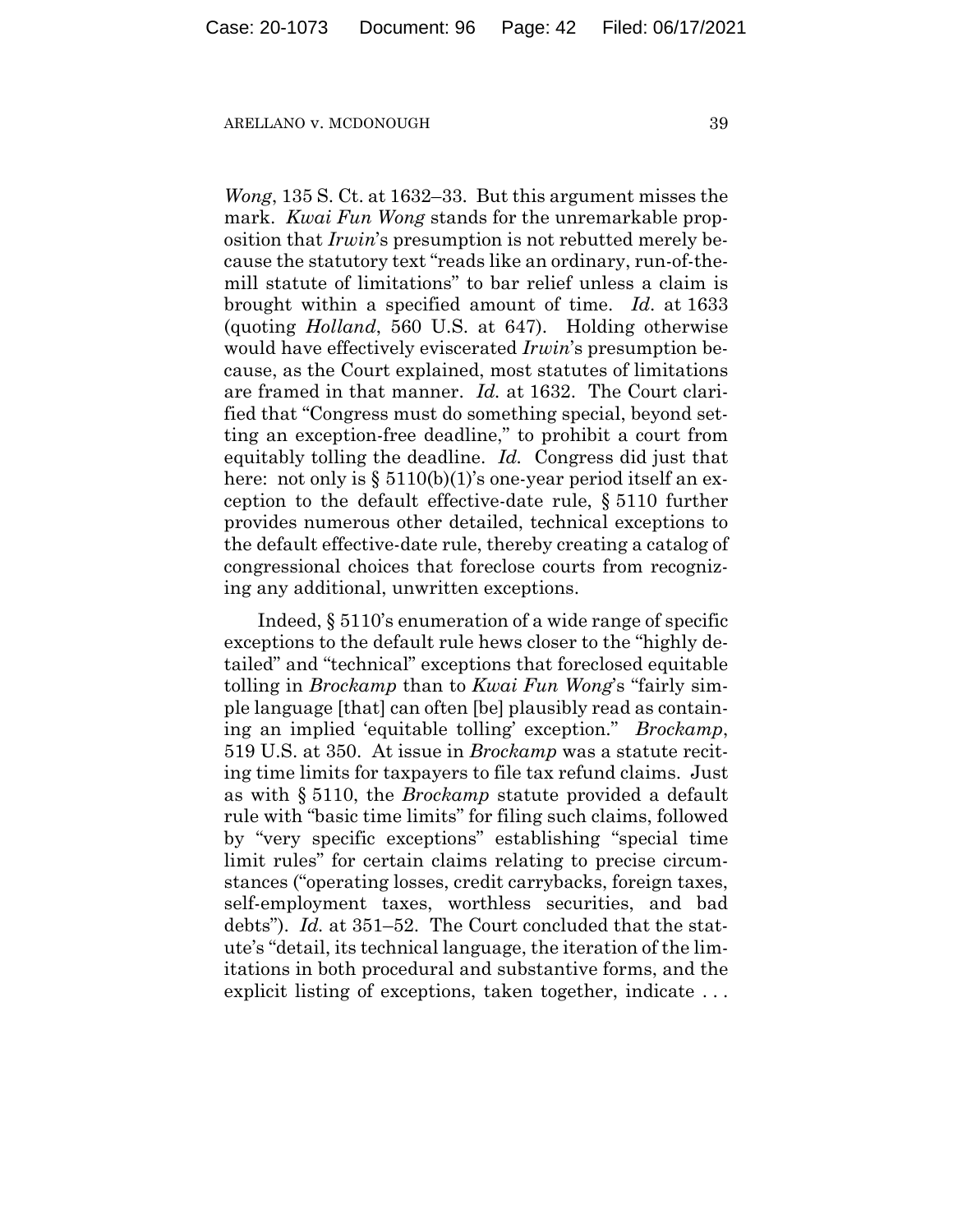*Wong*, 135 S. Ct. at 1632–33. But this argument misses the mark. *Kwai Fun Wong* stands for the unremarkable proposition that *Irwin*'s presumption is not rebutted merely because the statutory text "reads like an ordinary, run-of-the-mill statute of limitations" to bar relief unless a claim is brought within a specified amount of time. *Id.* at 1633 (quoting *Holland*, 560 U.S. at 647). Holding otherwise would have effectively eviscerated *Irwin*'s presumption because, as the Court explained, most statutes of limitations are framed in that manner. *Id.* at 1632. The Court clarified that "Congress must do something special, beyond setting an exception-free deadline," to prohibit a court from equitably tolling the deadline. *Id.* Congress did just that here: not only is § 5110(b)(1)'s one-year period itself an exception to the default effective-date rule, § 5110 further provides numerous other detailed, technical exceptions to the default effective-date rule, thereby creating a catalog of congressional choices that foreclose courts from recognizing any additional, unwritten exceptions.

Indeed, § 5110's enumeration of a wide range of specific exceptions to the default rule hews closer to the "highly detailed" and "technical" exceptions that foreclosed equitable tolling in *Brockamp* than to *Kwai Fun Wong*'s "fairly simple language [that] can often [be] plausibly read as containing an implied 'equitable tolling' exception." *Brockamp*, 519 U.S. at 350. At issue in *Brockamp* was a statute reciting time limits for taxpayers to file tax refund claims. Just as with § 5110, the *Brockamp* statute provided a default rule with "basic time limits" for filing such claims, followed by "very specific exceptions" establishing "special time limit rules" for certain claims relating to precise circumstances ("operating losses, credit carrybacks, foreign taxes, self-employment taxes, worthless securities, and bad debts"). *Id.* at 351–52. The Court concluded that the statute's "detail, its technical language, the iteration of the limitations in both procedural and substantive forms, and the explicit listing of exceptions, taken together, indicate . . .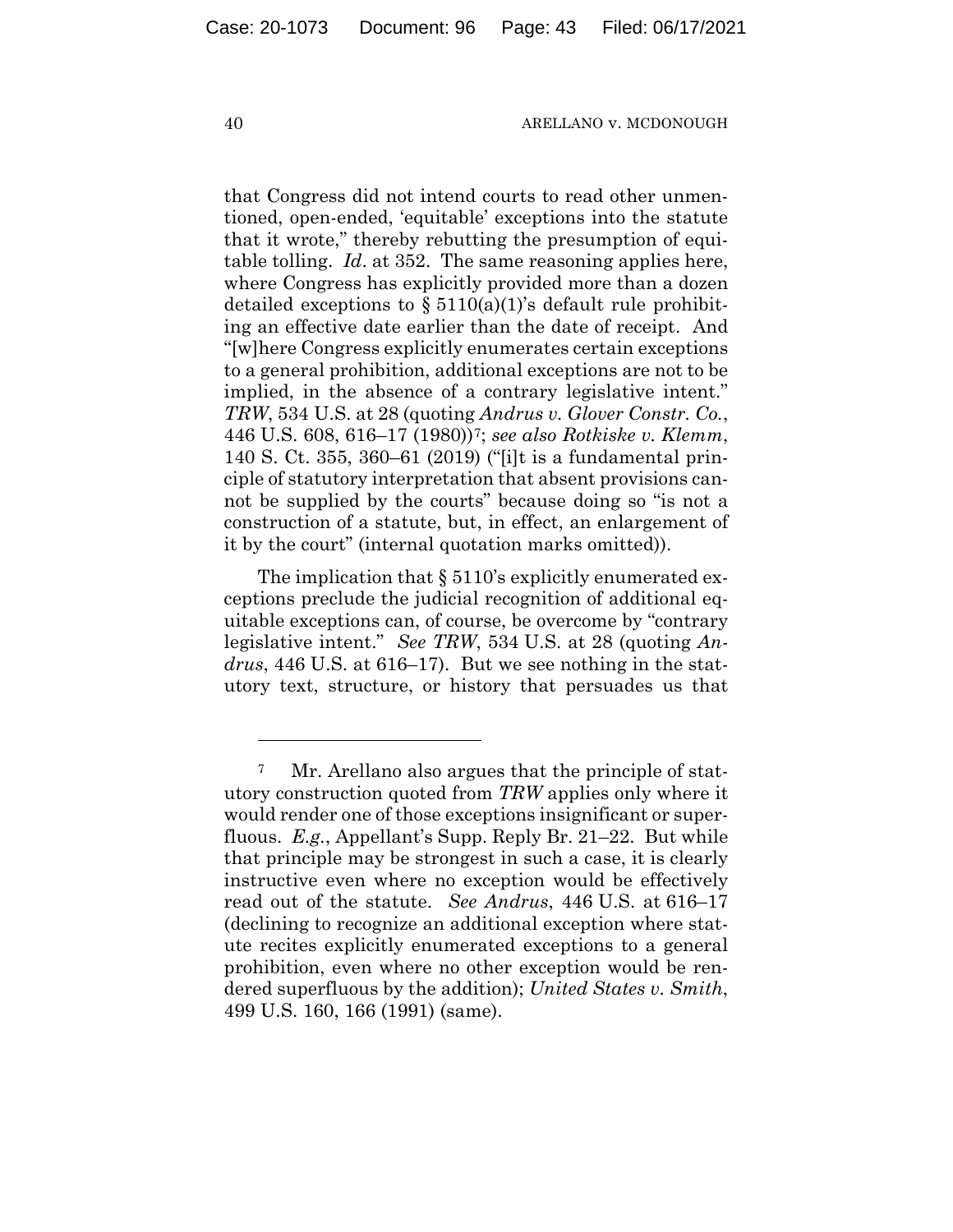that Congress did not intend courts to read other unmentioned, open-ended, 'equitable' exceptions into the statute that it wrote," thereby rebutting the presumption of equitable tolling. *Id*. at 352. The same reasoning applies here, where Congress has explicitly provided more than a dozen detailed exceptions to § 5110(a)(1)'s default rule prohibiting an effective date earlier than the date of receipt. And "[w]here Congress explicitly enumerates certain exceptions to a general prohibition, additional exceptions are not to be implied, in the absence of a contrary legislative intent." *TRW*, 534 U.S. at 28 (quoting *Andrus v. Glover Constr. Co.*, 446 U.S. 608, 616–17 (1980))[7]; *see also Rotkiske v. Klemm*, 140 S. Ct. 355, 360–61 (2019) ("[i]t is a fundamental principle of statutory interpretation that absent provisions cannot be supplied by the courts" because doing so "is not a construction of a statute, but, in effect, an enlargement of it by the court" (internal quotation marks omitted)).

The implication that § 5110's explicitly enumerated exceptions preclude the judicial recognition of additional equitable exceptions can, of course, be overcome by "contrary legislative intent." *See TRW*, 534 U.S. at 28 (quoting *Andrus*, 446 U.S. at 616–17). But we see nothing in the statutory text, structure, or history that persuades us that

---

[7] Mr. Arellano also argues that the principle of statutory construction quoted from *TRW* applies only where it would render one of those exceptions insignificant or superfluous. *E.g.*, Appellant's Supp. Reply Br. 21–22. But while that principle may be strongest in such a case, it is clearly instructive even where no exception would be effectively read out of the statute. *See Andrus*, 446 U.S. at 616–17 (declining to recognize an additional exception where statute recites explicitly enumerated exceptions to a general prohibition, even where no other exception would be rendered superfluous by the addition); *United States v. Smith*, 499 U.S. 160, 166 (1991) (same).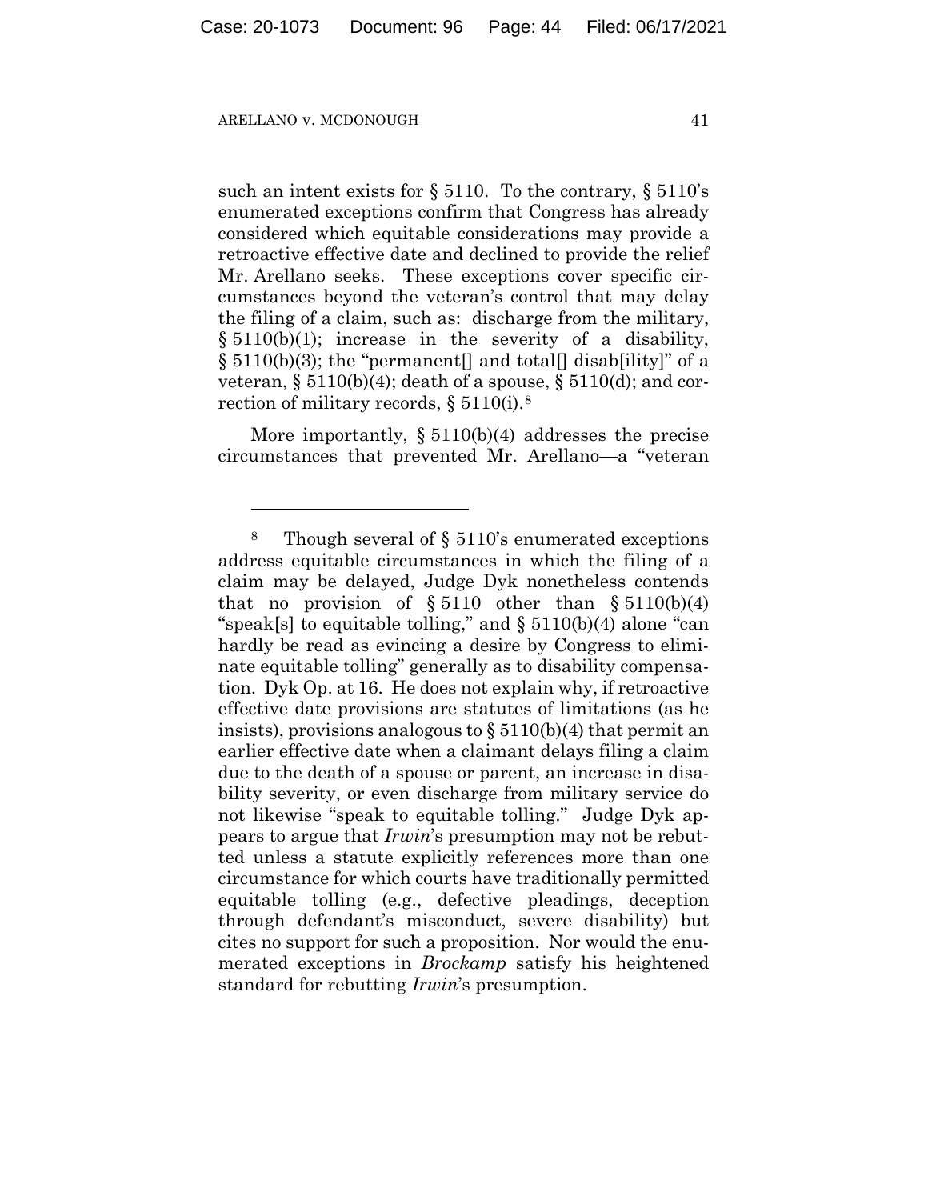such an intent exists for § 5110. To the contrary, § 5110's enumerated exceptions confirm that Congress has already considered which equitable considerations may provide a retroactive effective date and declined to provide the relief Mr. Arellano seeks. These exceptions cover specific circumstances beyond the veteran's control that may delay the filing of a claim, such as: discharge from the military, § 5110(b)(1); increase in the severity of a disability, § 5110(b)(3); the "permanent[] and total[] disab[ility]" of a veteran, § 5110(b)(4); death of a spouse, § 5110(d); and correction of military records, § 5110(i).[8]

More importantly, § 5110(b)(4) addresses the precise circumstances that prevented Mr. Arellano—a "veteran

---

[8] Though several of § 5110's enumerated exceptions address equitable circumstances in which the filing of a claim may be delayed, Judge Dyk nonetheless contends that no provision of § 5110 other than § 5110(b)(4) "speak[s] to equitable tolling," and § 5110(b)(4) alone "can hardly be read as evincing a desire by Congress to eliminate equitable tolling" generally as to disability compensation. Dyk Op. at 16. He does not explain why, if retroactive effective date provisions are statutes of limitations (as he insists), provisions analogous to § 5110(b)(4) that permit an earlier effective date when a claimant delays filing a claim due to the death of a spouse or parent, an increase in disability severity, or even discharge from military service do not likewise "speak to equitable tolling." Judge Dyk appears to argue that *Irwin*'s presumption may not be rebutted unless a statute explicitly references more than one circumstance for which courts have traditionally permitted equitable tolling (e.g., defective pleadings, deception through defendant's misconduct, severe disability) but cites no support for such a proposition. Nor would the enumerated exceptions in *Brockamp* satisfy his heightened standard for rebutting *Irwin*'s presumption.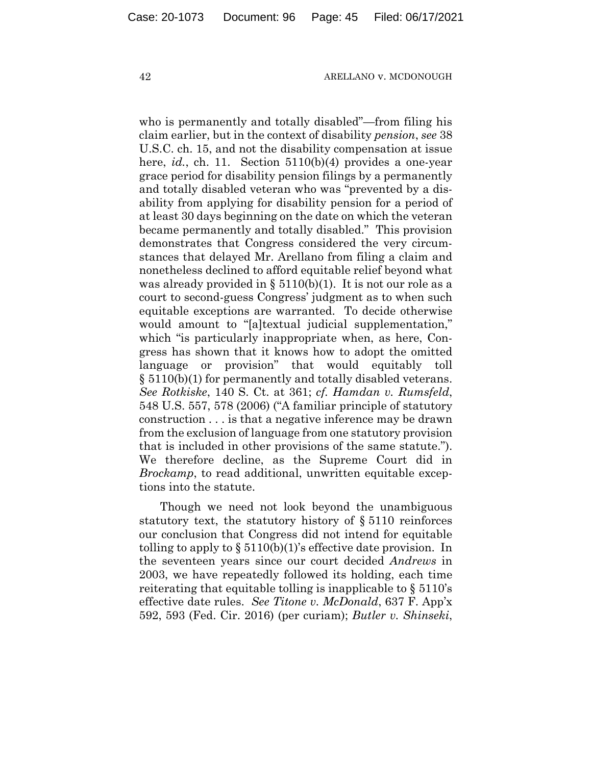who is permanently and totally disabled"—from filing his claim earlier, but in the context of disability *pension*, *see* 38 U.S.C. ch. 15, and not the disability compensation at issue here, *id.*, ch. 11. Section 5110(b)(4) provides a one-year grace period for disability pension filings by a permanently and totally disabled veteran who was "prevented by a disability from applying for disability pension for a period of at least 30 days beginning on the date on which the veteran became permanently and totally disabled." This provision demonstrates that Congress considered the very circumstances that delayed Mr. Arellano from filing a claim and nonetheless declined to afford equitable relief beyond what was already provided in § 5110(b)(1). It is not our role as a court to second-guess Congress' judgment as to when such equitable exceptions are warranted. To decide otherwise would amount to "[a]textual judicial supplementation," which "is particularly inappropriate when, as here, Congress has shown that it knows how to adopt the omitted language or provision" that would equitably toll § 5110(b)(1) for permanently and totally disabled veterans. *See Rotkiske*, 140 S. Ct. at 361; *cf. Hamdan v. Rumsfeld*, 548 U.S. 557, 578 (2006) ("A familiar principle of statutory construction . . . is that a negative inference may be drawn from the exclusion of language from one statutory provision that is included in other provisions of the same statute."). We therefore decline, as the Supreme Court did in *Brockamp*, to read additional, unwritten equitable exceptions into the statute.

Though we need not look beyond the unambiguous statutory text, the statutory history of § 5110 reinforces our conclusion that Congress did not intend for equitable tolling to apply to § 5110(b)(1)'s effective date provision. In the seventeen years since our court decided *Andrews* in 2003, we have repeatedly followed its holding, each time reiterating that equitable tolling is inapplicable to § 5110's effective date rules. *See Titone v. McDonald*, 637 F. App'x 592, 593 (Fed. Cir. 2016) (per curiam); *Butler v. Shinseki*,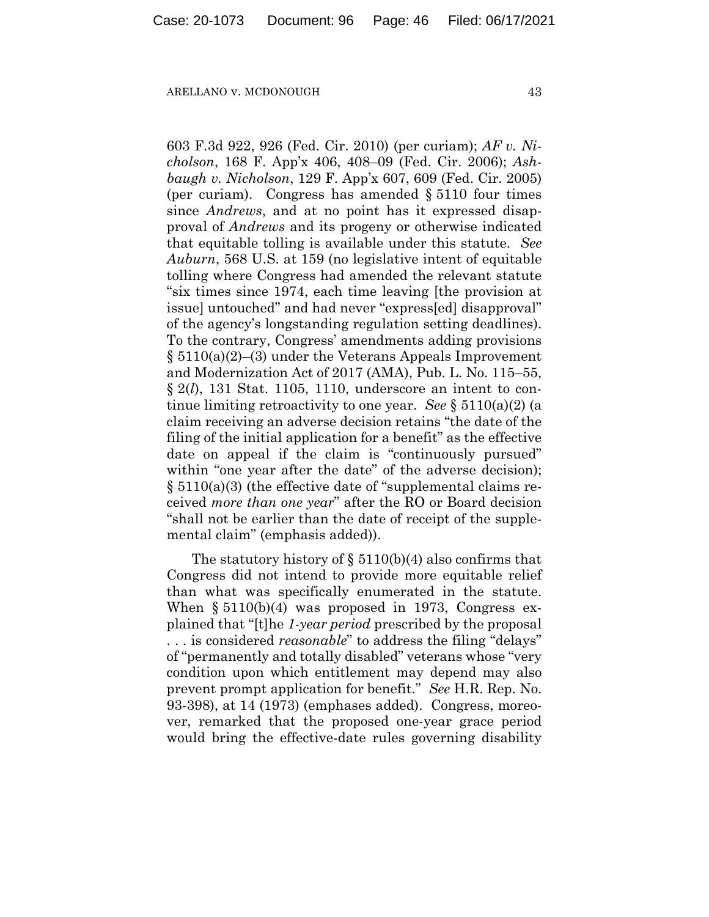603 F.3d 922, 926 (Fed. Cir. 2010) (per curiam); *AF v. Nicholson*, 168 F. App'x 406, 408–09 (Fed. Cir. 2006); *Ashbaugh v. Nicholson*, 129 F. App'x 607, 609 (Fed. Cir. 2005) (per curiam). Congress has amended § 5110 four times since *Andrews*, and at no point has it expressed disapproval of *Andrews* and its progeny or otherwise indicated that equitable tolling is available under this statute. *See Auburn*, 568 U.S. at 159 (no legislative intent of equitable tolling where Congress had amended the relevant statute "six times since 1974, each time leaving [the provision at issue] untouched" and had never "express[ed] disapproval" of the agency's longstanding regulation setting deadlines). To the contrary, Congress' amendments adding provisions § 5110(a)(2)–(3) under the Veterans Appeals Improvement and Modernization Act of 2017 (AMA), Pub. L. No. 115–55, § 2(*l*), 131 Stat. 1105, 1110, underscore an intent to continue limiting retroactivity to one year. *See* § 5110(a)(2) (a claim receiving an adverse decision retains "the date of the filing of the initial application for a benefit" as the effective date on appeal if the claim is "continuously pursued" within "one year after the date" of the adverse decision); § 5110(a)(3) (the effective date of "supplemental claims received *more than one year*" after the RO or Board decision "shall not be earlier than the date of receipt of the supplemental claim" (emphasis added)).

The statutory history of § 5110(b)(4) also confirms that Congress did not intend to provide more equitable relief than what was specifically enumerated in the statute. When § 5110(b)(4) was proposed in 1973, Congress explained that "[t]he *1-year period* prescribed by the proposal . . . is considered *reasonable*" to address the filing "delays" of "permanently and totally disabled" veterans whose "very condition upon which entitlement may depend may also prevent prompt application for benefit." *See* H.R. Rep. No. 93-398), at 14 (1973) (emphases added). Congress, moreover, remarked that the proposed one-year grace period would bring the effective-date rules governing disability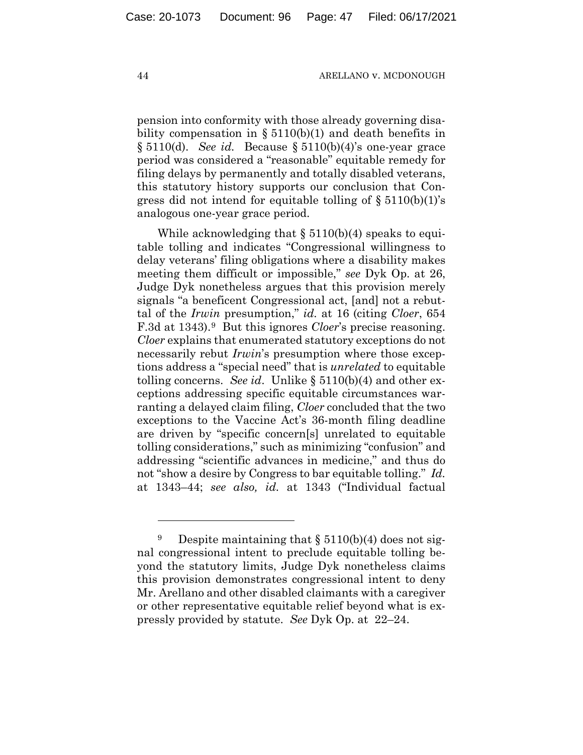pension into conformity with those already governing disability compensation in § 5110(b)(1) and death benefits in § 5110(d). *See id.* Because § 5110(b)(4)'s one-year grace period was considered a "reasonable" equitable remedy for filing delays by permanently and totally disabled veterans, this statutory history supports our conclusion that Congress did not intend for equitable tolling of § 5110(b)(1)'s analogous one-year grace period.

While acknowledging that § 5110(b)(4) speaks to equitable tolling and indicates "Congressional willingness to delay veterans' filing obligations where a disability makes meeting them difficult or impossible," *see* Dyk Op. at 26, Judge Dyk nonetheless argues that this provision merely signals "a beneficent Congressional act, [and] not a rebuttal of the *Irwin* presumption," *id.* at 16 (citing *Cloer*, 654 F.3d at 1343).[9] But this ignores *Cloer*'s precise reasoning. *Cloer* explains that enumerated statutory exceptions do not necessarily rebut *Irwin*'s presumption where those exceptions address a "special need" that is *unrelated* to equitable tolling concerns. *See id*. Unlike § 5110(b)(4) and other exceptions addressing specific equitable circumstances warranting a delayed claim filing, *Cloer* concluded that the two exceptions to the Vaccine Act's 36-month filing deadline are driven by "specific concern[s] unrelated to equitable tolling considerations," such as minimizing "confusion" and addressing "scientific advances in medicine," and thus do not "show a desire by Congress to bar equitable tolling." *Id.* at 1343–44; *see also, id.* at 1343 ("Individual factual

---

[9] Despite maintaining that § 5110(b)(4) does not signal congressional intent to preclude equitable tolling beyond the statutory limits, Judge Dyk nonetheless claims this provision demonstrates congressional intent to deny Mr. Arellano and other disabled claimants with a caregiver or other representative equitable relief beyond what is expressly provided by statute. *See* Dyk Op. at 22–24.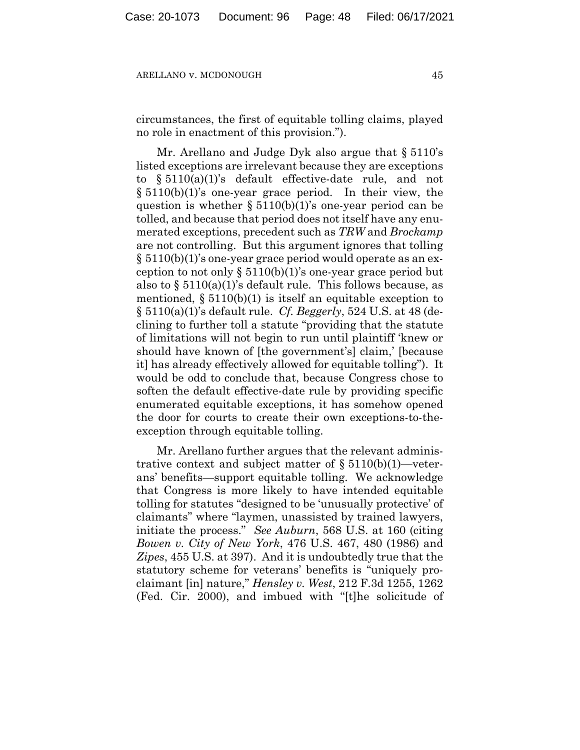circumstances, the first of equitable tolling claims, played no role in enactment of this provision.").

Mr. Arellano and Judge Dyk also argue that § 5110's listed exceptions are irrelevant because they are exceptions to § 5110(a)(1)'s default effective-date rule, and not § 5110(b)(1)'s one-year grace period. In their view, the question is whether § 5110(b)(1)'s one-year period can be tolled, and because that period does not itself have any enumerated exceptions, precedent such as *TRW* and *Brockamp* are not controlling. But this argument ignores that tolling § 5110(b)(1)'s one-year grace period would operate as an exception to not only § 5110(b)(1)'s one-year grace period but also to § 5110(a)(1)'s default rule. This follows because, as mentioned, § 5110(b)(1) is itself an equitable exception to § 5110(a)(1)'s default rule. *Cf. Beggerly*, 524 U.S. at 48 (declining to further toll a statute "providing that the statute of limitations will not begin to run until plaintiff 'knew or should have known of [the government's] claim,' [because it] has already effectively allowed for equitable tolling"). It would be odd to conclude that, because Congress chose to soften the default effective-date rule by providing specific enumerated equitable exceptions, it has somehow opened the door for courts to create their own exceptions-to-the-exception through equitable tolling.

Mr. Arellano further argues that the relevant administrative context and subject matter of § 5110(b)(1)—veterans' benefits—support equitable tolling. We acknowledge that Congress is more likely to have intended equitable tolling for statutes "designed to be 'unusually protective' of claimants" where "laymen, unassisted by trained lawyers, initiate the process." *See Auburn*, 568 U.S. at 160 (citing *Bowen v. City of New York*, 476 U.S. 467, 480 (1986) and *Zipes*, 455 U.S. at 397). And it is undoubtedly true that the statutory scheme for veterans' benefits is "uniquely proclaimant [in] nature," *Hensley v. West*, 212 F.3d 1255, 1262 (Fed. Cir. 2000), and imbued with "[t]he solicitude of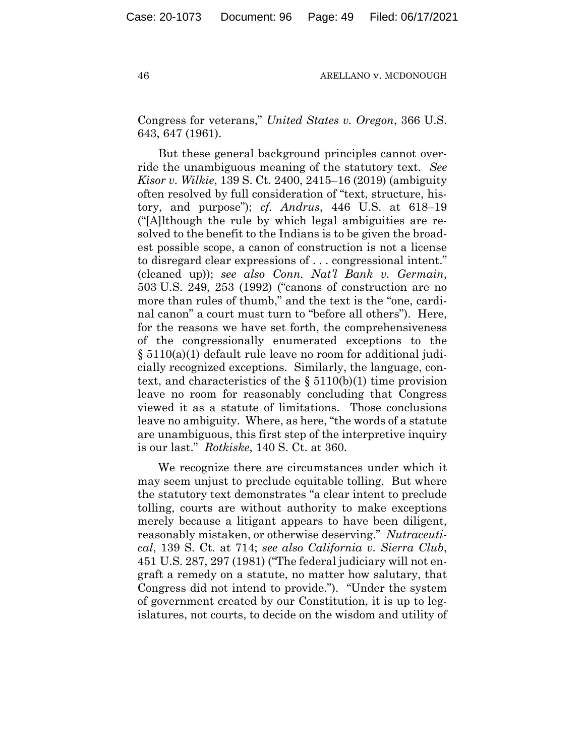Congress for veterans," *United States v. Oregon*, 366 U.S. 643, 647 (1961).

But these general background principles cannot override the unambiguous meaning of the statutory text. *See Kisor v. Wilkie*, 139 S. Ct. 2400, 2415–16 (2019) (ambiguity often resolved by full consideration of "text, structure, history, and purpose"); *cf. Andrus*, 446 U.S. at 618–19 ("[A]lthough the rule by which legal ambiguities are resolved to the benefit to the Indians is to be given the broadest possible scope, a canon of construction is not a license to disregard clear expressions of . . . congressional intent." (cleaned up)); *see also Conn. Nat'l Bank v. Germain*, 503 U.S. 249, 253 (1992) ("canons of construction are no more than rules of thumb," and the text is the "one, cardinal canon" a court must turn to "before all others"). Here, for the reasons we have set forth, the comprehensiveness of the congressionally enumerated exceptions to the § 5110(a)(1) default rule leave no room for additional judicially recognized exceptions. Similarly, the language, context, and characteristics of the § 5110(b)(1) time provision leave no room for reasonably concluding that Congress viewed it as a statute of limitations. Those conclusions leave no ambiguity. Where, as here, "the words of a statute are unambiguous, this first step of the interpretive inquiry is our last." *Rotkiske*, 140 S. Ct. at 360.

We recognize there are circumstances under which it may seem unjust to preclude equitable tolling. But where the statutory text demonstrates "a clear intent to preclude tolling, courts are without authority to make exceptions merely because a litigant appears to have been diligent, reasonably mistaken, or otherwise deserving." *Nutraceutical*, 139 S. Ct. at 714; *see also California v. Sierra Club*, 451 U.S. 287, 297 (1981) ("The federal judiciary will not engraft a remedy on a statute, no matter how salutary, that Congress did not intend to provide."). "Under the system of government created by our Constitution, it is up to legislatures, not courts, to decide on the wisdom and utility of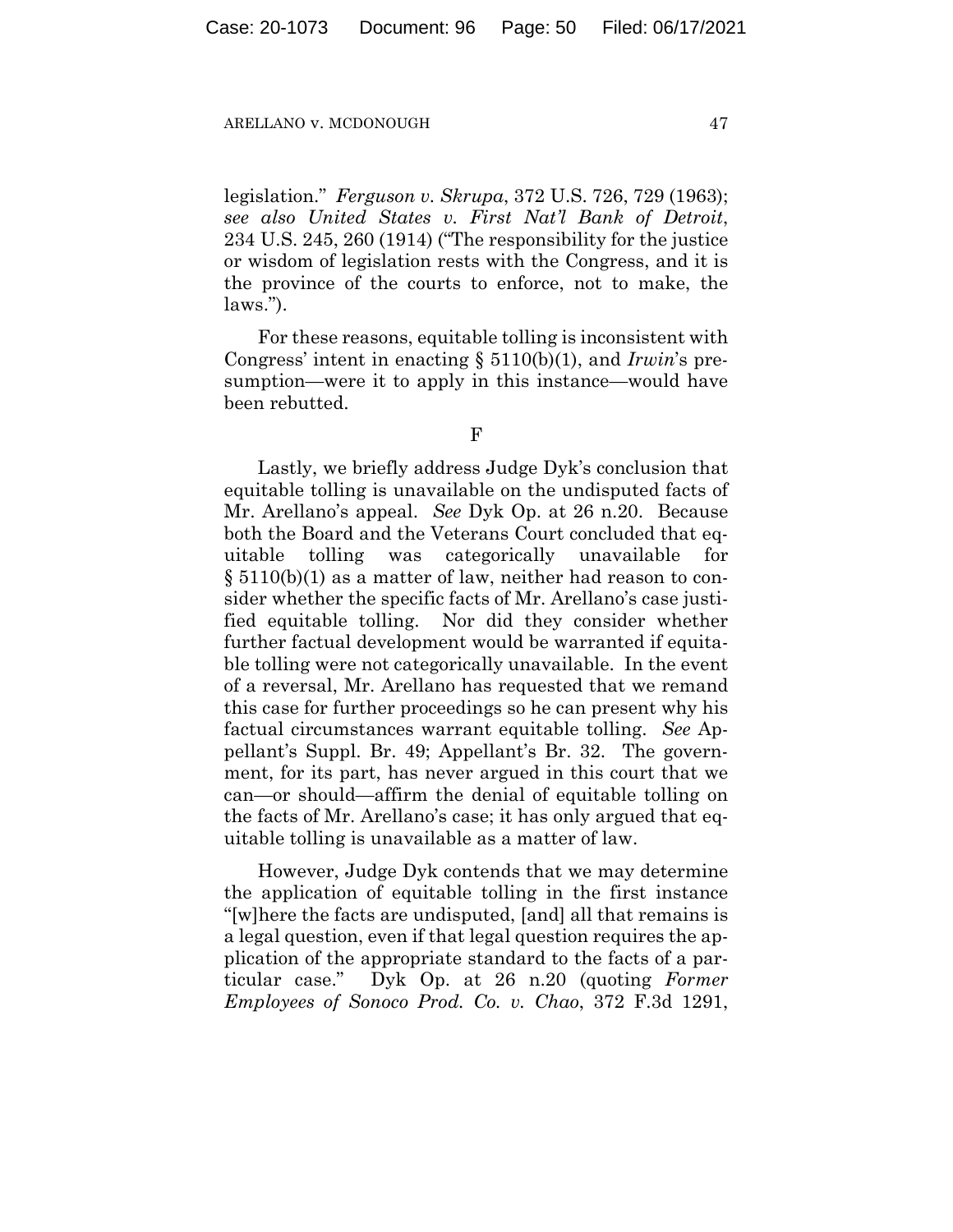legislation." *Ferguson v. Skrupa*, 372 U.S. 726, 729 (1963); *see also United States v. First Nat'l Bank of Detroit*, 234 U.S. 245, 260 (1914) ("The responsibility for the justice or wisdom of legislation rests with the Congress, and it is the province of the courts to enforce, not to make, the laws.").

For these reasons, equitable tolling is inconsistent with Congress' intent in enacting § 5110(b)(1), and *Irwin*'s presumption—were it to apply in this instance—would have been rebutted.

F

Lastly, we briefly address Judge Dyk's conclusion that equitable tolling is unavailable on the undisputed facts of Mr. Arellano's appeal. *See* Dyk Op. at 26 n.20. Because both the Board and the Veterans Court concluded that equitable tolling was categorically unavailable for § 5110(b)(1) as a matter of law, neither had reason to consider whether the specific facts of Mr. Arellano's case justified equitable tolling. Nor did they consider whether further factual development would be warranted if equitable tolling were not categorically unavailable. In the event of a reversal, Mr. Arellano has requested that we remand this case for further proceedings so he can present why his factual circumstances warrant equitable tolling. *See* Appellant's Suppl. Br. 49; Appellant's Br. 32. The government, for its part, has never argued in this court that we can—or should—affirm the denial of equitable tolling on the facts of Mr. Arellano's case; it has only argued that equitable tolling is unavailable as a matter of law.

However, Judge Dyk contends that we may determine the application of equitable tolling in the first instance "[w]here the facts are undisputed, [and] all that remains is a legal question, even if that legal question requires the application of the appropriate standard to the facts of a particular case." Dyk Op. at 26 n.20 (quoting *Former Employees of Sonoco Prod. Co. v. Chao*, 372 F.3d 1291,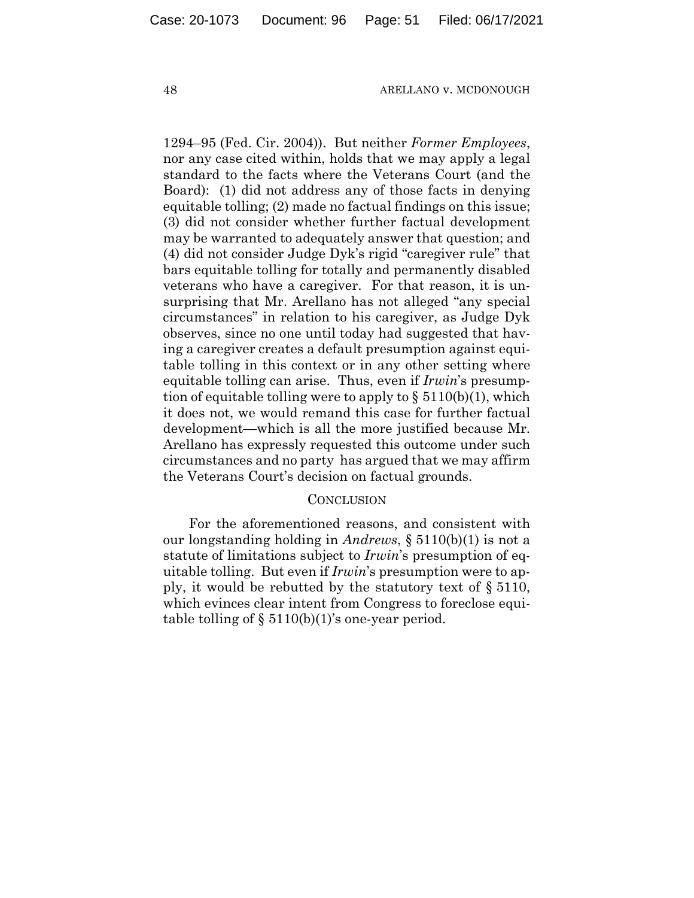1294–95 (Fed. Cir. 2004)). But neither *Former Employees*, nor any case cited within, holds that we may apply a legal standard to the facts where the Veterans Court (and the Board): (1) did not address any of those facts in denying equitable tolling; (2) made no factual findings on this issue; (3) did not consider whether further factual development may be warranted to adequately answer that question; and (4) did not consider Judge Dyk's rigid "caregiver rule" that bars equitable tolling for totally and permanently disabled veterans who have a caregiver. For that reason, it is unsurprising that Mr. Arellano has not alleged "any special circumstances" in relation to his caregiver, as Judge Dyk observes, since no one until today had suggested that having a caregiver creates a default presumption against equitable tolling in this context or in any other setting where equitable tolling can arise. Thus, even if *Irwin*'s presumption of equitable tolling were to apply to § 5110(b)(1), which it does not, we would remand this case for further factual development—which is all the more justified because Mr. Arellano has expressly requested this outcome under such circumstances and no party has argued that we may affirm the Veterans Court's decision on factual grounds.

## CONCLUSION

For the aforementioned reasons, and consistent with our longstanding holding in *Andrews*, § 5110(b)(1) is not a statute of limitations subject to *Irwin*'s presumption of equitable tolling. But even if *Irwin*'s presumption were to apply, it would be rebutted by the statutory text of § 5110, which evinces clear intent from Congress to foreclose equitable tolling of § 5110(b)(1)'s one-year period.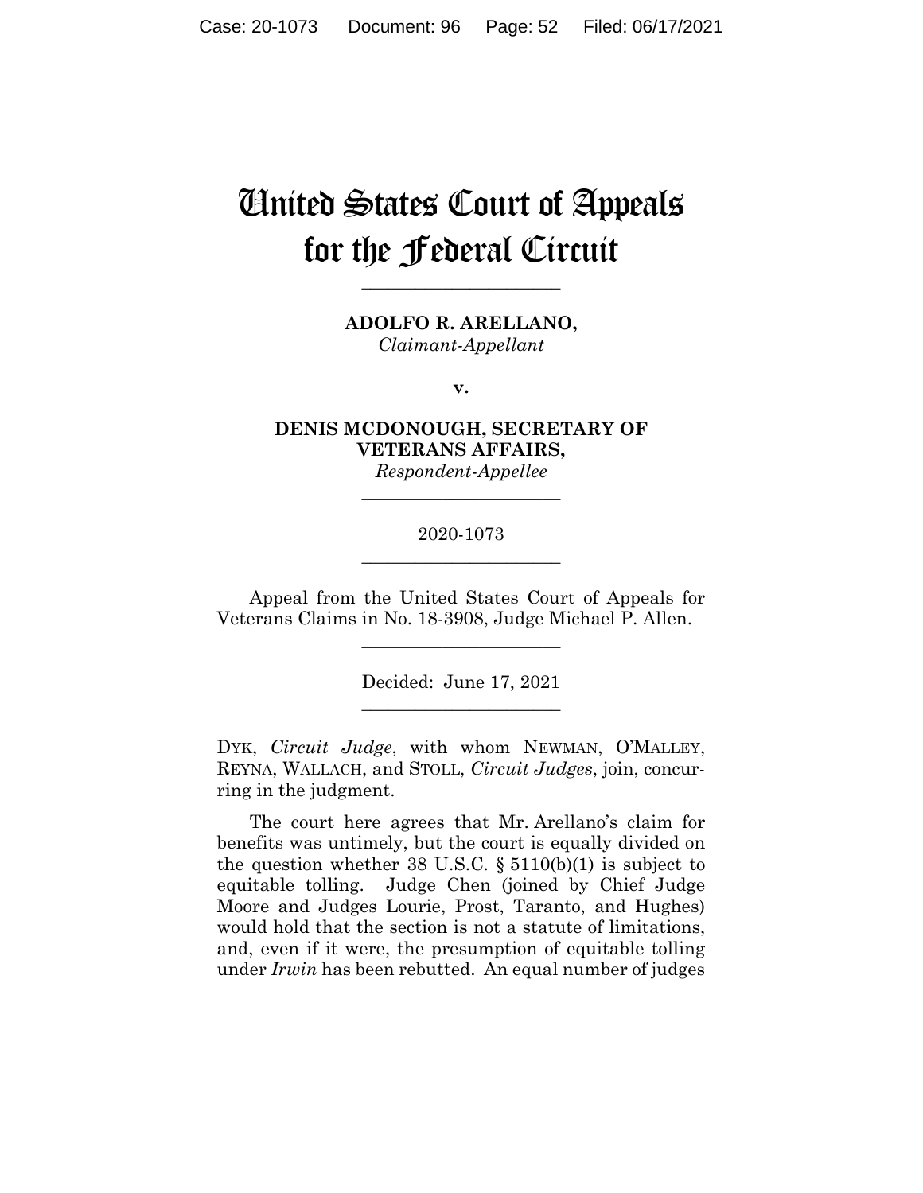# United States Court of Appeals for the Federal Circuit

---

**ADOLFO R. ARELLANO,**
*Claimant-Appellant*

**v.**

**DENIS MCDONOUGH, SECRETARY OF VETERANS AFFAIRS,**
*Respondent-Appellee*

---

2020-1073

---

Appeal from the United States Court of Appeals for Veterans Claims in No. 18-3908, Judge Michael P. Allen.

---

Decided: June 17, 2021

---

DYK, *Circuit Judge*, with whom NEWMAN, O'MALLEY, REYNA, WALLACH, and STOLL, *Circuit Judges*, join, concurring in the judgment.

The court here agrees that Mr. Arellano's claim for benefits was untimely, but the court is equally divided on the question whether 38 U.S.C. § 5110(b)(1) is subject to equitable tolling. Judge Chen (joined by Chief Judge Moore and Judges Lourie, Prost, Taranto, and Hughes) would hold that the section is not a statute of limitations, and, even if it were, the presumption of equitable tolling under *Irwin* has been rebutted. An equal number of judges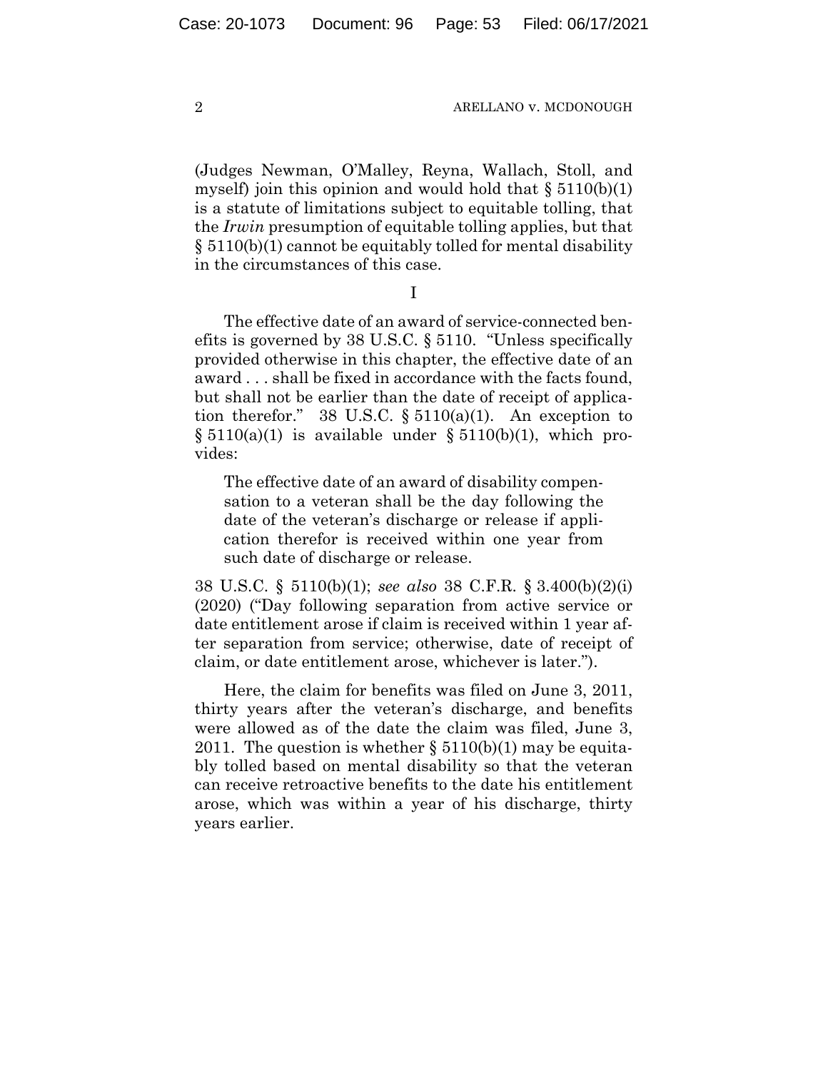(Judges Newman, O'Malley, Reyna, Wallach, Stoll, and myself) join this opinion and would hold that § 5110(b)(1) is a statute of limitations subject to equitable tolling, that the *Irwin* presumption of equitable tolling applies, but that § 5110(b)(1) cannot be equitably tolled for mental disability in the circumstances of this case.

I

The effective date of an award of service-connected benefits is governed by 38 U.S.C. § 5110. "Unless specifically provided otherwise in this chapter, the effective date of an award . . . shall be fixed in accordance with the facts found, but shall not be earlier than the date of receipt of application therefor." 38 U.S.C. § 5110(a)(1). An exception to § 5110(a)(1) is available under § 5110(b)(1), which provides:

> The effective date of an award of disability compensation to a veteran shall be the day following the date of the veteran's discharge or release if application therefor is received within one year from such date of discharge or release.

38 U.S.C. § 5110(b)(1); *see also* 38 C.F.R. § 3.400(b)(2)(i) (2020) ("Day following separation from active service or date entitlement arose if claim is received within 1 year after separation from service; otherwise, date of receipt of claim, or date entitlement arose, whichever is later.").

Here, the claim for benefits was filed on June 3, 2011, thirty years after the veteran's discharge, and benefits were allowed as of the date the claim was filed, June 3, 2011. The question is whether § 5110(b)(1) may be equitably tolled based on mental disability so that the veteran can receive retroactive benefits to the date his entitlement arose, which was within a year of his discharge, thirty years earlier.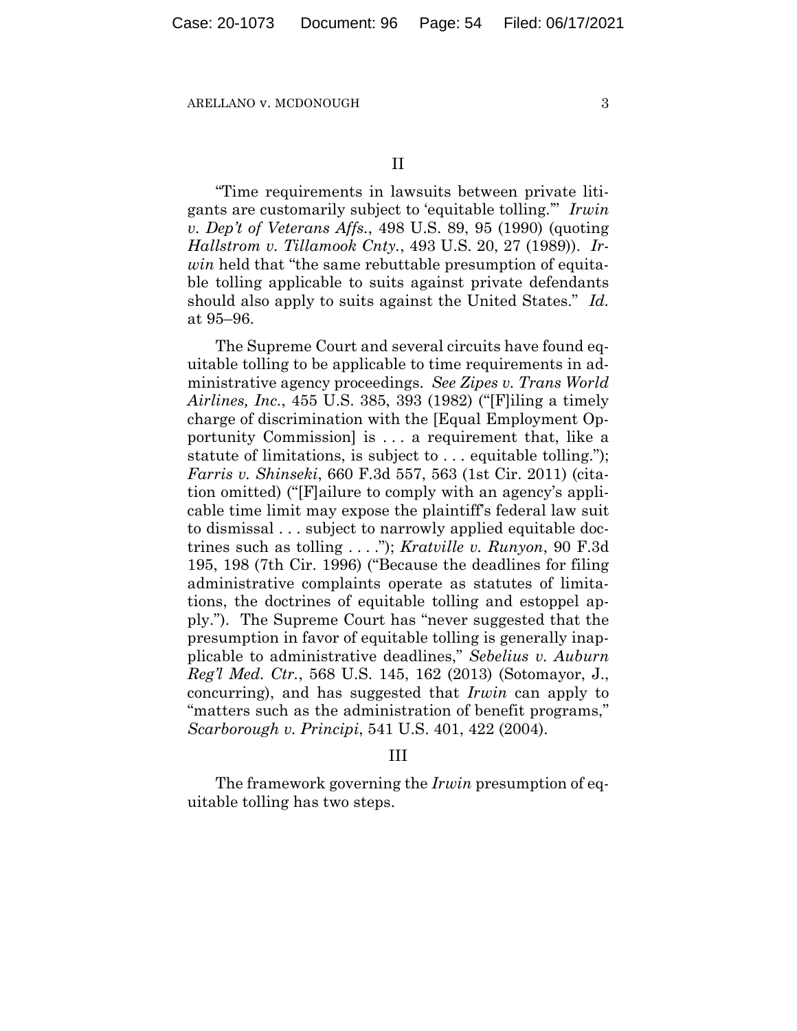II

"Time requirements in lawsuits between private litigants are customarily subject to 'equitable tolling.'" *Irwin v. Dep't of Veterans Affs.*, 498 U.S. 89, 95 (1990) (quoting *Hallstrom v. Tillamook Cnty.*, 493 U.S. 20, 27 (1989)). *Irwin* held that "the same rebuttable presumption of equitable tolling applicable to suits against private defendants should also apply to suits against the United States." *Id.* at 95–96.

The Supreme Court and several circuits have found equitable tolling to be applicable to time requirements in administrative agency proceedings. *See Zipes v. Trans World Airlines, Inc.*, 455 U.S. 385, 393 (1982) ("[F]iling a timely charge of discrimination with the [Equal Employment Opportunity Commission] is . . . a requirement that, like a statute of limitations, is subject to . . . equitable tolling."); *Farris v. Shinseki*, 660 F.3d 557, 563 (1st Cir. 2011) (citation omitted) ("[F]ailure to comply with an agency's applicable time limit may expose the plaintiff's federal law suit to dismissal . . . subject to narrowly applied equitable doctrines such as tolling . . . ."); *Kratville v. Runyon*, 90 F.3d 195, 198 (7th Cir. 1996) ("Because the deadlines for filing administrative complaints operate as statutes of limitations, the doctrines of equitable tolling and estoppel apply."). The Supreme Court has "never suggested that the presumption in favor of equitable tolling is generally inapplicable to administrative deadlines," *Sebelius v. Auburn Reg'l Med. Ctr.*, 568 U.S. 145, 162 (2013) (Sotomayor, J., concurring), and has suggested that *Irwin* can apply to "matters such as the administration of benefit programs," *Scarborough v. Principi*, 541 U.S. 401, 422 (2004).

III

The framework governing the *Irwin* presumption of equitable tolling has two steps.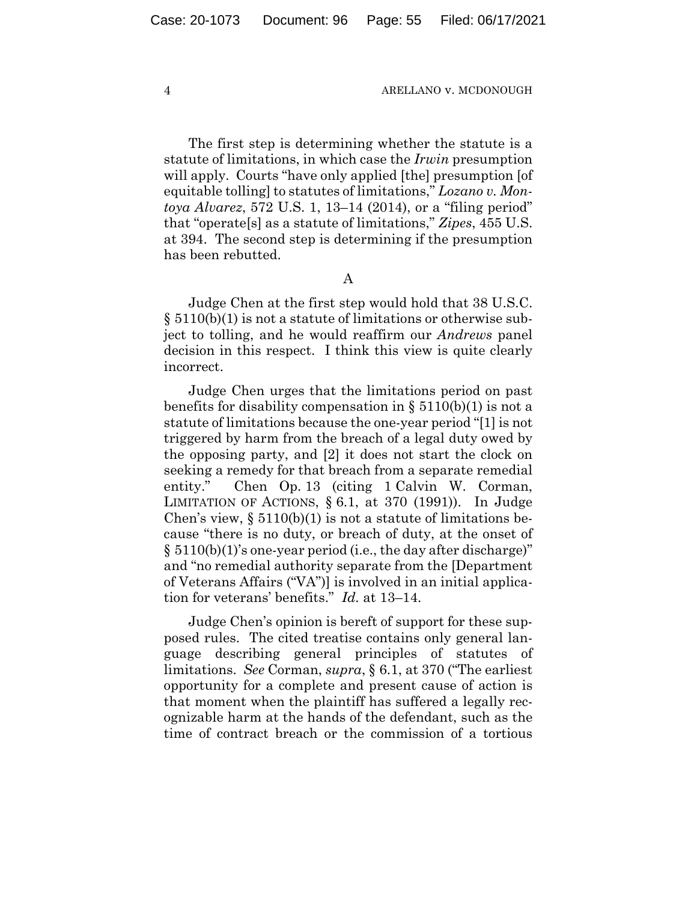The first step is determining whether the statute is a statute of limitations, in which case the *Irwin* presumption will apply. Courts "have only applied [the] presumption [of equitable tolling] to statutes of limitations," *Lozano v. Montoya Alvarez*, 572 U.S. 1, 13–14 (2014), or a "filing period" that "operate[s] as a statute of limitations," *Zipes*, 455 U.S. at 394. The second step is determining if the presumption has been rebutted.

### A

Judge Chen at the first step would hold that 38 U.S.C. § 5110(b)(1) is not a statute of limitations or otherwise subject to tolling, and he would reaffirm our *Andrews* panel decision in this respect. I think this view is quite clearly incorrect.

Judge Chen urges that the limitations period on past benefits for disability compensation in § 5110(b)(1) is not a statute of limitations because the one-year period "[1] is not triggered by harm from the breach of a legal duty owed by the opposing party, and [2] it does not start the clock on seeking a remedy for that breach from a separate remedial entity." Chen Op. 13 (citing 1 Calvin W. Corman, LIMITATION OF ACTIONS, § 6.1, at 370 (1991)). In Judge Chen's view, § 5110(b)(1) is not a statute of limitations because "there is no duty, or breach of duty, at the onset of § 5110(b)(1)'s one-year period (i.e., the day after discharge)" and "no remedial authority separate from the [Department of Veterans Affairs ("VA")] is involved in an initial application for veterans' benefits." *Id.* at 13–14.

Judge Chen's opinion is bereft of support for these supposed rules. The cited treatise contains only general language describing general principles of statutes of limitations. *See* Corman, *supra*, § 6.1, at 370 ("The earliest opportunity for a complete and present cause of action is that moment when the plaintiff has suffered a legally recognizable harm at the hands of the defendant, such as the time of contract breach or the commission of a tortious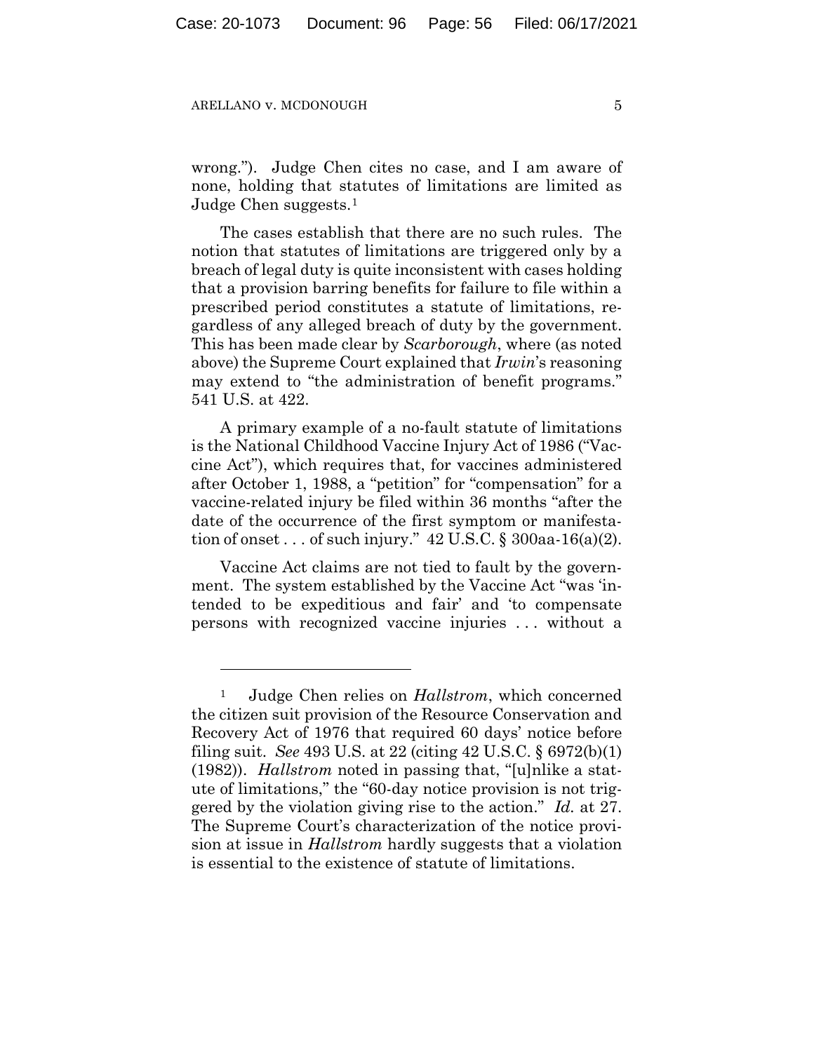wrong."). Judge Chen cites no case, and I am aware of none, holding that statutes of limitations are limited as Judge Chen suggests.[1]

The cases establish that there are no such rules. The notion that statutes of limitations are triggered only by a breach of legal duty is quite inconsistent with cases holding that a provision barring benefits for failure to file within a prescribed period constitutes a statute of limitations, regardless of any alleged breach of duty by the government. This has been made clear by *Scarborough*, where (as noted above) the Supreme Court explained that *Irwin*'s reasoning may extend to "the administration of benefit programs." 541 U.S. at 422.

A primary example of a no-fault statute of limitations is the National Childhood Vaccine Injury Act of 1986 ("Vaccine Act"), which requires that, for vaccines administered after October 1, 1988, a "petition" for "compensation" for a vaccine-related injury be filed within 36 months "after the date of the occurrence of the first symptom or manifestation of onset . . . of such injury." 42 U.S.C. § 300aa-16(a)(2).

Vaccine Act claims are not tied to fault by the government. The system established by the Vaccine Act "was 'intended to be expeditious and fair' and 'to compensate persons with recognized vaccine injuries . . . without a

---

[1] Judge Chen relies on *Hallstrom*, which concerned the citizen suit provision of the Resource Conservation and Recovery Act of 1976 that required 60 days' notice before filing suit. *See* 493 U.S. at 22 (citing 42 U.S.C. § 6972(b)(1) (1982)). *Hallstrom* noted in passing that, "[u]nlike a statute of limitations," the "60-day notice provision is not triggered by the violation giving rise to the action." *Id.* at 27. The Supreme Court's characterization of the notice provision at issue in *Hallstrom* hardly suggests that a violation is essential to the existence of statute of limitations.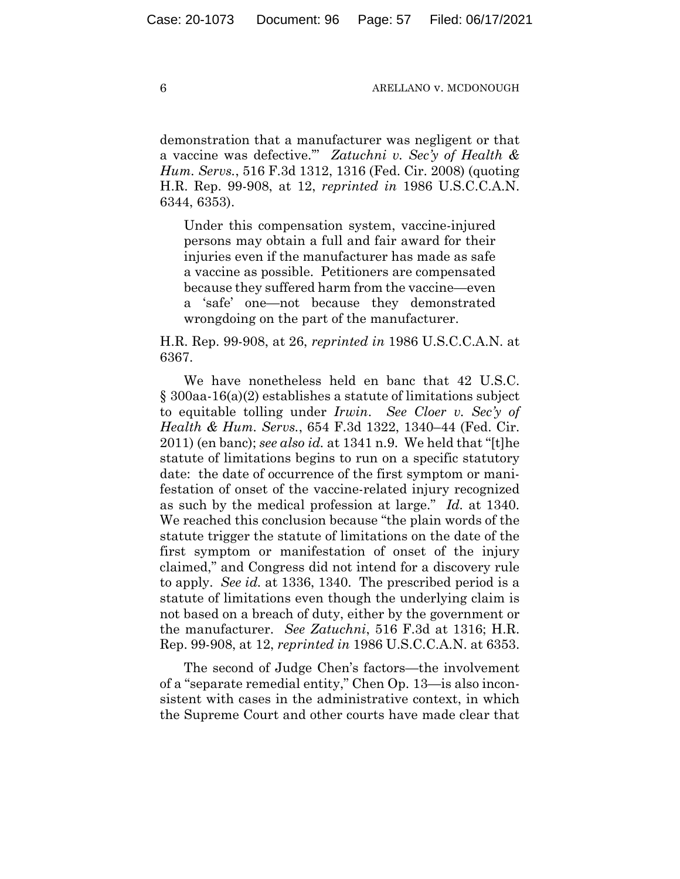demonstration that a manufacturer was negligent or that a vaccine was defective.'" *Zatuchni v. Sec'y of Health & Hum. Servs.*, 516 F.3d 1312, 1316 (Fed. Cir. 2008) (quoting H.R. Rep. 99-908, at 12, *reprinted in* 1986 U.S.C.C.A.N. 6344, 6353).

> Under this compensation system, vaccine-injured persons may obtain a full and fair award for their injuries even if the manufacturer has made as safe a vaccine as possible. Petitioners are compensated because they suffered harm from the vaccine—even a 'safe' one—not because they demonstrated wrongdoing on the part of the manufacturer.

H.R. Rep. 99-908, at 26, *reprinted in* 1986 U.S.C.C.A.N. at 6367.

We have nonetheless held en banc that 42 U.S.C. § 300aa-16(a)(2) establishes a statute of limitations subject to equitable tolling under *Irwin*. *See Cloer v. Sec'y of Health & Hum. Servs.*, 654 F.3d 1322, 1340–44 (Fed. Cir. 2011) (en banc); *see also id.* at 1341 n.9. We held that "[t]he statute of limitations begins to run on a specific statutory date: the date of occurrence of the first symptom or manifestation of onset of the vaccine-related injury recognized as such by the medical profession at large." *Id.* at 1340. We reached this conclusion because "the plain words of the statute trigger the statute of limitations on the date of the first symptom or manifestation of onset of the injury claimed," and Congress did not intend for a discovery rule to apply. *See id.* at 1336, 1340. The prescribed period is a statute of limitations even though the underlying claim is not based on a breach of duty, either by the government or the manufacturer. *See Zatuchni*, 516 F.3d at 1316; H.R. Rep. 99-908, at 12, *reprinted in* 1986 U.S.C.C.A.N. at 6353.

The second of Judge Chen's factors—the involvement of a "separate remedial entity," Chen Op. 13—is also inconsistent with cases in the administrative context, in which the Supreme Court and other courts have made clear that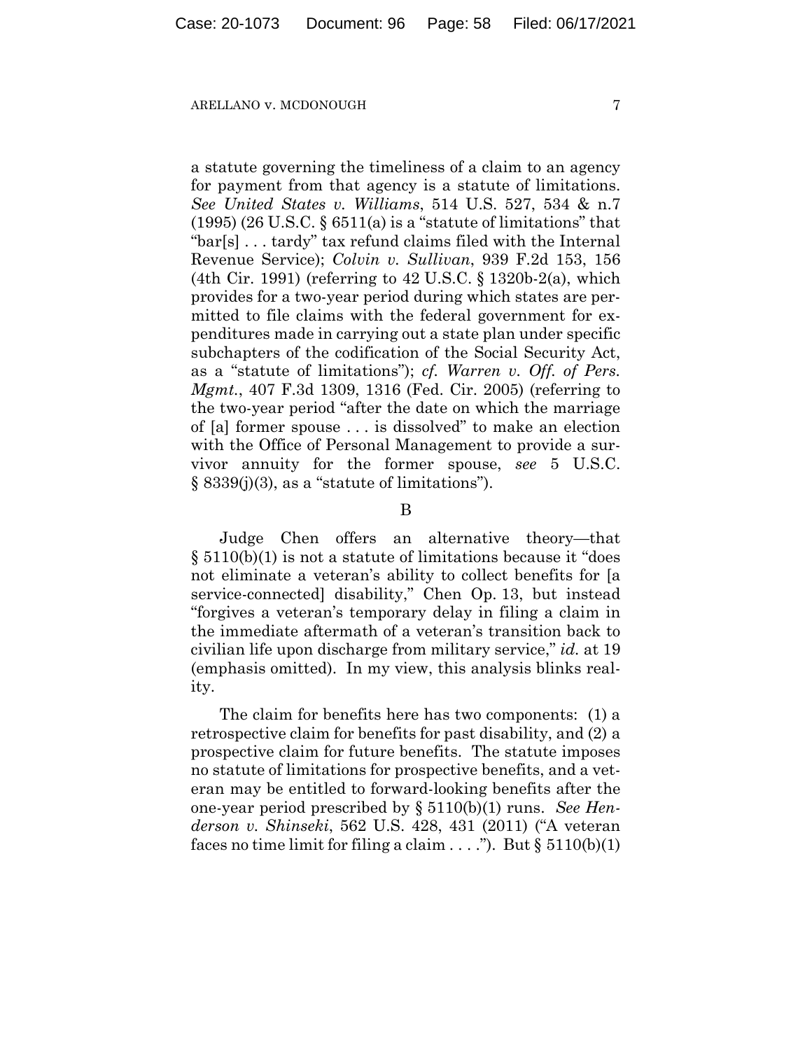a statute governing the timeliness of a claim to an agency for payment from that agency is a statute of limitations. *See United States v. Williams*, 514 U.S. 527, 534 & n.7 (1995) (26 U.S.C. § 6511(a) is a "statute of limitations" that "bar[s] . . . tardy" tax refund claims filed with the Internal Revenue Service); *Colvin v. Sullivan*, 939 F.2d 153, 156 (4th Cir. 1991) (referring to 42 U.S.C. § 1320b-2(a), which provides for a two-year period during which states are permitted to file claims with the federal government for expenditures made in carrying out a state plan under specific subchapters of the codification of the Social Security Act, as a "statute of limitations"); *cf. Warren v. Off. of Pers. Mgmt.*, 407 F.3d 1309, 1316 (Fed. Cir. 2005) (referring to the two-year period "after the date on which the marriage of [a] former spouse . . . is dissolved" to make an election with the Office of Personal Management to provide a survivor annuity for the former spouse, *see* 5 U.S.C. § 8339(j)(3), as a "statute of limitations").

B

Judge Chen offers an alternative theory—that § 5110(b)(1) is not a statute of limitations because it "does not eliminate a veteran's ability to collect benefits for [a service-connected] disability," Chen Op. 13, but instead "forgives a veteran's temporary delay in filing a claim in the immediate aftermath of a veteran's transition back to civilian life upon discharge from military service," *id.* at 19 (emphasis omitted). In my view, this analysis blinks reality.

The claim for benefits here has two components: (1) a retrospective claim for benefits for past disability, and (2) a prospective claim for future benefits. The statute imposes no statute of limitations for prospective benefits, and a veteran may be entitled to forward-looking benefits after the one-year period prescribed by § 5110(b)(1) runs. *See Henderson v. Shinseki*, 562 U.S. 428, 431 (2011) ("A veteran faces no time limit for filing a claim . . . ."). But § 5110(b)(1)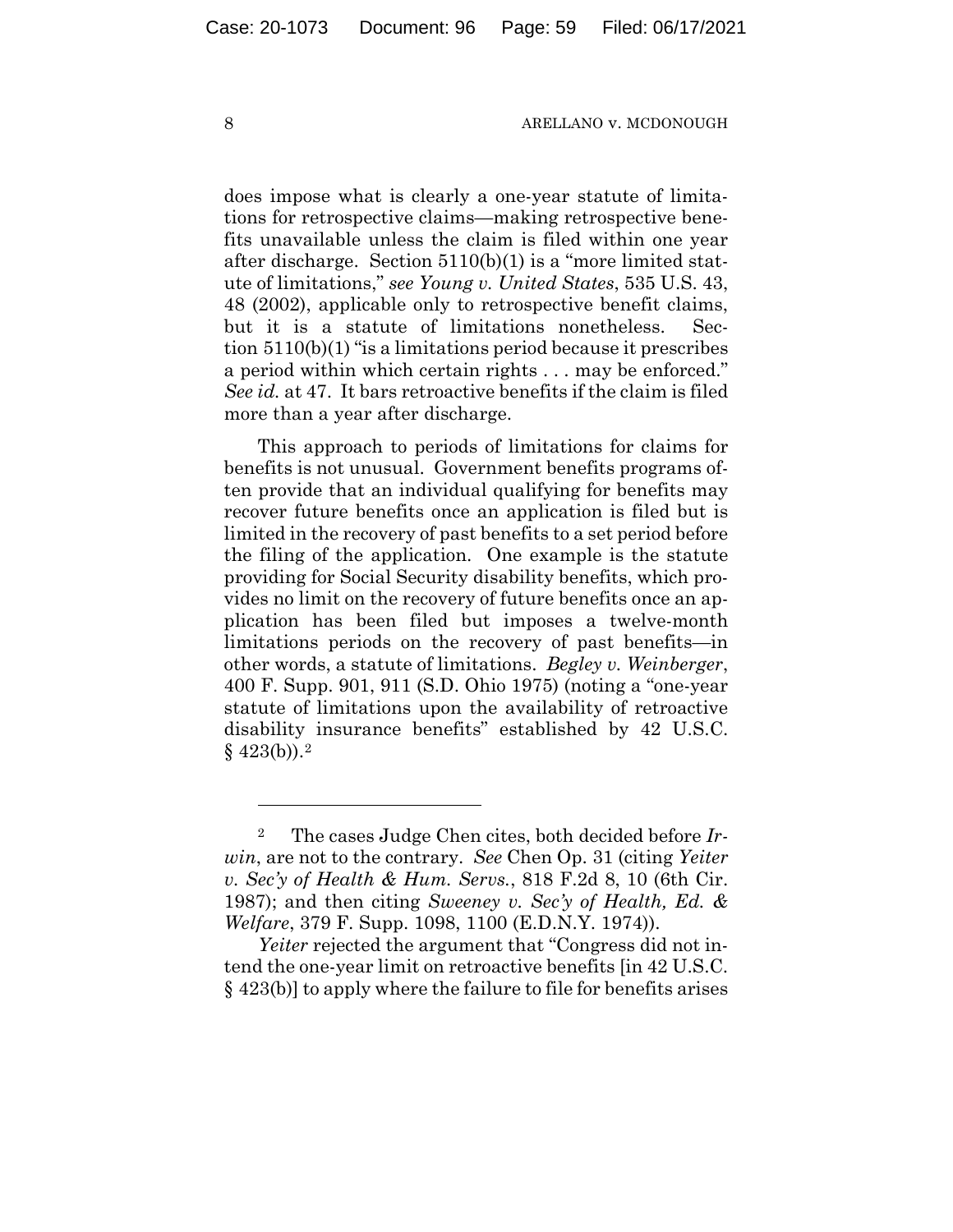does impose what is clearly a one-year statute of limitations for retrospective claims—making retrospective benefits unavailable unless the claim is filed within one year after discharge. Section 5110(b)(1) is a "more limited statute of limitations," *see Young v. United States*, 535 U.S. 43, 48 (2002), applicable only to retrospective benefit claims, but it is a statute of limitations nonetheless. Section 5110(b)(1) "is a limitations period because it prescribes a period within which certain rights . . . may be enforced." *See id.* at 47. It bars retroactive benefits if the claim is filed more than a year after discharge.

This approach to periods of limitations for claims for benefits is not unusual. Government benefits programs often provide that an individual qualifying for benefits may recover future benefits once an application is filed but is limited in the recovery of past benefits to a set period before the filing of the application. One example is the statute providing for Social Security disability benefits, which provides no limit on the recovery of future benefits once an application has been filed but imposes a twelve-month limitations periods on the recovery of past benefits—in other words, a statute of limitations. *Begley v. Weinberger*, 400 F. Supp. 901, 911 (S.D. Ohio 1975) (noting a "one-year statute of limitations upon the availability of retroactive disability insurance benefits" established by 42 U.S.C. § 423(b)).[2]

---

[2] The cases Judge Chen cites, both decided before *Irwin*, are not to the contrary. *See* Chen Op. 31 (citing *Yeiter v. Sec'y of Health & Hum. Servs.*, 818 F.2d 8, 10 (6th Cir. 1987); and then citing *Sweeney v. Sec'y of Health, Ed. & Welfare*, 379 F. Supp. 1098, 1100 (E.D.N.Y. 1974)).

*Yeiter* rejected the argument that "Congress did not intend the one-year limit on retroactive benefits [in 42 U.S.C. § 423(b)] to apply where the failure to file for benefits arises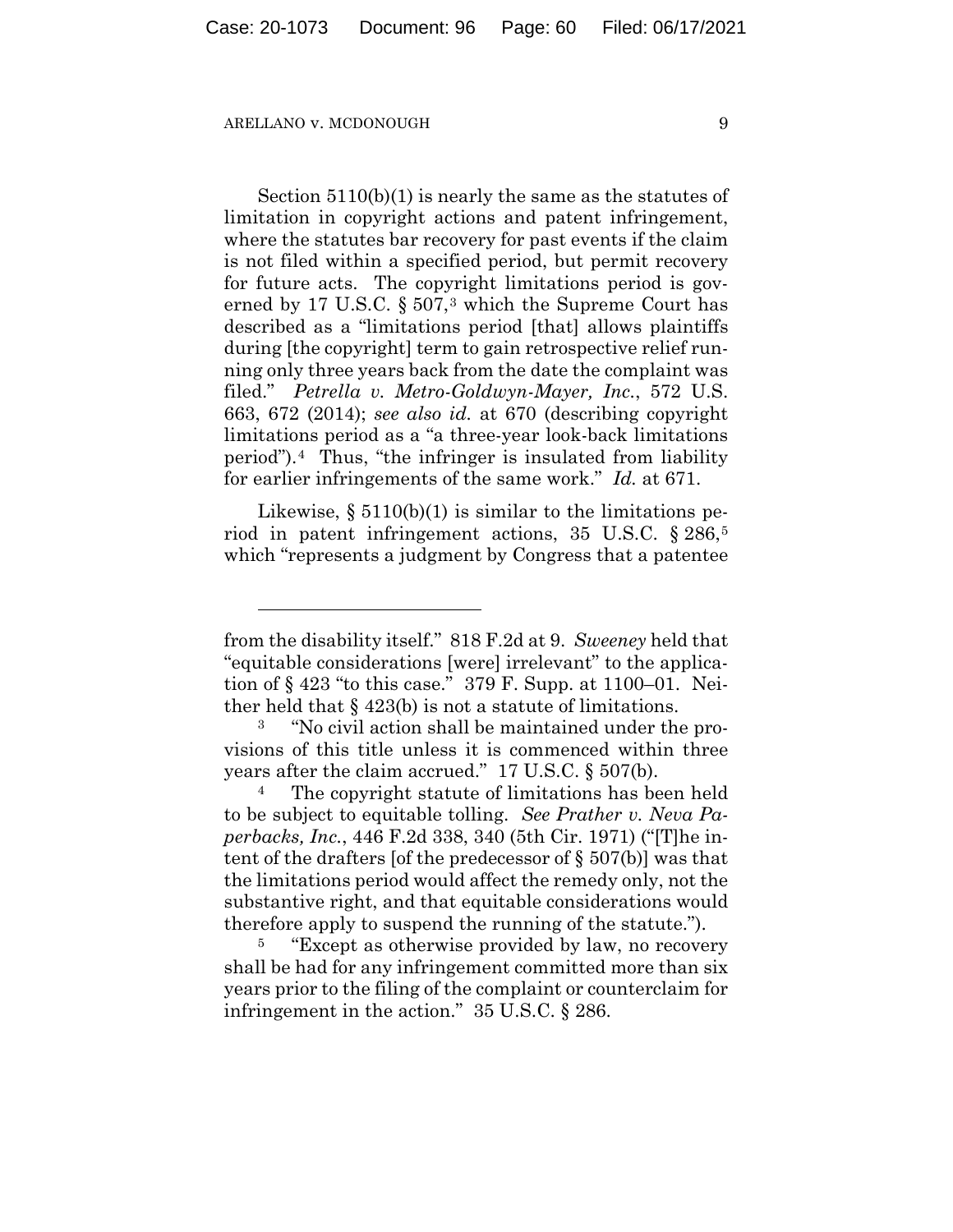Section 5110(b)(1) is nearly the same as the statutes of limitation in copyright actions and patent infringement, where the statutes bar recovery for past events if the claim is not filed within a specified period, but permit recovery for future acts. The copyright limitations period is governed by 17 U.S.C. § 507,[3] which the Supreme Court has described as a "limitations period [that] allows plaintiffs during [the copyright] term to gain retrospective relief running only three years back from the date the complaint was filed." *Petrella v. Metro-Goldwyn-Mayer, Inc.*, 572 U.S. 663, 672 (2014); *see also id.* at 670 (describing copyright limitations period as a "a three-year look-back limitations period").[4] Thus, "the infringer is insulated from liability for earlier infringements of the same work." *Id.* at 671.

Likewise, § 5110(b)(1) is similar to the limitations period in patent infringement actions, 35 U.S.C. § 286,[5] which "represents a judgment by Congress that a patentee

---

from the disability itself." 818 F.2d at 9. *Sweeney* held that "equitable considerations [were] irrelevant" to the application of § 423 "to this case." 379 F. Supp. at 1100–01. Neither held that § 423(b) is not a statute of limitations.

[3] "No civil action shall be maintained under the provisions of this title unless it is commenced within three years after the claim accrued." 17 U.S.C. § 507(b).

[4] The copyright statute of limitations has been held to be subject to equitable tolling. *See Prather v. Neva Paperbacks, Inc.*, 446 F.2d 338, 340 (5th Cir. 1971) ("[T]he intent of the drafters [of the predecessor of § 507(b)] was that the limitations period would affect the remedy only, not the substantive right, and that equitable considerations would therefore apply to suspend the running of the statute.").

[5] "Except as otherwise provided by law, no recovery shall be had for any infringement committed more than six years prior to the filing of the complaint or counterclaim for infringement in the action." 35 U.S.C. § 286.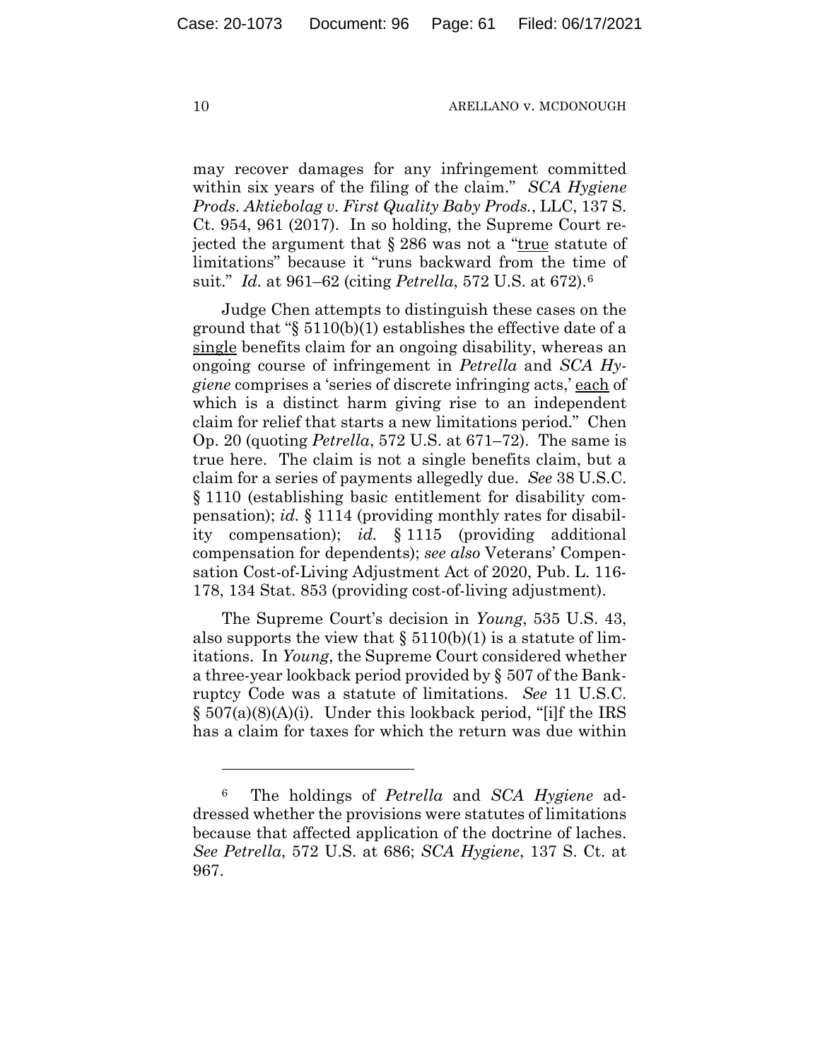may recover damages for any infringement committed within six years of the filing of the claim." *SCA Hygiene Prods. Aktiebolag v. First Quality Baby Prods.*, LLC, 137 S. Ct. 954, 961 (2017). In so holding, the Supreme Court rejected the argument that § 286 was not a "true statute of limitations" because it "runs backward from the time of suit." *Id.* at 961–62 (citing *Petrella*, 572 U.S. at 672).[6]

Judge Chen attempts to distinguish these cases on the ground that "§ 5110(b)(1) establishes the effective date of a single benefits claim for an ongoing disability, whereas an ongoing course of infringement in *Petrella* and *SCA Hygiene* comprises a 'series of discrete infringing acts,' each of which is a distinct harm giving rise to an independent claim for relief that starts a new limitations period." Chen Op. 20 (quoting *Petrella*, 572 U.S. at 671–72). The same is true here. The claim is not a single benefits claim, but a claim for a series of payments allegedly due. *See* 38 U.S.C. § 1110 (establishing basic entitlement for disability compensation); *id.* § 1114 (providing monthly rates for disability compensation); *id.* § 1115 (providing additional compensation for dependents); *see also* Veterans' Compensation Cost-of-Living Adjustment Act of 2020, Pub. L. 116-178, 134 Stat. 853 (providing cost-of-living adjustment).

The Supreme Court's decision in *Young*, 535 U.S. 43, also supports the view that § 5110(b)(1) is a statute of limitations. In *Young*, the Supreme Court considered whether a three-year lookback period provided by § 507 of the Bankruptcy Code was a statute of limitations. *See* 11 U.S.C. § 507(a)(8)(A)(i). Under this lookback period, "[i]f the IRS has a claim for taxes for which the return was due within

---

[6] The holdings of *Petrella* and *SCA Hygiene* addressed whether the provisions were statutes of limitations because that affected application of the doctrine of laches. *See Petrella*, 572 U.S. at 686; *SCA Hygiene*, 137 S. Ct. at 967.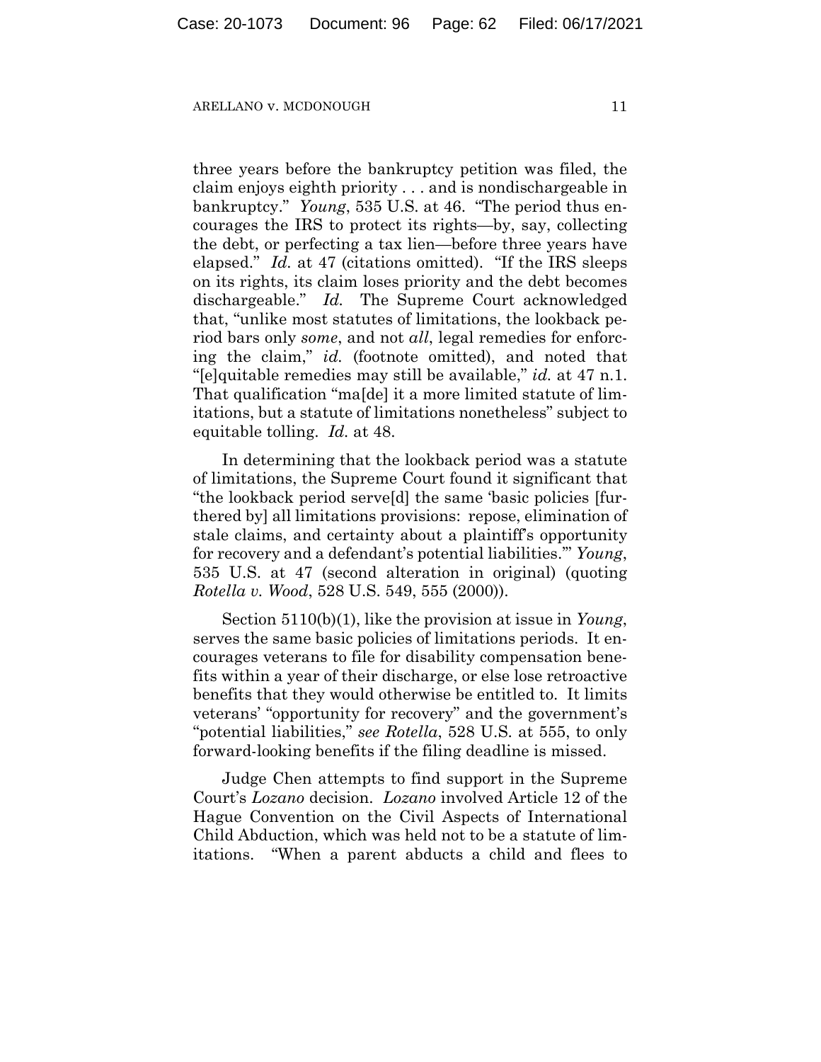three years before the bankruptcy petition was filed, the claim enjoys eighth priority . . . and is nondischargeable in bankruptcy." *Young*, 535 U.S. at 46. "The period thus encourages the IRS to protect its rights—by, say, collecting the debt, or perfecting a tax lien—before three years have elapsed." *Id.* at 47 (citations omitted). "If the IRS sleeps on its rights, its claim loses priority and the debt becomes dischargeable." *Id.* The Supreme Court acknowledged that, "unlike most statutes of limitations, the lookback period bars only *some*, and not *all*, legal remedies for enforcing the claim," *id.* (footnote omitted), and noted that "[e]quitable remedies may still be available," *id.* at 47 n.1. That qualification "ma[de] it a more limited statute of limitations, but a statute of limitations nonetheless" subject to equitable tolling. *Id.* at 48.

In determining that the lookback period was a statute of limitations, the Supreme Court found it significant that "the lookback period serve[d] the same 'basic policies [furthered by] all limitations provisions: repose, elimination of stale claims, and certainty about a plaintiff's opportunity for recovery and a defendant's potential liabilities.'" *Young*, 535 U.S. at 47 (second alteration in original) (quoting *Rotella v. Wood*, 528 U.S. 549, 555 (2000)).

Section 5110(b)(1), like the provision at issue in *Young*, serves the same basic policies of limitations periods. It encourages veterans to file for disability compensation benefits within a year of their discharge, or else lose retroactive benefits that they would otherwise be entitled to. It limits veterans' "opportunity for recovery" and the government's "potential liabilities," *see Rotella*, 528 U.S. at 555, to only forward-looking benefits if the filing deadline is missed.

Judge Chen attempts to find support in the Supreme Court's *Lozano* decision. *Lozano* involved Article 12 of the Hague Convention on the Civil Aspects of International Child Abduction, which was held not to be a statute of limitations. "When a parent abducts a child and flees to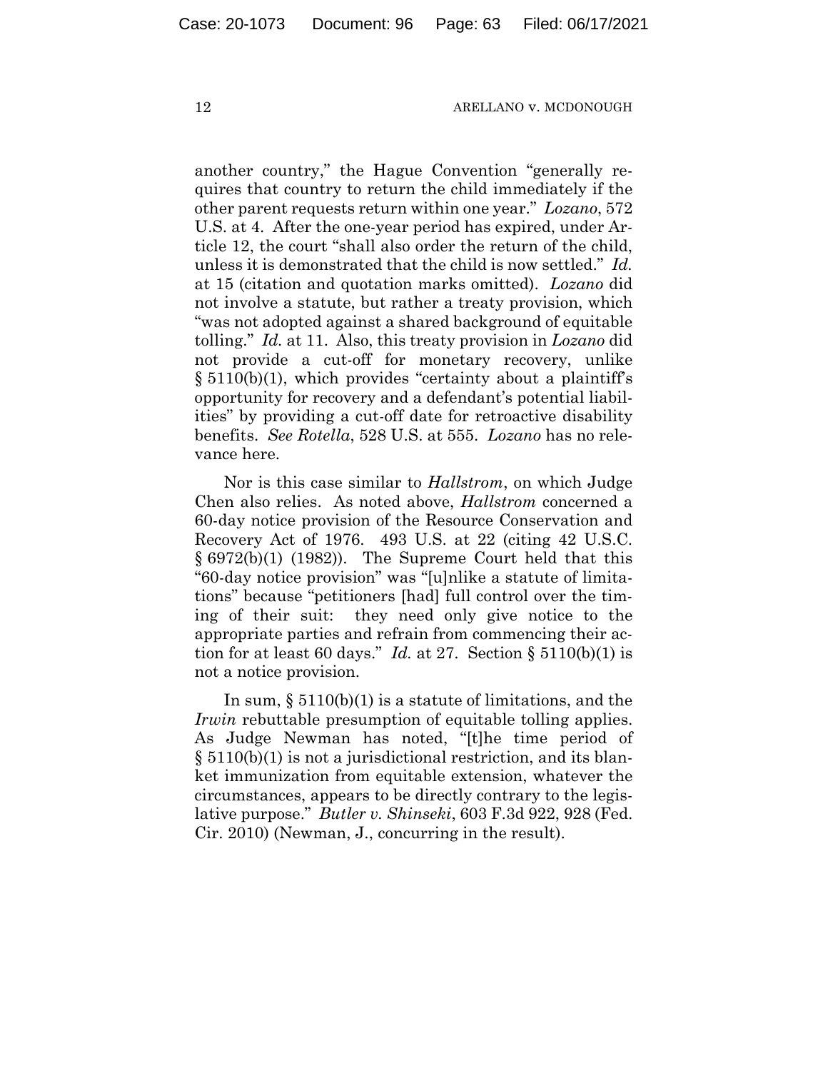another country," the Hague Convention "generally requires that country to return the child immediately if the other parent requests return within one year." *Lozano*, 572 U.S. at 4. After the one-year period has expired, under Article 12, the court "shall also order the return of the child, unless it is demonstrated that the child is now settled." *Id.* at 15 (citation and quotation marks omitted). *Lozano* did not involve a statute, but rather a treaty provision, which "was not adopted against a shared background of equitable tolling." *Id.* at 11. Also, this treaty provision in *Lozano* did not provide a cut-off for monetary recovery, unlike § 5110(b)(1), which provides "certainty about a plaintiff's opportunity for recovery and a defendant's potential liabilities" by providing a cut-off date for retroactive disability benefits. *See Rotella*, 528 U.S. at 555. *Lozano* has no relevance here.

Nor is this case similar to *Hallstrom*, on which Judge Chen also relies. As noted above, *Hallstrom* concerned a 60-day notice provision of the Resource Conservation and Recovery Act of 1976. 493 U.S. at 22 (citing 42 U.S.C. § 6972(b)(1) (1982)). The Supreme Court held that this "60-day notice provision" was "[u]nlike a statute of limitations" because "petitioners [had] full control over the timing of their suit: they need only give notice to the appropriate parties and refrain from commencing their action for at least 60 days." *Id.* at 27. Section § 5110(b)(1) is not a notice provision.

In sum, § 5110(b)(1) is a statute of limitations, and the *Irwin* rebuttable presumption of equitable tolling applies. As Judge Newman has noted, "[t]he time period of § 5110(b)(1) is not a jurisdictional restriction, and its blanket immunization from equitable extension, whatever the circumstances, appears to be directly contrary to the legislative purpose." *Butler v. Shinseki*, 603 F.3d 922, 928 (Fed. Cir. 2010) (Newman, J., concurring in the result).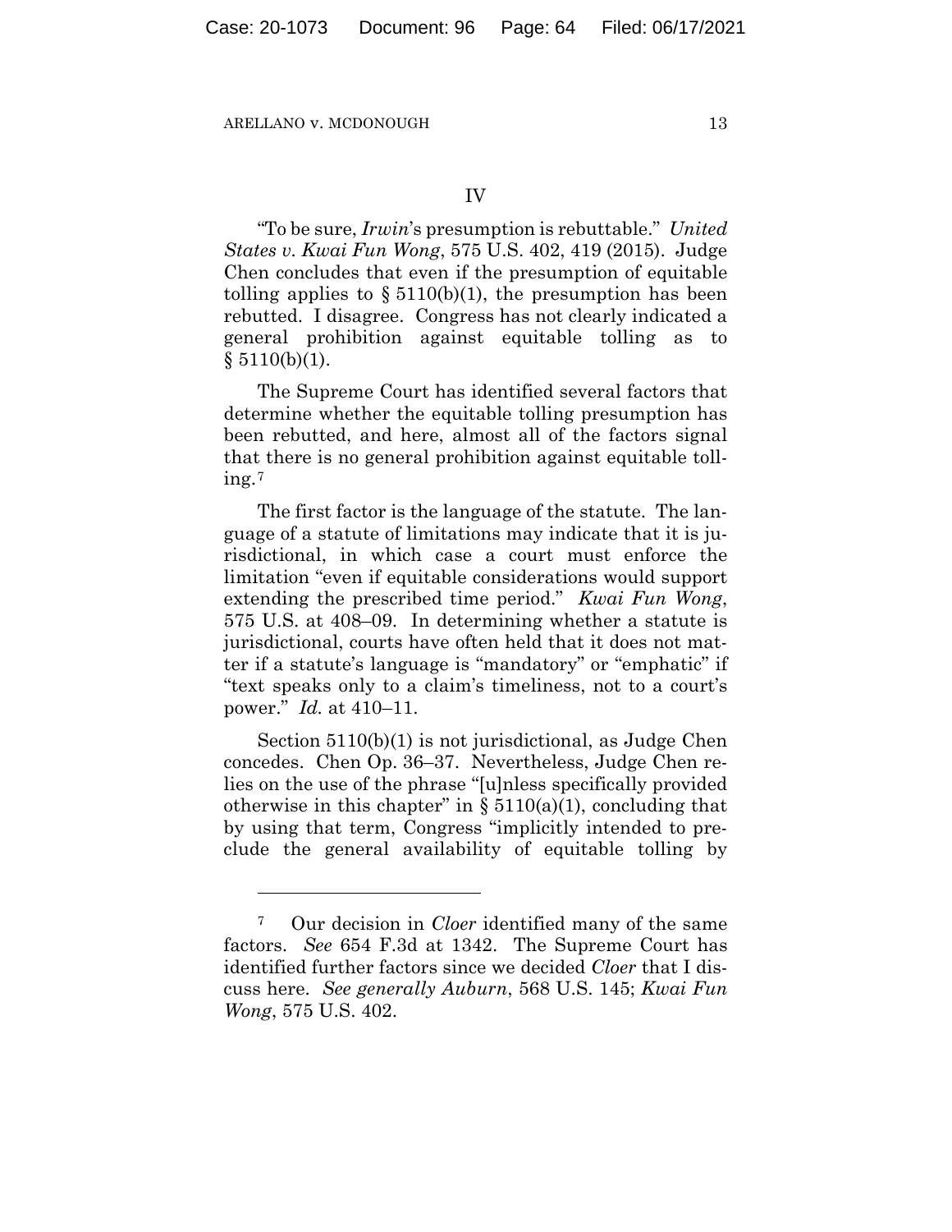IV

"To be sure, *Irwin*'s presumption is rebuttable." *United States v. Kwai Fun Wong*, 575 U.S. 402, 419 (2015). Judge Chen concludes that even if the presumption of equitable tolling applies to § 5110(b)(1), the presumption has been rebutted. I disagree. Congress has not clearly indicated a general prohibition against equitable tolling as to § 5110(b)(1).

The Supreme Court has identified several factors that determine whether the equitable tolling presumption has been rebutted, and here, almost all of the factors signal that there is no general prohibition against equitable tolling.[7]

The first factor is the language of the statute. The language of a statute of limitations may indicate that it is jurisdictional, in which case a court must enforce the limitation "even if equitable considerations would support extending the prescribed time period." *Kwai Fun Wong*, 575 U.S. at 408–09. In determining whether a statute is jurisdictional, courts have often held that it does not matter if a statute's language is "mandatory" or "emphatic" if "text speaks only to a claim's timeliness, not to a court's power." *Id.* at 410–11.

Section 5110(b)(1) is not jurisdictional, as Judge Chen concedes. Chen Op. 36–37. Nevertheless, Judge Chen relies on the use of the phrase "[u]nless specifically provided otherwise in this chapter" in § 5110(a)(1), concluding that by using that term, Congress "implicitly intended to preclude the general availability of equitable tolling by

---

[7] Our decision in *Cloer* identified many of the same factors. *See* 654 F.3d at 1342. The Supreme Court has identified further factors since we decided *Cloer* that I discuss here. *See generally Auburn*, 568 U.S. 145; *Kwai Fun Wong*, 575 U.S. 402.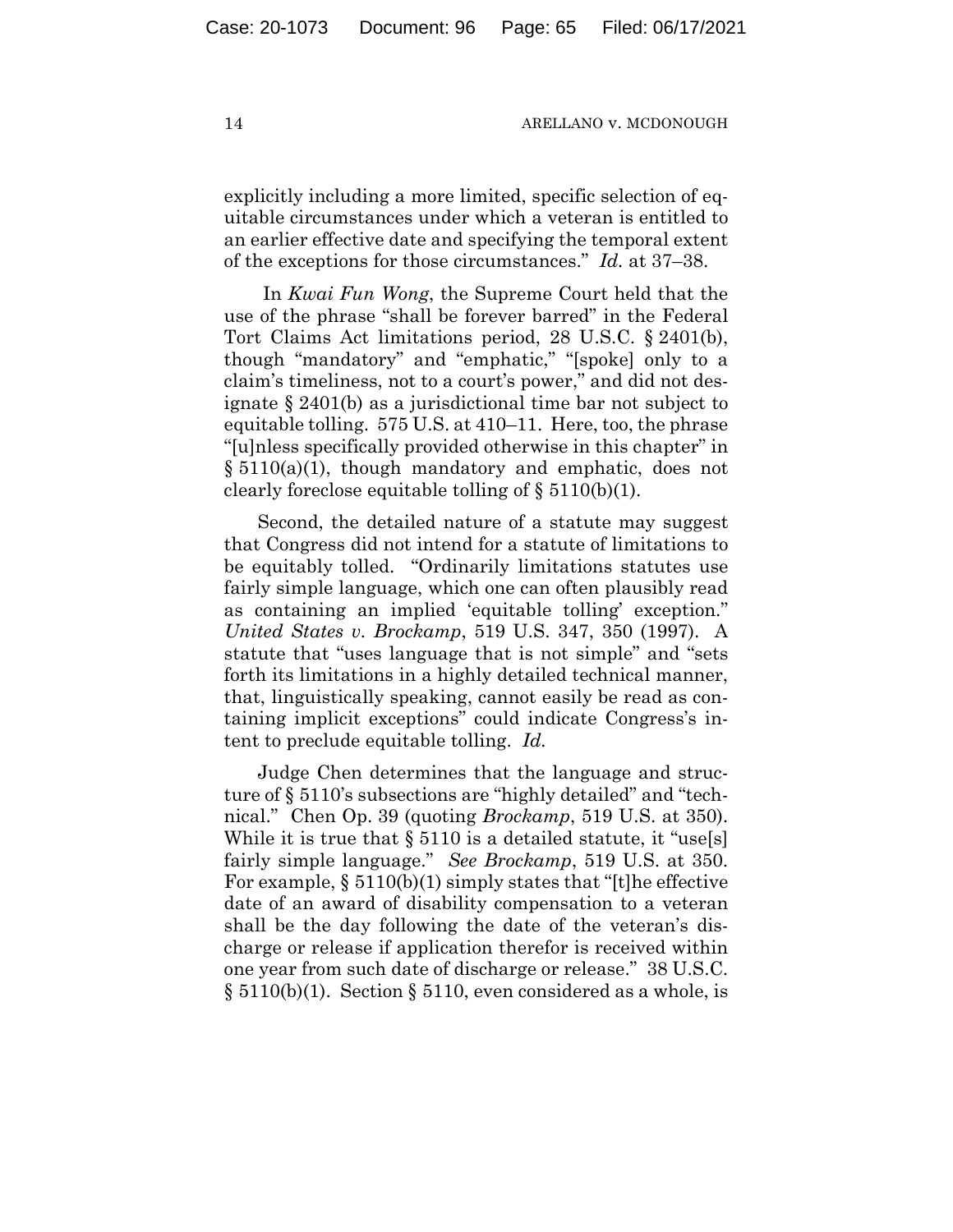explicitly including a more limited, specific selection of equitable circumstances under which a veteran is entitled to an earlier effective date and specifying the temporal extent of the exceptions for those circumstances." *Id.* at 37–38.

In *Kwai Fun Wong*, the Supreme Court held that the use of the phrase "shall be forever barred" in the Federal Tort Claims Act limitations period, 28 U.S.C. § 2401(b), though "mandatory" and "emphatic," "[spoke] only to a claim's timeliness, not to a court's power," and did not designate § 2401(b) as a jurisdictional time bar not subject to equitable tolling. 575 U.S. at 410–11. Here, too, the phrase "[u]nless specifically provided otherwise in this chapter" in § 5110(a)(1), though mandatory and emphatic, does not clearly foreclose equitable tolling of § 5110(b)(1).

Second, the detailed nature of a statute may suggest that Congress did not intend for a statute of limitations to be equitably tolled. "Ordinarily limitations statutes use fairly simple language, which one can often plausibly read as containing an implied 'equitable tolling' exception." *United States v. Brockamp*, 519 U.S. 347, 350 (1997). A statute that "uses language that is not simple" and "sets forth its limitations in a highly detailed technical manner, that, linguistically speaking, cannot easily be read as containing implicit exceptions" could indicate Congress's intent to preclude equitable tolling. *Id.*

Judge Chen determines that the language and structure of § 5110's subsections are "highly detailed" and "technical." Chen Op. 39 (quoting *Brockamp*, 519 U.S. at 350). While it is true that § 5110 is a detailed statute, it "use[s] fairly simple language." *See Brockamp*, 519 U.S. at 350. For example, § 5110(b)(1) simply states that "[t]he effective date of an award of disability compensation to a veteran shall be the day following the date of the veteran's discharge or release if application therefor is received within one year from such date of discharge or release." 38 U.S.C. § 5110(b)(1). Section § 5110, even considered as a whole, is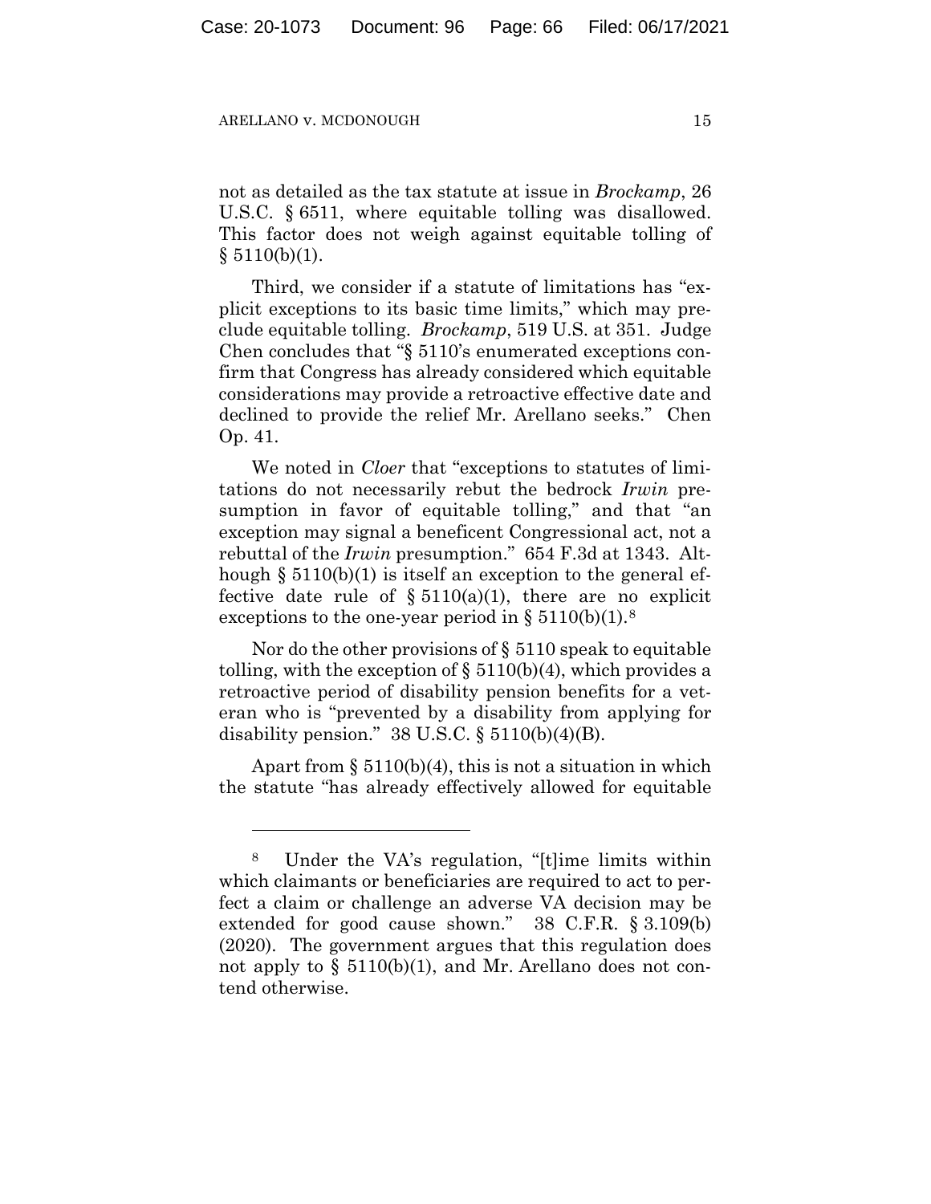not as detailed as the tax statute at issue in *Brockamp*, 26 U.S.C. § 6511, where equitable tolling was disallowed. This factor does not weigh against equitable tolling of § 5110(b)(1).

Third, we consider if a statute of limitations has "explicit exceptions to its basic time limits," which may preclude equitable tolling. *Brockamp*, 519 U.S. at 351. Judge Chen concludes that "§ 5110's enumerated exceptions confirm that Congress has already considered which equitable considerations may provide a retroactive effective date and declined to provide the relief Mr. Arellano seeks." Chen Op. 41.

We noted in *Cloer* that "exceptions to statutes of limitations do not necessarily rebut the bedrock *Irwin* presumption in favor of equitable tolling," and that "an exception may signal a beneficent Congressional act, not a rebuttal of the *Irwin* presumption." 654 F.3d at 1343. Although § 5110(b)(1) is itself an exception to the general effective date rule of § 5110(a)(1), there are no explicit exceptions to the one-year period in § 5110(b)(1).[8]

Nor do the other provisions of § 5110 speak to equitable tolling, with the exception of § 5110(b)(4), which provides a retroactive period of disability pension benefits for a veteran who is "prevented by a disability from applying for disability pension." 38 U.S.C. § 5110(b)(4)(B).

Apart from § 5110(b)(4), this is not a situation in which the statute "has already effectively allowed for equitable

---

[8] Under the VA's regulation, "[t]ime limits within which claimants or beneficiaries are required to act to perfect a claim or challenge an adverse VA decision may be extended for good cause shown." 38 C.F.R. § 3.109(b) (2020). The government argues that this regulation does not apply to § 5110(b)(1), and Mr. Arellano does not contend otherwise.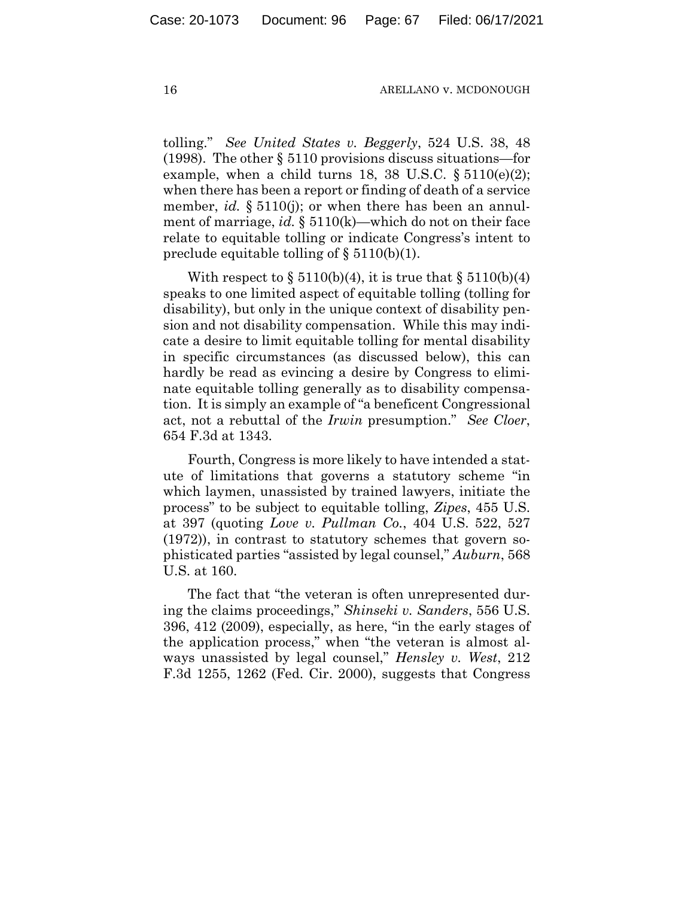tolling." *See United States v. Beggerly*, 524 U.S. 38, 48 (1998). The other § 5110 provisions discuss situations—for example, when a child turns 18, 38 U.S.C. § 5110(e)(2); when there has been a report or finding of death of a service member, *id.* § 5110(j); or when there has been an annulment of marriage, *id.* § 5110(k)—which do not on their face relate to equitable tolling or indicate Congress's intent to preclude equitable tolling of § 5110(b)(1).

With respect to § 5110(b)(4), it is true that § 5110(b)(4) speaks to one limited aspect of equitable tolling (tolling for disability), but only in the unique context of disability pension and not disability compensation. While this may indicate a desire to limit equitable tolling for mental disability in specific circumstances (as discussed below), this can hardly be read as evincing a desire by Congress to eliminate equitable tolling generally as to disability compensation. It is simply an example of "a beneficent Congressional act, not a rebuttal of the *Irwin* presumption." *See Cloer*, 654 F.3d at 1343.

Fourth, Congress is more likely to have intended a statute of limitations that governs a statutory scheme "in which laymen, unassisted by trained lawyers, initiate the process" to be subject to equitable tolling, *Zipes*, 455 U.S. at 397 (quoting *Love v. Pullman Co.*, 404 U.S. 522, 527 (1972)), in contrast to statutory schemes that govern sophisticated parties "assisted by legal counsel," *Auburn*, 568 U.S. at 160.

The fact that "the veteran is often unrepresented during the claims proceedings," *Shinseki v. Sanders*, 556 U.S. 396, 412 (2009), especially, as here, "in the early stages of the application process," when "the veteran is almost always unassisted by legal counsel," *Hensley v. West*, 212 F.3d 1255, 1262 (Fed. Cir. 2000), suggests that Congress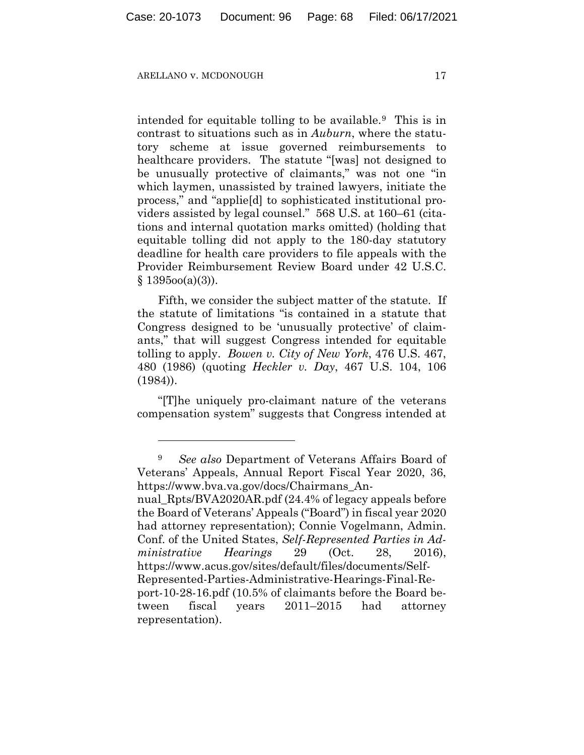intended for equitable tolling to be available.[9] This is in contrast to situations such as in *Auburn*, where the statutory scheme at issue governed reimbursements to healthcare providers. The statute "[was] not designed to be unusually protective of claimants," was not one "in which laymen, unassisted by trained lawyers, initiate the process," and "applie[d] to sophisticated institutional providers assisted by legal counsel." 568 U.S. at 160–61 (citations and internal quotation marks omitted) (holding that equitable tolling did not apply to the 180-day statutory deadline for health care providers to file appeals with the Provider Reimbursement Review Board under 42 U.S.C. § 1395oo(a)(3)).

Fifth, we consider the subject matter of the statute. If the statute of limitations "is contained in a statute that Congress designed to be 'unusually protective' of claimants," that will suggest Congress intended for equitable tolling to apply. *Bowen v. City of New York*, 476 U.S. 467, 480 (1986) (quoting *Heckler v. Day*, 467 U.S. 104, 106 (1984)).

"[T]he uniquely pro-claimant nature of the veterans compensation system" suggests that Congress intended at

---

[9] *See also* Department of Veterans Affairs Board of Veterans' Appeals, Annual Report Fiscal Year 2020, 36, https://www.bva.va.gov/docs/Chairmans_Annual_Rpts/BVA2020AR.pdf (24.4% of legacy appeals before the Board of Veterans' Appeals ("Board") in fiscal year 2020 had attorney representation); Connie Vogelmann, Admin. Conf. of the United States, *Self-Represented Parties in Administrative Hearings* 29 (Oct. 28, 2016), https://www.acus.gov/sites/default/files/documents/Self-Represented-Parties-Administrative-Hearings-Final-Report-10-28-16.pdf (10.5% of claimants before the Board between fiscal years 2011–2015 had attorney representation).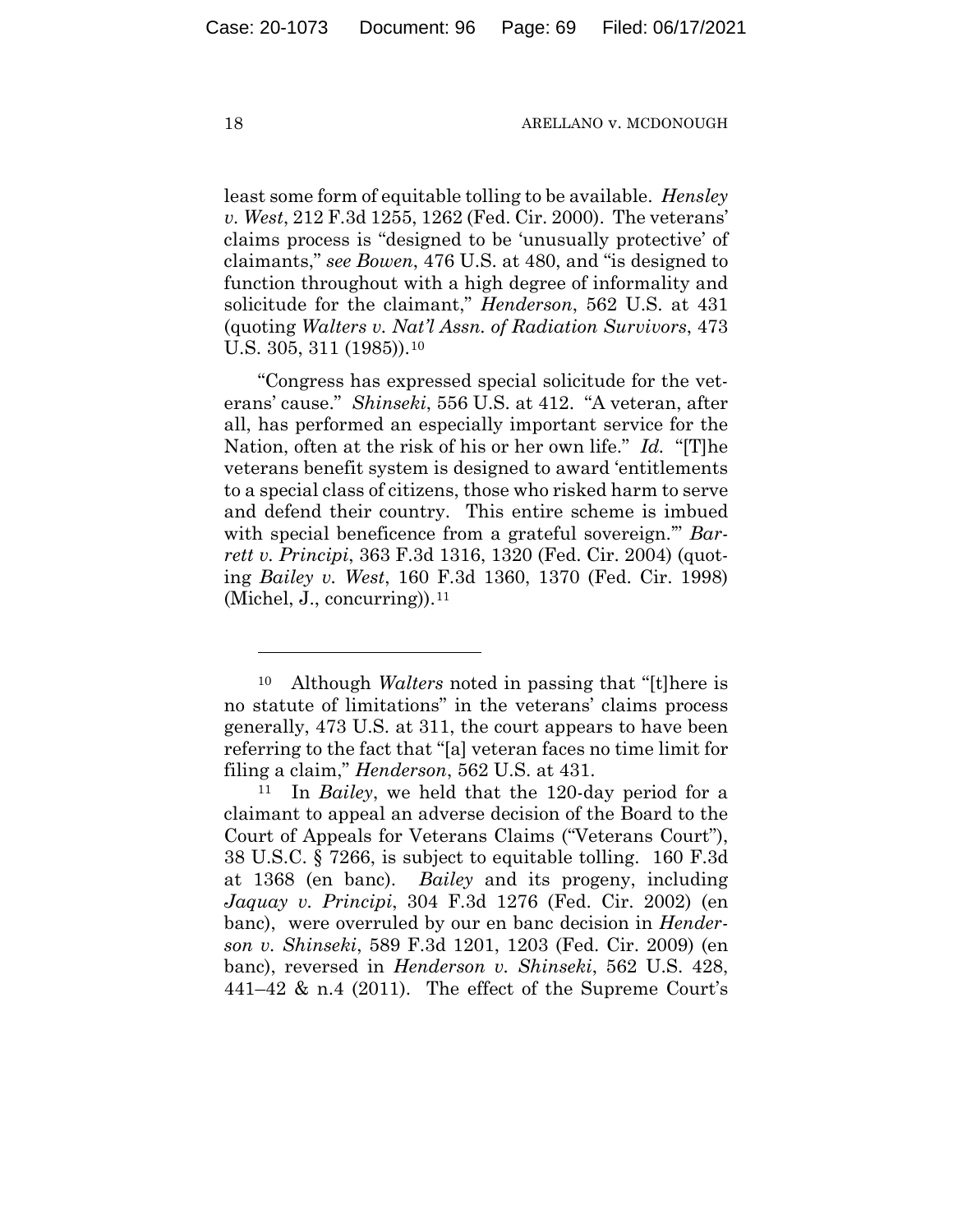least some form of equitable tolling to be available. *Hensley v. West*, 212 F.3d 1255, 1262 (Fed. Cir. 2000). The veterans' claims process is "designed to be 'unusually protective' of claimants," *see Bowen*, 476 U.S. at 480, and "is designed to function throughout with a high degree of informality and solicitude for the claimant," *Henderson*, 562 U.S. at 431 (quoting *Walters v. Nat'l Assn. of Radiation Survivors*, 473 U.S. 305, 311 (1985)).[10]

"Congress has expressed special solicitude for the veterans' cause." *Shinseki*, 556 U.S. at 412. "A veteran, after all, has performed an especially important service for the Nation, often at the risk of his or her own life." *Id.* "[T]he veterans benefit system is designed to award 'entitlements to a special class of citizens, those who risked harm to serve and defend their country. This entire scheme is imbued with special beneficence from a grateful sovereign.'" *Barrett v. Principi*, 363 F.3d 1316, 1320 (Fed. Cir. 2004) (quoting *Bailey v. West*, 160 F.3d 1360, 1370 (Fed. Cir. 1998) (Michel, J., concurring)).[11]

---

[10] Although *Walters* noted in passing that "[t]here is no statute of limitations" in the veterans' claims process generally, 473 U.S. at 311, the court appears to have been referring to the fact that "[a] veteran faces no time limit for filing a claim," *Henderson*, 562 U.S. at 431.

[11] In *Bailey*, we held that the 120-day period for a claimant to appeal an adverse decision of the Board to the Court of Appeals for Veterans Claims ("Veterans Court"), 38 U.S.C. § 7266, is subject to equitable tolling. 160 F.3d at 1368 (en banc). *Bailey* and its progeny, including *Jaquay v. Principi*, 304 F.3d 1276 (Fed. Cir. 2002) (en banc), were overruled by our en banc decision in *Henderson v. Shinseki*, 589 F.3d 1201, 1203 (Fed. Cir. 2009) (en banc), reversed in *Henderson v. Shinseki*, 562 U.S. 428, 441–42 & n.4 (2011). The effect of the Supreme Court's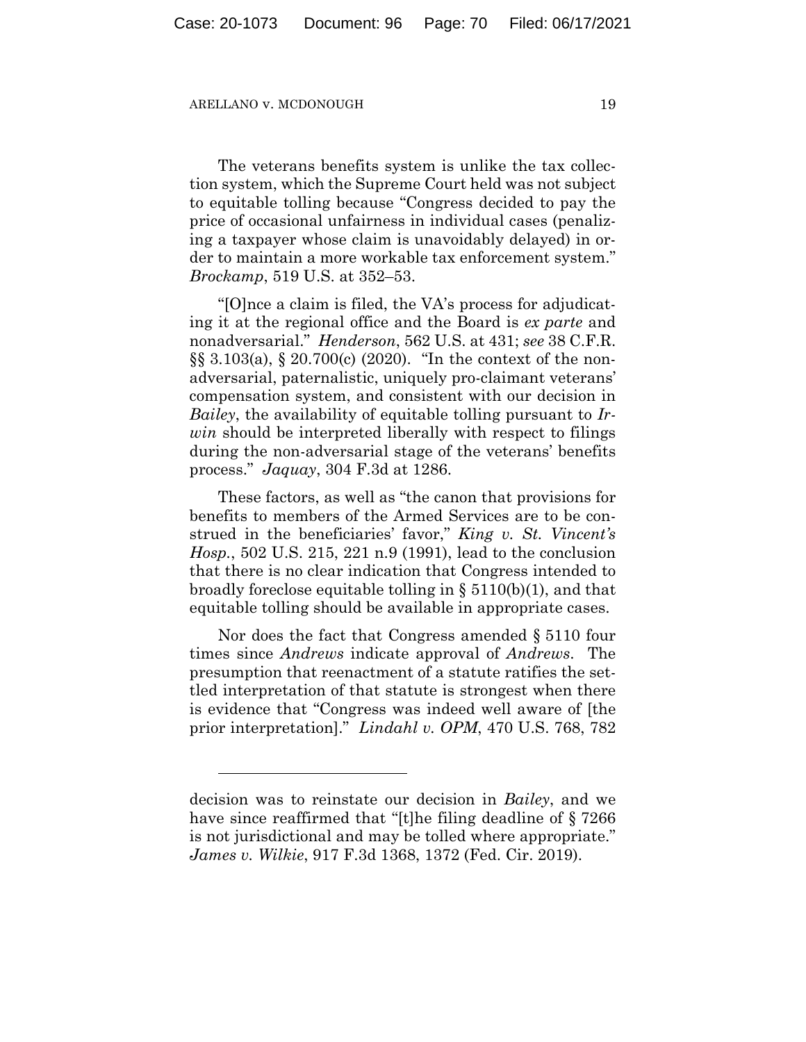The veterans benefits system is unlike the tax collection system, which the Supreme Court held was not subject to equitable tolling because "Congress decided to pay the price of occasional unfairness in individual cases (penalizing a taxpayer whose claim is unavoidably delayed) in order to maintain a more workable tax enforcement system." *Brockamp*, 519 U.S. at 352–53.

"[O]nce a claim is filed, the VA's process for adjudicating it at the regional office and the Board is *ex parte* and nonadversarial." *Henderson*, 562 U.S. at 431; *see* 38 C.F.R. §§ 3.103(a), § 20.700(c) (2020). "In the context of the nonadversarial, paternalistic, uniquely pro-claimant veterans' compensation system, and consistent with our decision in *Bailey*, the availability of equitable tolling pursuant to *Irwin* should be interpreted liberally with respect to filings during the non-adversarial stage of the veterans' benefits process." *Jaquay*, 304 F.3d at 1286.

These factors, as well as "the canon that provisions for benefits to members of the Armed Services are to be construed in the beneficiaries' favor," *King v. St. Vincent's Hosp.*, 502 U.S. 215, 221 n.9 (1991), lead to the conclusion that there is no clear indication that Congress intended to broadly foreclose equitable tolling in § 5110(b)(1), and that equitable tolling should be available in appropriate cases.

Nor does the fact that Congress amended § 5110 four times since *Andrews* indicate approval of *Andrews*. The presumption that reenactment of a statute ratifies the settled interpretation of that statute is strongest when there is evidence that "Congress was indeed well aware of [the prior interpretation]." *Lindahl v. OPM*, 470 U.S. 768, 782

---

decision was to reinstate our decision in *Bailey*, and we have since reaffirmed that "[t]he filing deadline of § 7266 is not jurisdictional and may be tolled where appropriate." *James v. Wilkie*, 917 F.3d 1368, 1372 (Fed. Cir. 2019).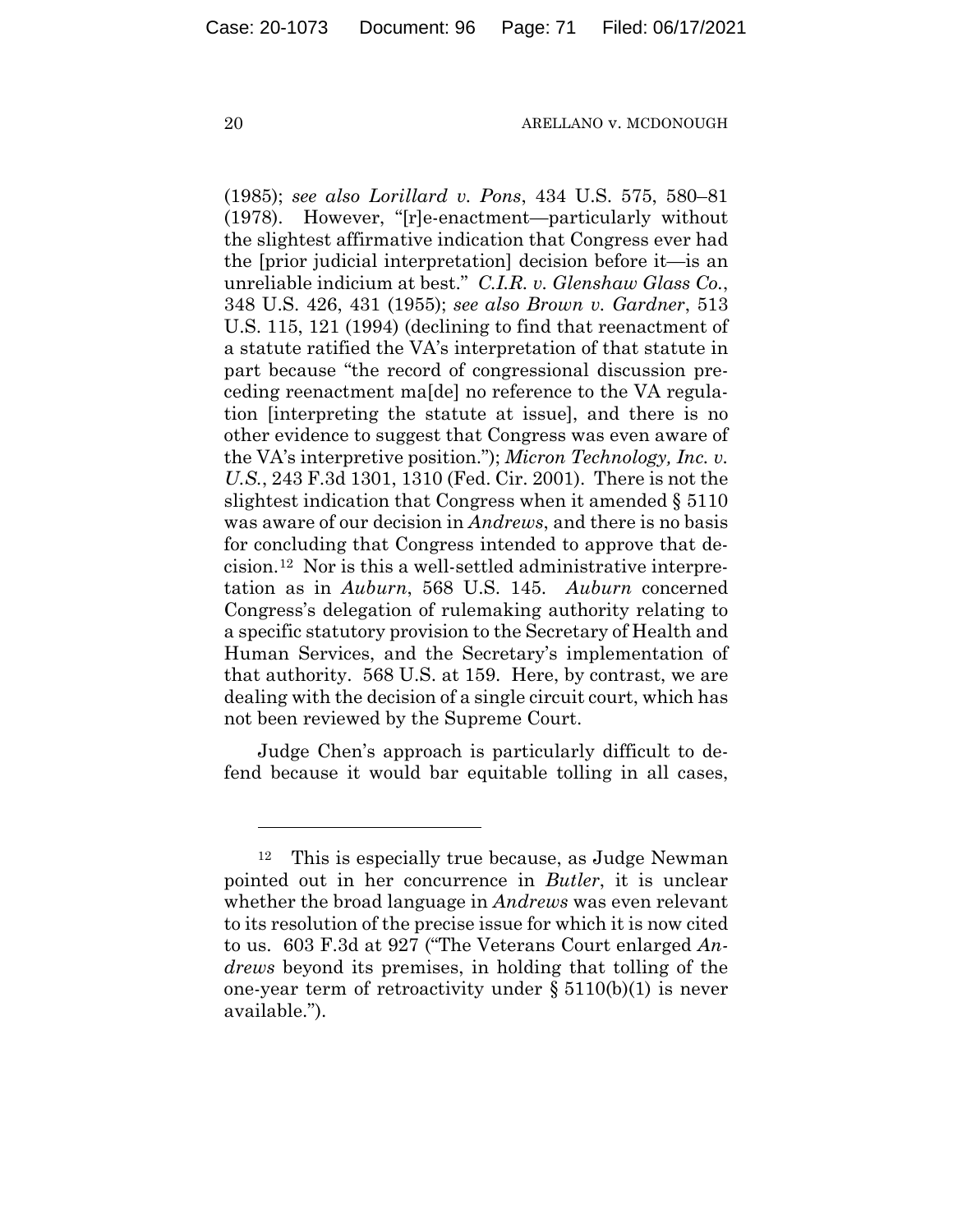(1985); *see also Lorillard v. Pons*, 434 U.S. 575, 580–81 (1978). However, "[r]e-enactment—particularly without the slightest affirmative indication that Congress ever had the [prior judicial interpretation] decision before it—is an unreliable indicium at best." *C.I.R. v. Glenshaw Glass Co.*, 348 U.S. 426, 431 (1955); *see also Brown v. Gardner*, 513 U.S. 115, 121 (1994) (declining to find that reenactment of a statute ratified the VA's interpretation of that statute in part because "the record of congressional discussion preceding reenactment ma[de] no reference to the VA regulation [interpreting the statute at issue], and there is no other evidence to suggest that Congress was even aware of the VA's interpretive position."); *Micron Technology, Inc. v. U.S.*, 243 F.3d 1301, 1310 (Fed. Cir. 2001). There is not the slightest indication that Congress when it amended § 5110 was aware of our decision in *Andrews*, and there is no basis for concluding that Congress intended to approve that decision.[12] Nor is this a well-settled administrative interpretation as in *Auburn*, 568 U.S. 145. *Auburn* concerned Congress's delegation of rulemaking authority relating to a specific statutory provision to the Secretary of Health and Human Services, and the Secretary's implementation of that authority. 568 U.S. at 159. Here, by contrast, we are dealing with the decision of a single circuit court, which has not been reviewed by the Supreme Court.

Judge Chen's approach is particularly difficult to defend because it would bar equitable tolling in all cases,

---

[12] This is especially true because, as Judge Newman pointed out in her concurrence in *Butler*, it is unclear whether the broad language in *Andrews* was even relevant to its resolution of the precise issue for which it is now cited to us. 603 F.3d at 927 ("The Veterans Court enlarged *Andrews* beyond its premises, in holding that tolling of the one-year term of retroactivity under § 5110(b)(1) is never available.").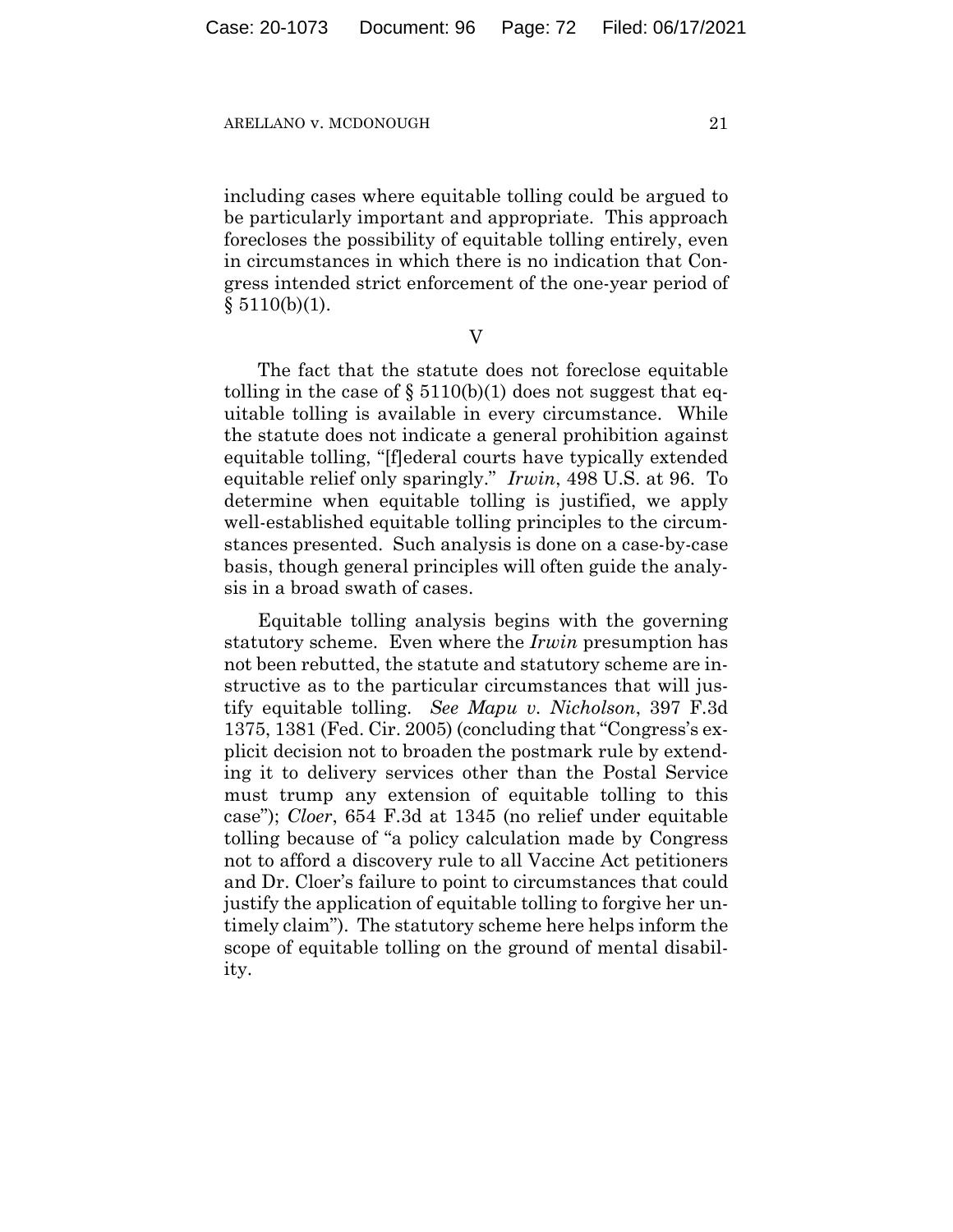including cases where equitable tolling could be argued to be particularly important and appropriate. This approach forecloses the possibility of equitable tolling entirely, even in circumstances in which there is no indication that Congress intended strict enforcement of the one-year period of § 5110(b)(1).

## V

The fact that the statute does not foreclose equitable tolling in the case of § 5110(b)(1) does not suggest that equitable tolling is available in every circumstance. While the statute does not indicate a general prohibition against equitable tolling, "[f]ederal courts have typically extended equitable relief only sparingly." *Irwin*, 498 U.S. at 96. To determine when equitable tolling is justified, we apply well-established equitable tolling principles to the circumstances presented. Such analysis is done on a case-by-case basis, though general principles will often guide the analysis in a broad swath of cases.

Equitable tolling analysis begins with the governing statutory scheme. Even where the *Irwin* presumption has not been rebutted, the statute and statutory scheme are instructive as to the particular circumstances that will justify equitable tolling. *See Mapu v. Nicholson*, 397 F.3d 1375, 1381 (Fed. Cir. 2005) (concluding that "Congress's explicit decision not to broaden the postmark rule by extending it to delivery services other than the Postal Service must trump any extension of equitable tolling to this case"); *Cloer*, 654 F.3d at 1345 (no relief under equitable tolling because of "a policy calculation made by Congress not to afford a discovery rule to all Vaccine Act petitioners and Dr. Cloer's failure to point to circumstances that could justify the application of equitable tolling to forgive her untimely claim"). The statutory scheme here helps inform the scope of equitable tolling on the ground of mental disability.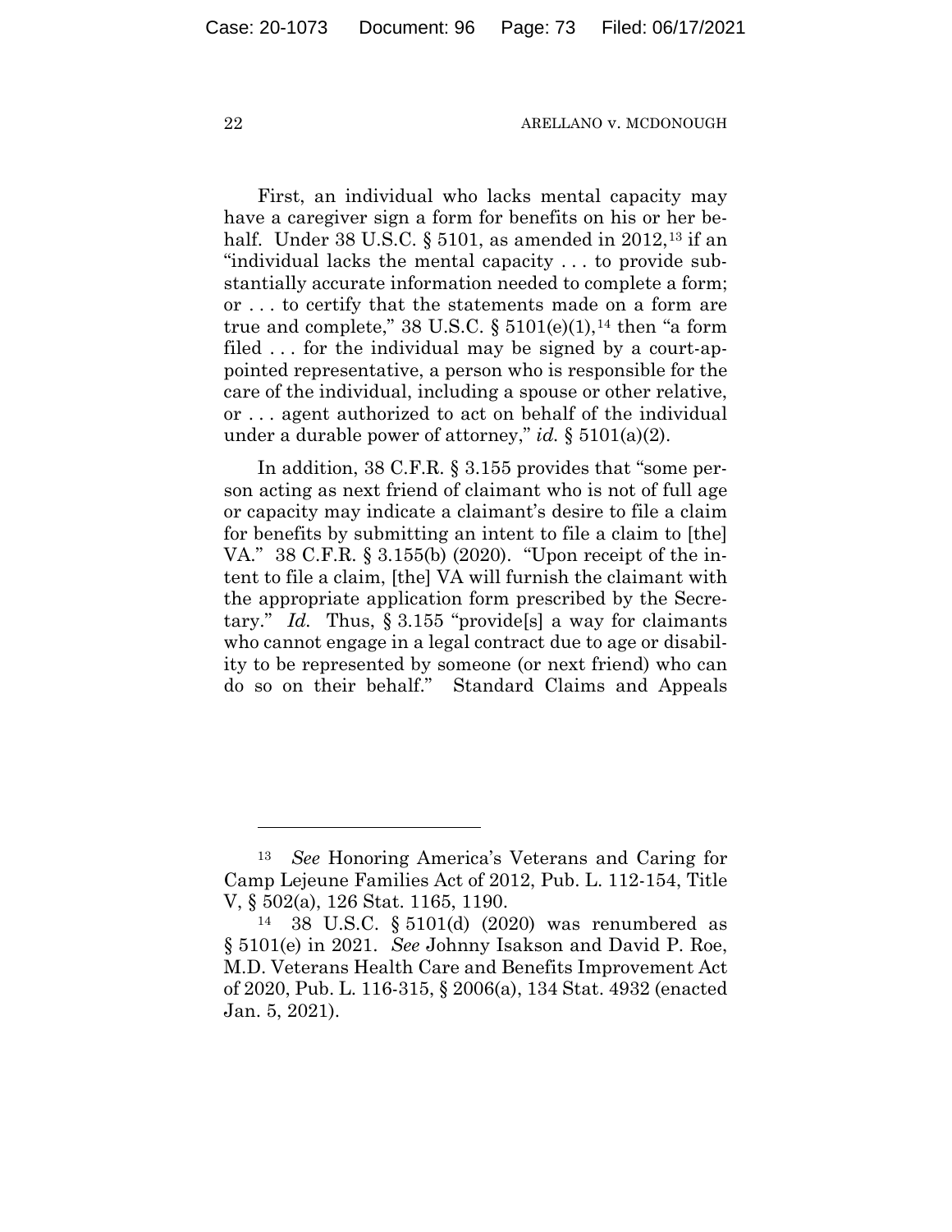First, an individual who lacks mental capacity may have a caregiver sign a form for benefits on his or her behalf. Under 38 U.S.C. § 5101, as amended in 2012,[13] if an "individual lacks the mental capacity . . . to provide substantially accurate information needed to complete a form; or . . . to certify that the statements made on a form are true and complete," 38 U.S.C. § 5101(e)(1),[14] then "a form filed . . . for the individual may be signed by a court-appointed representative, a person who is responsible for the care of the individual, including a spouse or other relative, or . . . agent authorized to act on behalf of the individual under a durable power of attorney," *id.* § 5101(a)(2).

In addition, 38 C.F.R. § 3.155 provides that "some person acting as next friend of claimant who is not of full age or capacity may indicate a claimant's desire to file a claim for benefits by submitting an intent to file a claim to [the] VA." 38 C.F.R. § 3.155(b) (2020). "Upon receipt of the intent to file a claim, [the] VA will furnish the claimant with the appropriate application form prescribed by the Secretary." *Id.* Thus, § 3.155 "provide[s] a way for claimants who cannot engage in a legal contract due to age or disability to be represented by someone (or next friend) who can do so on their behalf." Standard Claims and Appeals

---

[13] *See* Honoring America's Veterans and Caring for Camp Lejeune Families Act of 2012, Pub. L. 112-154, Title V, § 502(a), 126 Stat. 1165, 1190.

[14] 38 U.S.C. § 5101(d) (2020) was renumbered as § 5101(e) in 2021. *See* Johnny Isakson and David P. Roe, M.D. Veterans Health Care and Benefits Improvement Act of 2020, Pub. L. 116-315, § 2006(a), 134 Stat. 4932 (enacted Jan. 5, 2021).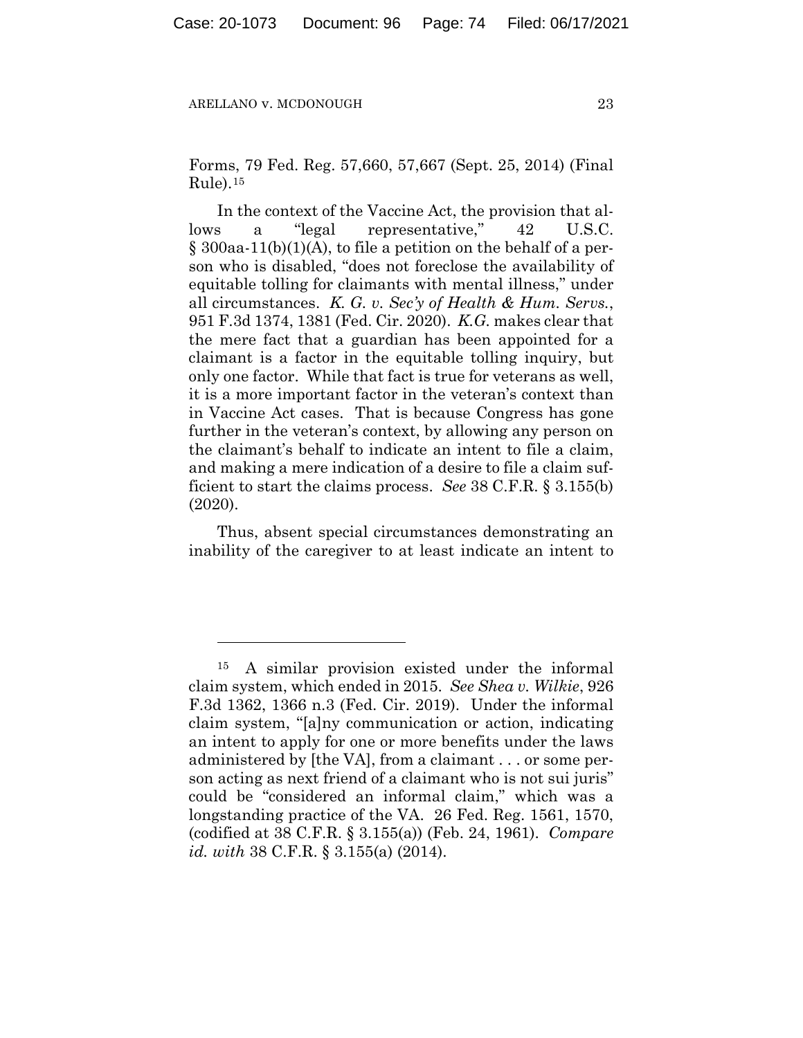Forms, 79 Fed. Reg. 57,660, 57,667 (Sept. 25, 2014) (Final Rule).[15]

In the context of the Vaccine Act, the provision that allows a "legal representative," 42 U.S.C. § 300aa-11(b)(1)(A), to file a petition on the behalf of a person who is disabled, "does not foreclose the availability of equitable tolling for claimants with mental illness," under all circumstances. *K. G. v. Sec'y of Health & Hum. Servs.*, 951 F.3d 1374, 1381 (Fed. Cir. 2020). *K.G.* makes clear that the mere fact that a guardian has been appointed for a claimant is a factor in the equitable tolling inquiry, but only one factor. While that fact is true for veterans as well, it is a more important factor in the veteran's context than in Vaccine Act cases. That is because Congress has gone further in the veteran's context, by allowing any person on the claimant's behalf to indicate an intent to file a claim, and making a mere indication of a desire to file a claim sufficient to start the claims process. *See* 38 C.F.R. § 3.155(b) (2020).

Thus, absent special circumstances demonstrating an inability of the caregiver to at least indicate an intent to

---

[15] A similar provision existed under the informal claim system, which ended in 2015. *See Shea v. Wilkie*, 926 F.3d 1362, 1366 n.3 (Fed. Cir. 2019). Under the informal claim system, "[a]ny communication or action, indicating an intent to apply for one or more benefits under the laws administered by [the VA], from a claimant . . . or some person acting as next friend of a claimant who is not sui juris" could be "considered an informal claim," which was a longstanding practice of the VA. 26 Fed. Reg. 1561, 1570, (codified at 38 C.F.R. § 3.155(a)) (Feb. 24, 1961). *Compare id. with* 38 C.F.R. § 3.155(a) (2014).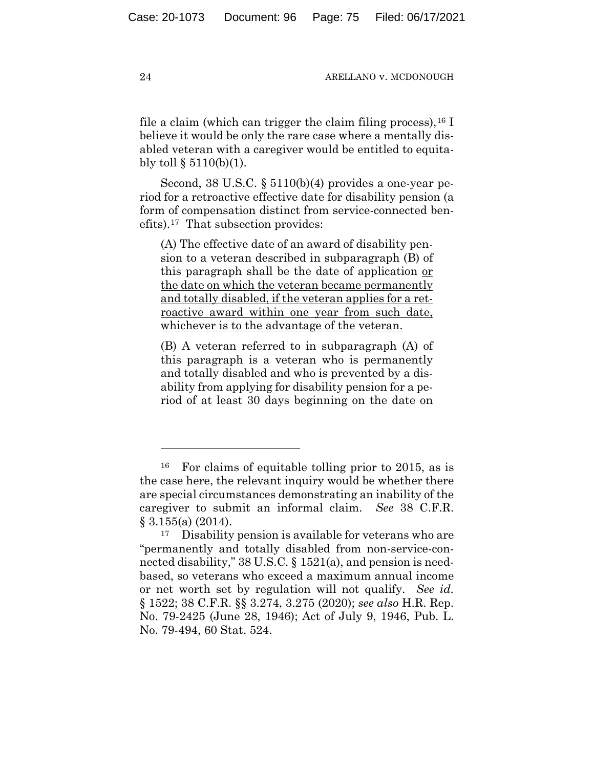file a claim (which can trigger the claim filing process),[16] I believe it would be only the rare case where a mentally disabled veteran with a caregiver would be entitled to equitably toll § 5110(b)(1).

Second, 38 U.S.C. § 5110(b)(4) provides a one-year period for a retroactive effective date for disability pension (a form of compensation distinct from service-connected benefits).[17] That subsection provides:

> (A) The effective date of an award of disability pension to a veteran described in subparagraph (B) of this paragraph shall be the date of application <u>or the date on which the veteran became permanently and totally disabled, if the veteran applies for a retroactive award within one year from such date, whichever is to the advantage of the veteran.</u>
>
> (B) A veteran referred to in subparagraph (A) of this paragraph is a veteran who is permanently and totally disabled and who is prevented by a disability from applying for disability pension for a period of at least 30 days beginning on the date on

---

[16] For claims of equitable tolling prior to 2015, as is the case here, the relevant inquiry would be whether there are special circumstances demonstrating an inability of the caregiver to submit an informal claim. *See* 38 C.F.R. § 3.155(a) (2014).

[17] Disability pension is available for veterans who are "permanently and totally disabled from non-service-connected disability," 38 U.S.C. § 1521(a), and pension is need-based, so veterans who exceed a maximum annual income or net worth set by regulation will not qualify. *See id.* § 1522; 38 C.F.R. §§ 3.274, 3.275 (2020); *see also* H.R. Rep. No. 79-2425 (June 28, 1946); Act of July 9, 1946, Pub. L. No. 79-494, 60 Stat. 524.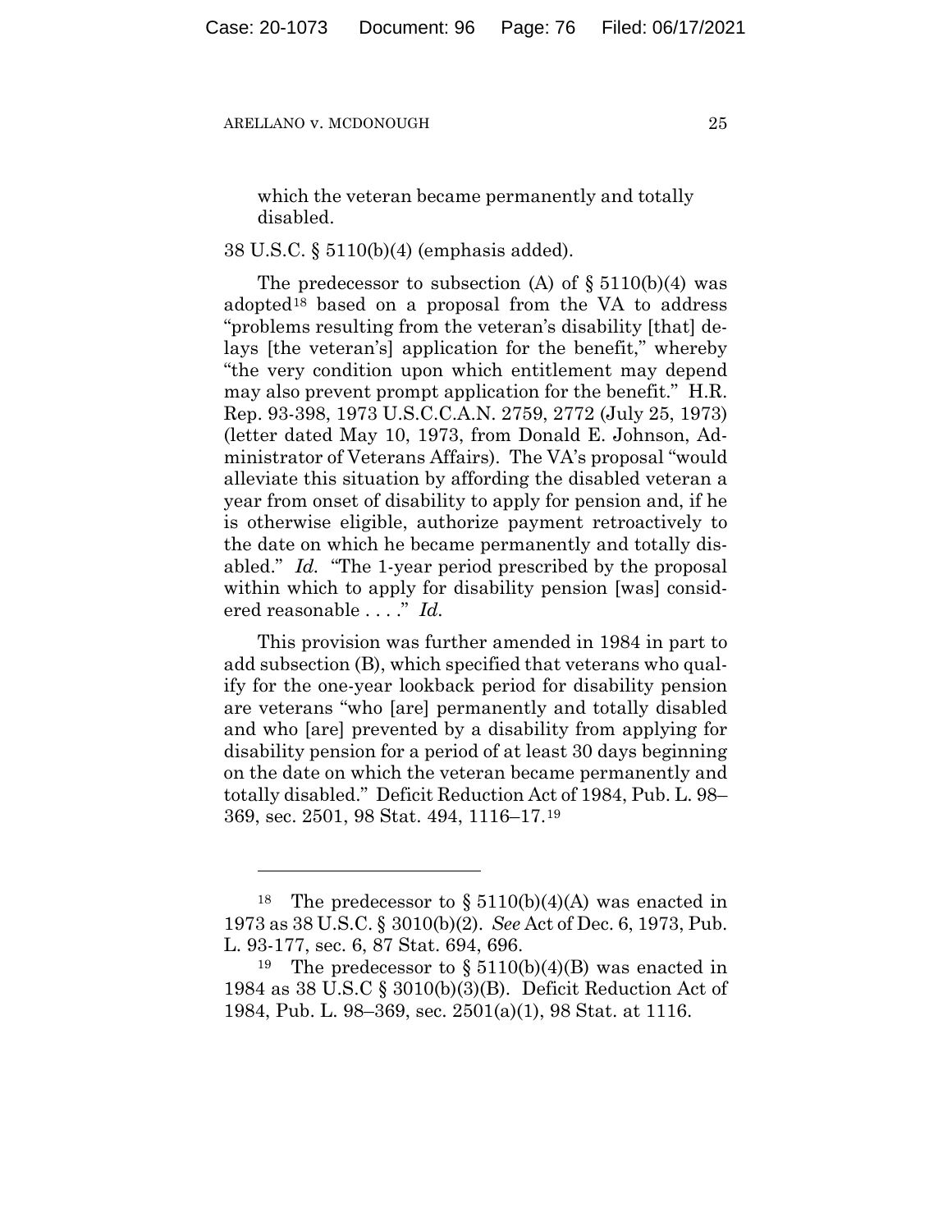> which the veteran became permanently and totally disabled.

38 U.S.C. § 5110(b)(4) (emphasis added).

The predecessor to subsection (A) of § 5110(b)(4) was adopted[18] based on a proposal from the VA to address "problems resulting from the veteran's disability [that] delays [the veteran's] application for the benefit," whereby "the very condition upon which entitlement may depend may also prevent prompt application for the benefit." H.R. Rep. 93-398, 1973 U.S.C.C.A.N. 2759, 2772 (July 25, 1973) (letter dated May 10, 1973, from Donald E. Johnson, Administrator of Veterans Affairs). The VA's proposal "would alleviate this situation by affording the disabled veteran a year from onset of disability to apply for pension and, if he is otherwise eligible, authorize payment retroactively to the date on which he became permanently and totally disabled." *Id.* "The 1-year period prescribed by the proposal within which to apply for disability pension [was] considered reasonable . . . ." *Id.*

This provision was further amended in 1984 in part to add subsection (B), which specified that veterans who qualify for the one-year lookback period for disability pension are veterans "who [are] permanently and totally disabled and who [are] prevented by a disability from applying for disability pension for a period of at least 30 days beginning on the date on which the veteran became permanently and totally disabled." Deficit Reduction Act of 1984, Pub. L. 98–369, sec. 2501, 98 Stat. 494, 1116–17.[19]

---

[18] The predecessor to § 5110(b)(4)(A) was enacted in 1973 as 38 U.S.C. § 3010(b)(2). *See* Act of Dec. 6, 1973, Pub. L. 93-177, sec. 6, 87 Stat. 694, 696.

[19] The predecessor to § 5110(b)(4)(B) was enacted in 1984 as 38 U.S.C § 3010(b)(3)(B). Deficit Reduction Act of 1984, Pub. L. 98–369, sec. 2501(a)(1), 98 Stat. at 1116.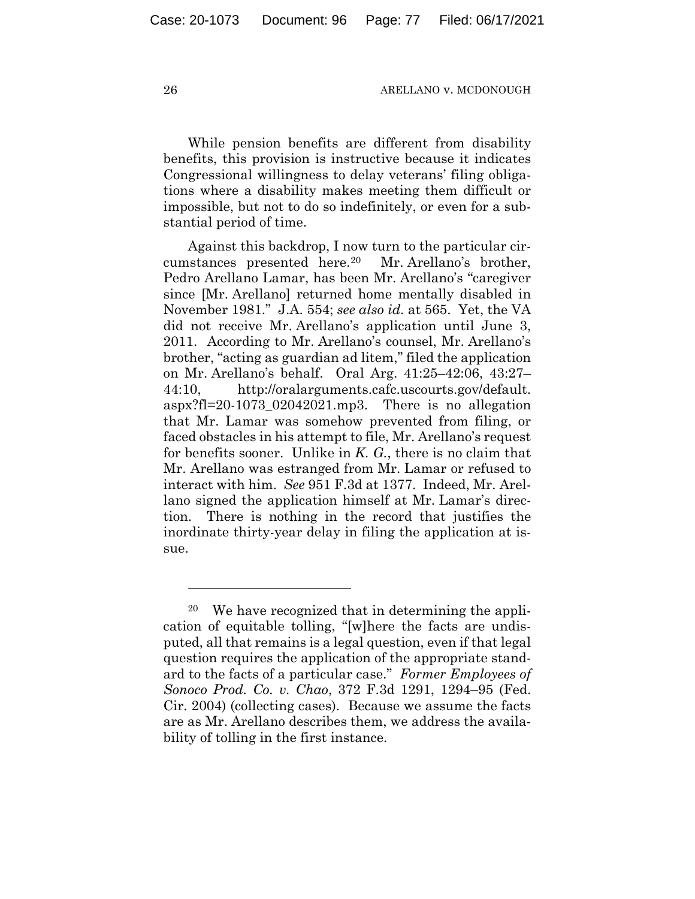While pension benefits are different from disability benefits, this provision is instructive because it indicates Congressional willingness to delay veterans' filing obligations where a disability makes meeting them difficult or impossible, but not to do so indefinitely, or even for a substantial period of time.

Against this backdrop, I now turn to the particular circumstances presented here.[20] Mr. Arellano's brother, Pedro Arellano Lamar, has been Mr. Arellano's "caregiver since [Mr. Arellano] returned home mentally disabled in November 1981." J.A. 554; *see also id.* at 565. Yet, the VA did not receive Mr. Arellano's application until June 3, 2011. According to Mr. Arellano's counsel, Mr. Arellano's brother, "acting as guardian ad litem," filed the application on Mr. Arellano's behalf. Oral Arg. 41:25–42:06, 43:27–44:10, http://oralarguments.cafc.uscourts.gov/default.aspx?fl=20-1073_02042021.mp3. There is no allegation that Mr. Lamar was somehow prevented from filing, or faced obstacles in his attempt to file, Mr. Arellano's request for benefits sooner. Unlike in *K. G.*, there is no claim that Mr. Arellano was estranged from Mr. Lamar or refused to interact with him. *See* 951 F.3d at 1377. Indeed, Mr. Arellano signed the application himself at Mr. Lamar's direction. There is nothing in the record that justifies the inordinate thirty-year delay in filing the application at issue.

---

[20] We have recognized that in determining the application of equitable tolling, "[w]here the facts are undisputed, all that remains is a legal question, even if that legal question requires the application of the appropriate standard to the facts of a particular case." *Former Employees of Sonoco Prod. Co. v. Chao*, 372 F.3d 1291, 1294–95 (Fed. Cir. 2004) (collecting cases). Because we assume the facts are as Mr. Arellano describes them, we address the availability of tolling in the first instance.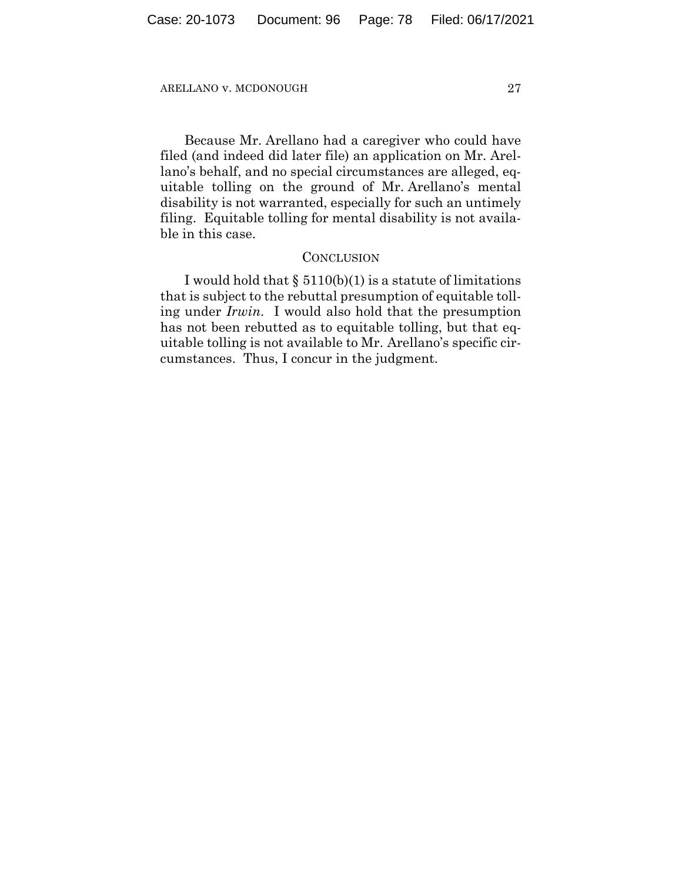Because Mr. Arellano had a caregiver who could have filed (and indeed did later file) an application on Mr. Arellano's behalf, and no special circumstances are alleged, equitable tolling on the ground of Mr. Arellano's mental disability is not warranted, especially for such an untimely filing. Equitable tolling for mental disability is not available in this case.

## CONCLUSION

I would hold that § 5110(b)(1) is a statute of limitations that is subject to the rebuttal presumption of equitable tolling under *Irwin*. I would also hold that the presumption has not been rebutted as to equitable tolling, but that equitable tolling is not available to Mr. Arellano's specific circumstances. Thus, I concur in the judgment.